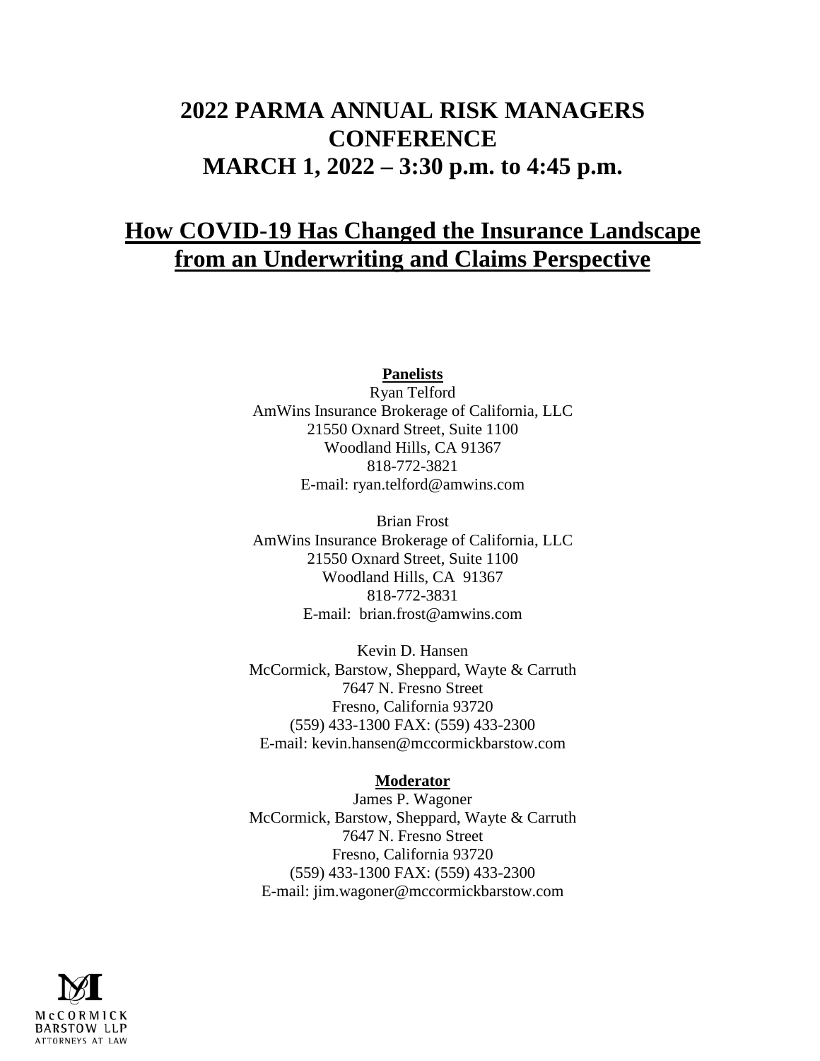# 2022 PARMA ANNUAL RISK MANAGERS CONFERENCE
# MARCH 1, 2022 – 3:30 p.m. to 4:45 p.m.

## How COVID-19 Has Changed the Insurance Landscape from an Underwriting and Claims Perspective

**Panelists**

Ryan Telford
AmWins Insurance Brokerage of California, LLC
21550 Oxnard Street, Suite 1100
Woodland Hills, CA 91367
818-772-3821
E-mail: ryan.telford@amwins.com

Brian Frost
AmWins Insurance Brokerage of California, LLC
21550 Oxnard Street, Suite 1100
Woodland Hills, CA 91367
818-772-3831
E-mail: brian.frost@amwins.com

Kevin D. Hansen
McCormick, Barstow, Sheppard, Wayte & Carruth
7647 N. Fresno Street
Fresno, California 93720
(559) 433-1300 FAX: (559) 433-2300
E-mail: kevin.hansen@mccormickbarstow.com

**Moderator**

James P. Wagoner
McCormick, Barstow, Sheppard, Wayte & Carruth
7647 N. Fresno Street
Fresno, California 93720
(559) 433-1300 FAX: (559) 433-2300
E-mail: jim.wagoner@mccormickbarstow.com

McCORMICK
BARSTOW LLP
ATTORNEYS AT LAW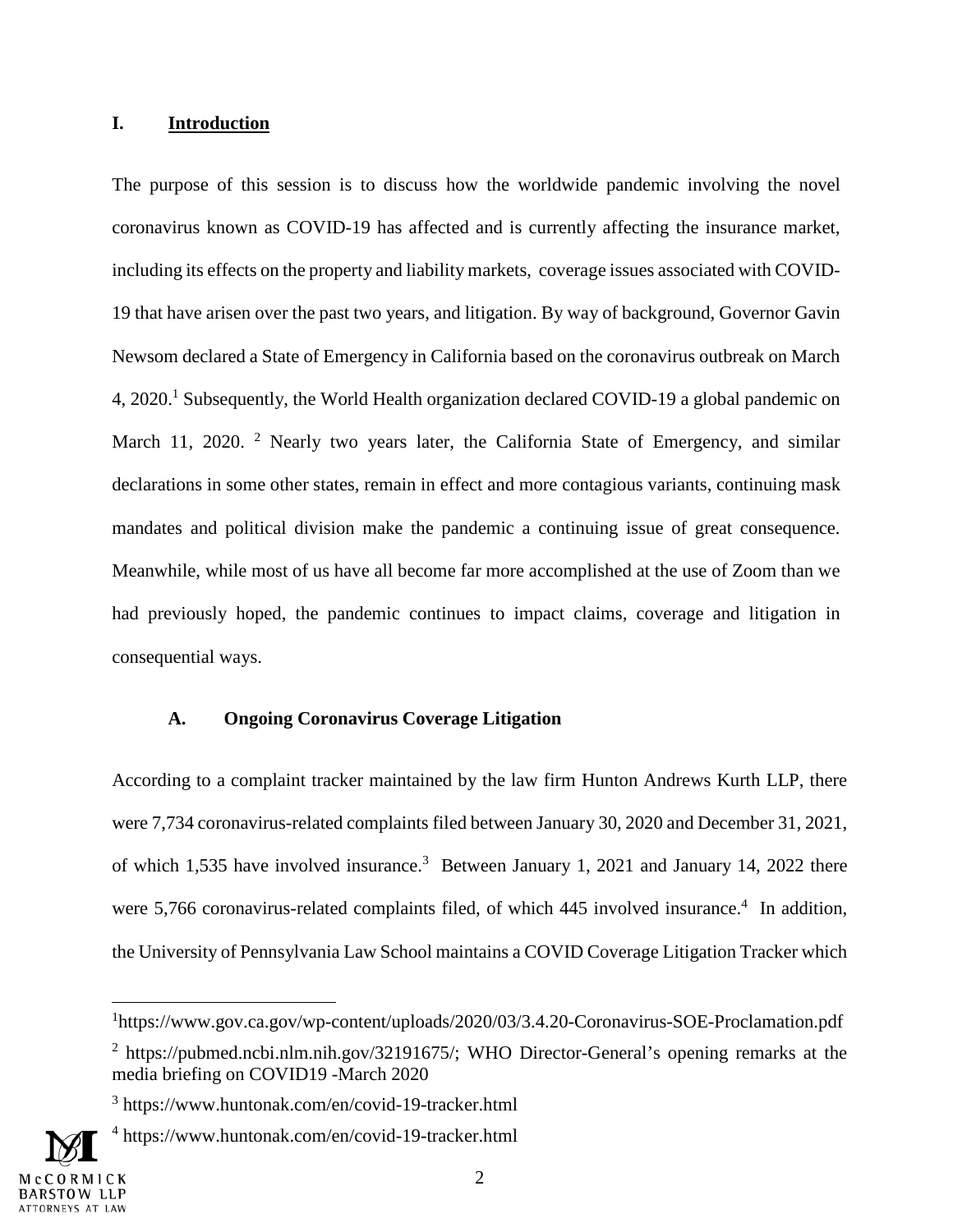## I. Introduction

The purpose of this session is to discuss how the worldwide pandemic involving the novel coronavirus known as COVID-19 has affected and is currently affecting the insurance market, including its effects on the property and liability markets, coverage issues associated with COVID-19 that have arisen over the past two years, and litigation. By way of background, Governor Gavin Newsom declared a State of Emergency in California based on the coronavirus outbreak on March 4, 2020.[1] Subsequently, the World Health organization declared COVID-19 a global pandemic on March 11, 2020. [2] Nearly two years later, the California State of Emergency, and similar declarations in some other states, remain in effect and more contagious variants, continuing mask mandates and political division make the pandemic a continuing issue of great consequence. Meanwhile, while most of us have all become far more accomplished at the use of Zoom than we had previously hoped, the pandemic continues to impact claims, coverage and litigation in consequential ways.

### A. Ongoing Coronavirus Coverage Litigation

According to a complaint tracker maintained by the law firm Hunton Andrews Kurth LLP, there were 7,734 coronavirus-related complaints filed between January 30, 2020 and December 31, 2021, of which 1,535 have involved insurance.[3] Between January 1, 2021 and January 14, 2022 there were 5,766 coronavirus-related complaints filed, of which 445 involved insurance.[4] In addition, the University of Pennsylvania Law School maintains a COVID Coverage Litigation Tracker which

---

[1] https://www.gov.ca.gov/wp-content/uploads/2020/03/3.4.20-Coronavirus-SOE-Proclamation.pdf

[2] https://pubmed.ncbi.nlm.nih.gov/32191675/; WHO Director-General's opening remarks at the media briefing on COVID19 -March 2020

[3] https://www.huntonak.com/en/covid-19-tracker.html

[4] https://www.huntonak.com/en/covid-19-tracker.html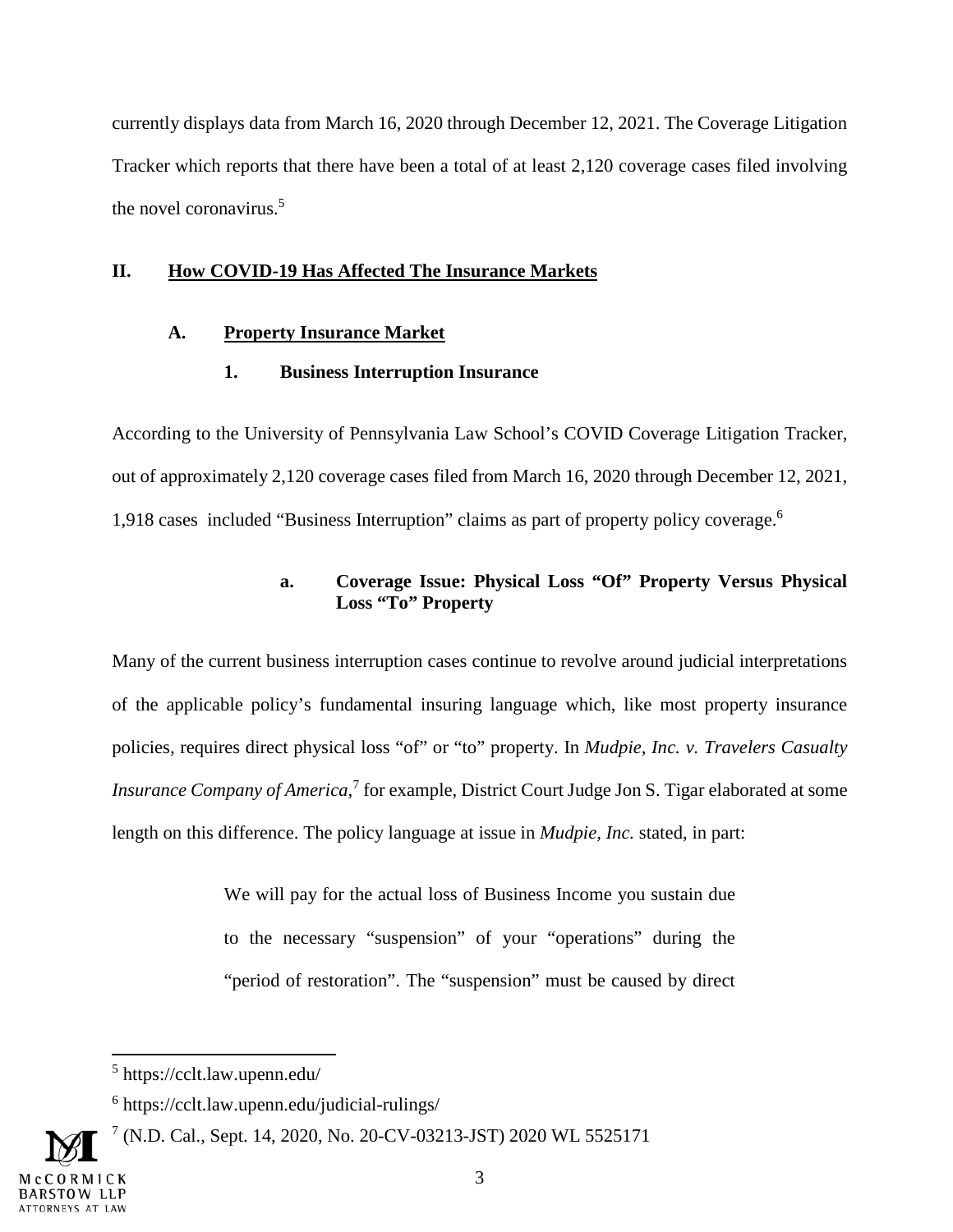currently displays data from March 16, 2020 through December 12, 2021. The Coverage Litigation Tracker which reports that there have been a total of at least 2,120 coverage cases filed involving the novel coronavirus.[5]

## II. How COVID-19 Has Affected The Insurance Markets

### A. Property Insurance Market

#### 1. Business Interruption Insurance

According to the University of Pennsylvania Law School's COVID Coverage Litigation Tracker, out of approximately 2,120 coverage cases filed from March 16, 2020 through December 12, 2021, 1,918 cases included "Business Interruption" claims as part of property policy coverage.[6]

##### a. Coverage Issue: Physical Loss "Of" Property Versus Physical Loss "To" Property

Many of the current business interruption cases continue to revolve around judicial interpretations of the applicable policy's fundamental insuring language which, like most property insurance policies, requires direct physical loss "of" or "to" property. In *Mudpie, Inc. v. Travelers Casualty Insurance Company of America*,[7] for example, District Court Judge Jon S. Tigar elaborated at some length on this difference. The policy language at issue in *Mudpie, Inc.* stated, in part:

> We will pay for the actual loss of Business Income you sustain due to the necessary "suspension" of your "operations" during the "period of restoration". The "suspension" must be caused by direct

[5] https://cclt.law.upenn.edu/

[6] https://cclt.law.upenn.edu/judicial-rulings/

[7] (N.D. Cal., Sept. 14, 2020, No. 20-CV-03213-JST) 2020 WL 5525171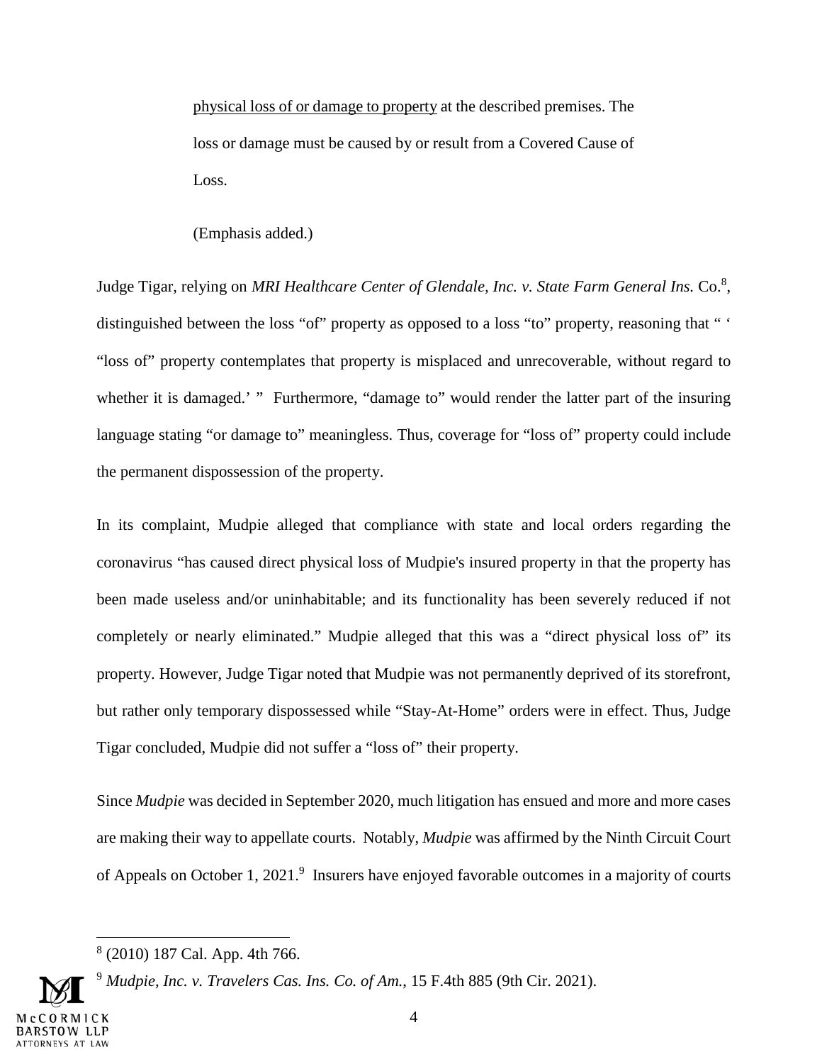> <u>physical loss of or damage to property</u> at the described premises. The loss or damage must be caused by or result from a Covered Cause of Loss.
>
> (Emphasis added.)

Judge Tigar, relying on *MRI Healthcare Center of Glendale, Inc. v. State Farm General Ins.* Co.[8], distinguished between the loss "of" property as opposed to a loss "to" property, reasoning that " ' "loss of" property contemplates that property is misplaced and unrecoverable, without regard to whether it is damaged.' " Furthermore, "damage to" would render the latter part of the insuring language stating "or damage to" meaningless. Thus, coverage for "loss of" property could include the permanent dispossession of the property.

In its complaint, Mudpie alleged that compliance with state and local orders regarding the coronavirus "has caused direct physical loss of Mudpie's insured property in that the property has been made useless and/or uninhabitable; and its functionality has been severely reduced if not completely or nearly eliminated." Mudpie alleged that this was a "direct physical loss of" its property. However, Judge Tigar noted that Mudpie was not permanently deprived of its storefront, but rather only temporary dispossessed while "Stay-At-Home" orders were in effect. Thus, Judge Tigar concluded, Mudpie did not suffer a "loss of" their property.

Since *Mudpie* was decided in September 2020, much litigation has ensued and more and more cases are making their way to appellate courts. Notably, *Mudpie* was affirmed by the Ninth Circuit Court of Appeals on October 1, 2021.[9] Insurers have enjoyed favorable outcomes in a majority of courts

---

[8] (2010) 187 Cal. App. 4th 766.

[9] *Mudpie, Inc. v. Travelers Cas. Ins. Co. of Am.*, 15 F.4th 885 (9th Cir. 2021).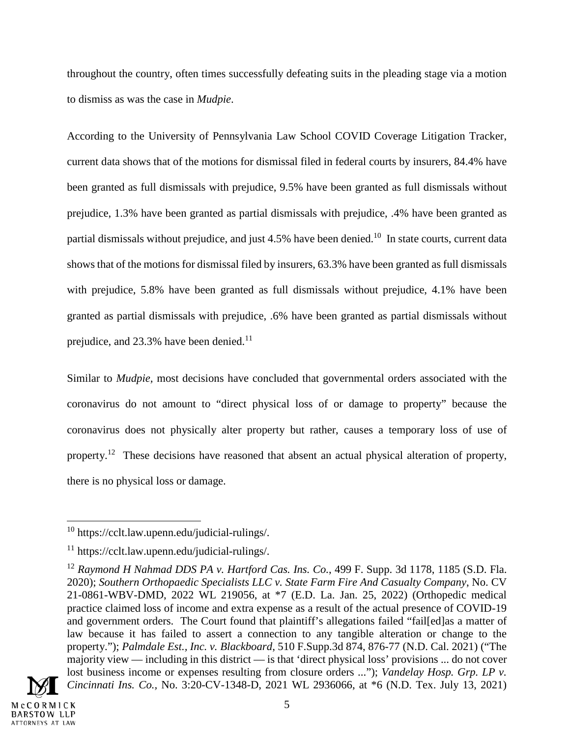throughout the country, often times successfully defeating suits in the pleading stage via a motion to dismiss as was the case in *Mudpie*.

According to the University of Pennsylvania Law School COVID Coverage Litigation Tracker, current data shows that of the motions for dismissal filed in federal courts by insurers, 84.4% have been granted as full dismissals with prejudice, 9.5% have been granted as full dismissals without prejudice, 1.3% have been granted as partial dismissals with prejudice, .4% have been granted as partial dismissals without prejudice, and just 4.5% have been denied.[10] In state courts, current data shows that of the motions for dismissal filed by insurers, 63.3% have been granted as full dismissals with prejudice, 5.8% have been granted as full dismissals without prejudice, 4.1% have been granted as partial dismissals with prejudice, .6% have been granted as partial dismissals without prejudice, and 23.3% have been denied.[11]

Similar to *Mudpie,* most decisions have concluded that governmental orders associated with the coronavirus do not amount to "direct physical loss of or damage to property" because the coronavirus does not physically alter property but rather, causes a temporary loss of use of property.[12] These decisions have reasoned that absent an actual physical alteration of property, there is no physical loss or damage.

---

[10] https://cclt.law.upenn.edu/judicial-rulings/.

[11] https://cclt.law.upenn.edu/judicial-rulings/.

[12] *Raymond H Nahmad DDS PA v. Hartford Cas. Ins. Co.*, 499 F. Supp. 3d 1178, 1185 (S.D. Fla. 2020); *Southern Orthopaedic Specialists LLC v. State Farm Fire And Casualty Company*, No. CV 21-0861-WBV-DMD, 2022 WL 219056, at *7 (E.D. La. Jan. 25, 2022) (Orthopedic medical practice claimed loss of income and extra expense as a result of the actual presence of COVID-19 and government orders. The Court found that plaintiff's allegations failed "fail[ed]as a matter of law because it has failed to assert a connection to any tangible alteration or change to the property."); *Palmdale Est., Inc. v. Blackboard*, 510 F.Supp.3d 874, 876-77 (N.D. Cal. 2021) ("The majority view — including in this district — is that 'direct physical loss' provisions ... do not cover lost business income or expenses resulting from closure orders ..."); *Vandelay Hosp. Grp. LP v. Cincinnati Ins. Co.*, No. 3:20-CV-1348-D, 2021 WL 2936066, at *6 (N.D. Tex. July 13, 2021)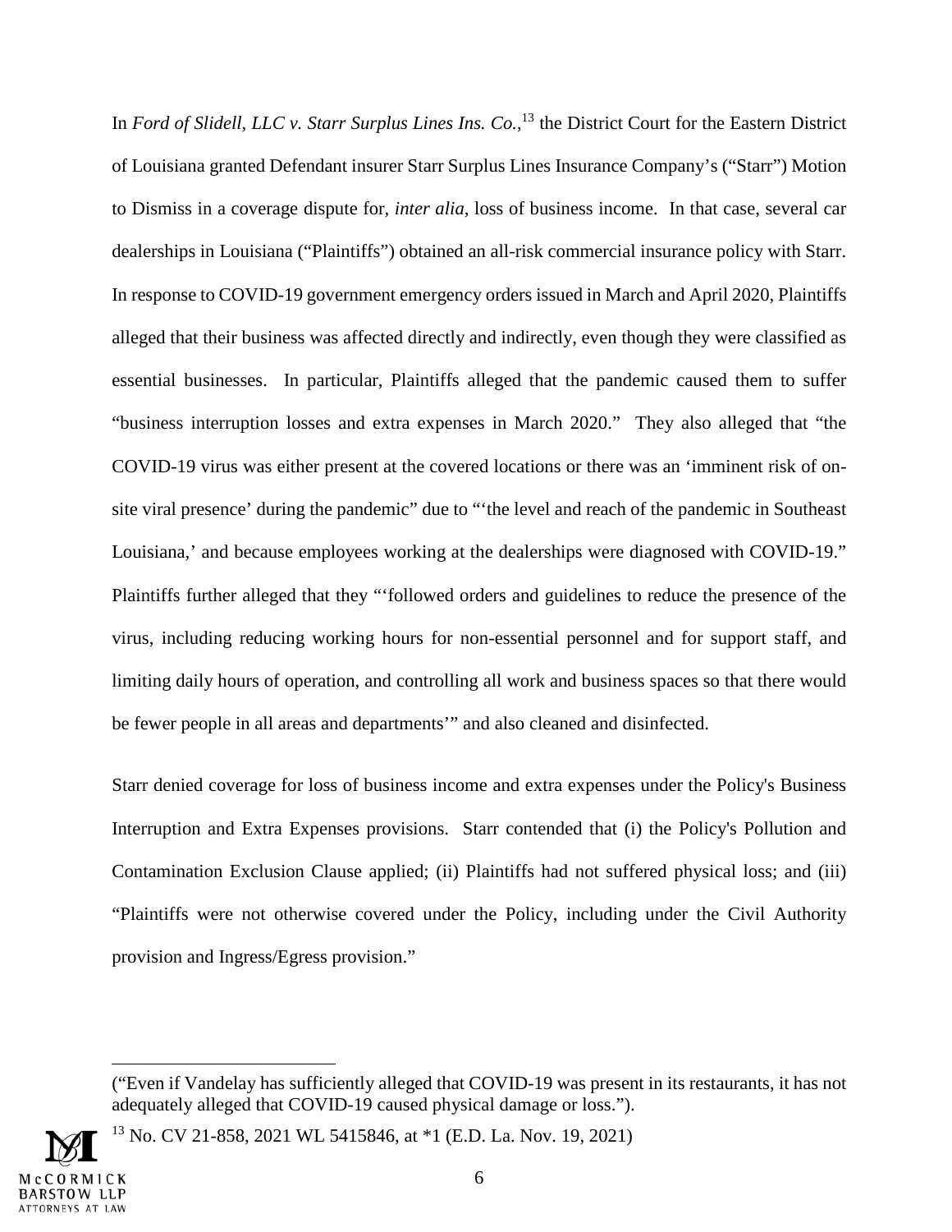In *Ford of Slidell, LLC v. Starr Surplus Lines Ins. Co.*,[13] the District Court for the Eastern District of Louisiana granted Defendant insurer Starr Surplus Lines Insurance Company's ("Starr") Motion to Dismiss in a coverage dispute for, *inter alia*, loss of business income. In that case, several car dealerships in Louisiana ("Plaintiffs") obtained an all-risk commercial insurance policy with Starr. In response to COVID-19 government emergency orders issued in March and April 2020, Plaintiffs alleged that their business was affected directly and indirectly, even though they were classified as essential businesses. In particular, Plaintiffs alleged that the pandemic caused them to suffer "business interruption losses and extra expenses in March 2020." They also alleged that "the COVID-19 virus was either present at the covered locations or there was an 'imminent risk of on-site viral presence' during the pandemic" due to "'the level and reach of the pandemic in Southeast Louisiana,' and because employees working at the dealerships were diagnosed with COVID-19." Plaintiffs further alleged that they "'followed orders and guidelines to reduce the presence of the virus, including reducing working hours for non-essential personnel and for support staff, and limiting daily hours of operation, and controlling all work and business spaces so that there would be fewer people in all areas and departments'" and also cleaned and disinfected.

Starr denied coverage for loss of business income and extra expenses under the Policy's Business Interruption and Extra Expenses provisions. Starr contended that (i) the Policy's Pollution and Contamination Exclusion Clause applied; (ii) Plaintiffs had not suffered physical loss; and (iii) "Plaintiffs were not otherwise covered under the Policy, including under the Civil Authority provision and Ingress/Egress provision."

---

("Even if Vandelay has sufficiently alleged that COVID-19 was present in its restaurants, it has not adequately alleged that COVID-19 caused physical damage or loss.").

[13] No. CV 21-858, 2021 WL 5415846, at *1 (E.D. La. Nov. 19, 2021)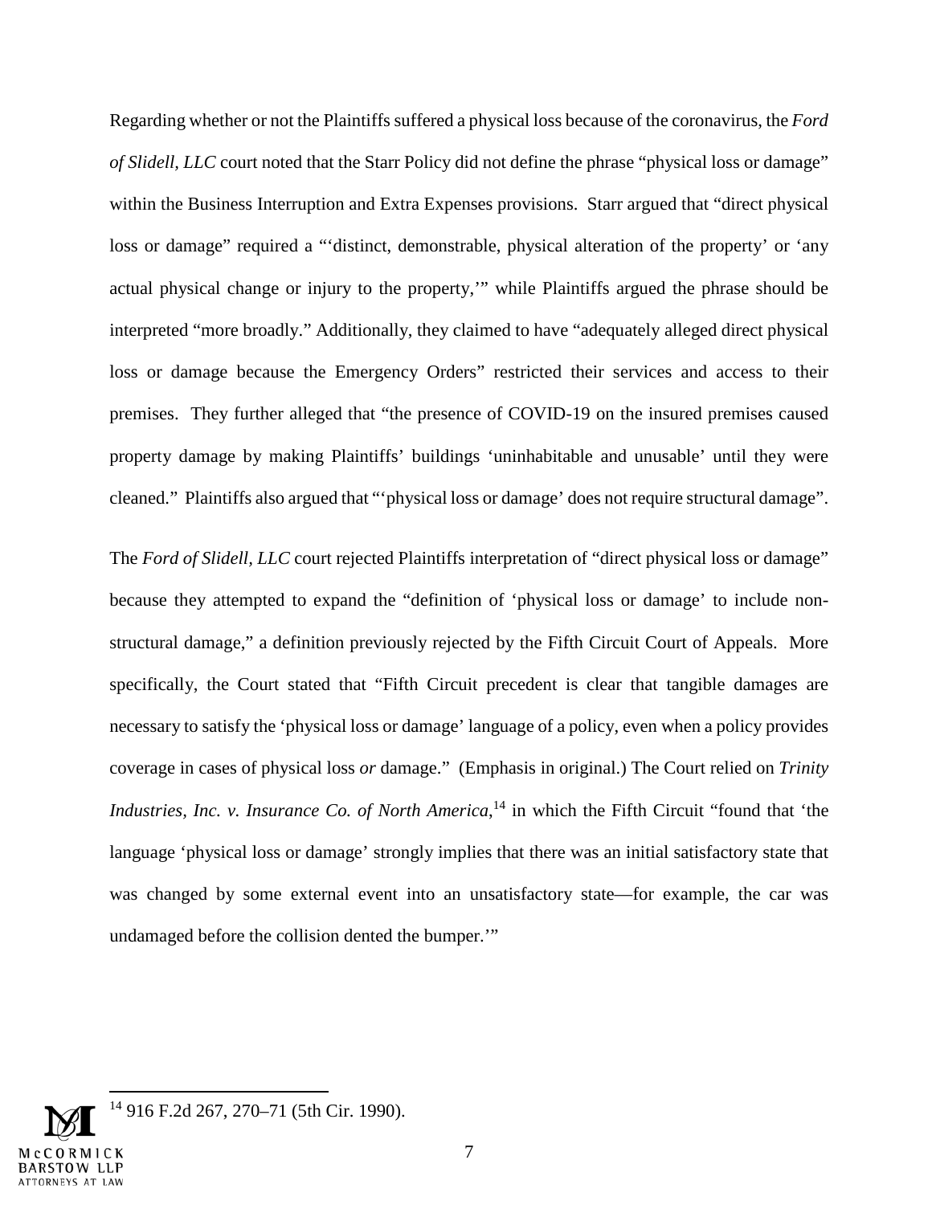Regarding whether or not the Plaintiffs suffered a physical loss because of the coronavirus, the *Ford of Slidell, LLC* court noted that the Starr Policy did not define the phrase "physical loss or damage" within the Business Interruption and Extra Expenses provisions. Starr argued that "direct physical loss or damage" required a "'distinct, demonstrable, physical alteration of the property' or 'any actual physical change or injury to the property,'" while Plaintiffs argued the phrase should be interpreted "more broadly." Additionally, they claimed to have "adequately alleged direct physical loss or damage because the Emergency Orders" restricted their services and access to their premises. They further alleged that "the presence of COVID-19 on the insured premises caused property damage by making Plaintiffs' buildings 'uninhabitable and unusable' until they were cleaned." Plaintiffs also argued that "'physical loss or damage' does not require structural damage".

The *Ford of Slidell, LLC* court rejected Plaintiffs interpretation of "direct physical loss or damage" because they attempted to expand the "definition of 'physical loss or damage' to include non-structural damage," a definition previously rejected by the Fifth Circuit Court of Appeals. More specifically, the Court stated that "Fifth Circuit precedent is clear that tangible damages are necessary to satisfy the 'physical loss or damage' language of a policy, even when a policy provides coverage in cases of physical loss *or* damage." (Emphasis in original.) The Court relied on *Trinity Industries, Inc. v. Insurance Co. of North America*,[14] in which the Fifth Circuit "found that 'the language 'physical loss or damage' strongly implies that there was an initial satisfactory state that was changed by some external event into an unsatisfactory state—for example, the car was undamaged before the collision dented the bumper.'"

[14] 916 F.2d 267, 270–71 (5th Cir. 1990).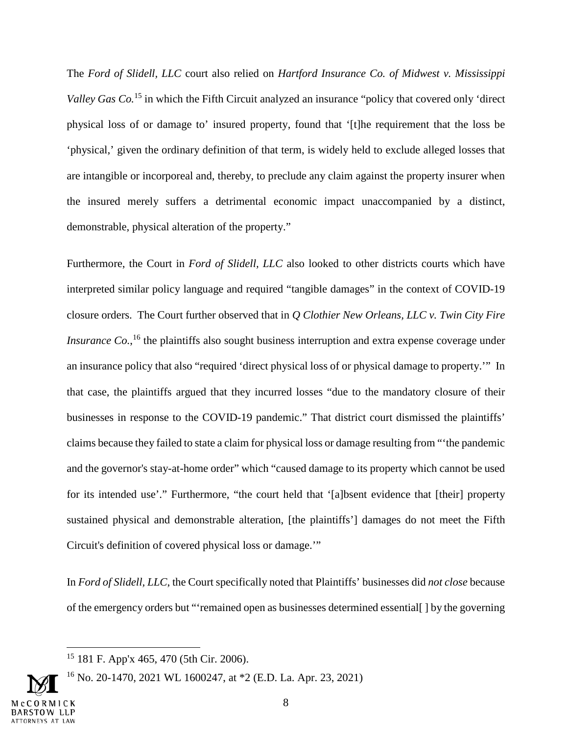The *Ford of Slidell, LLC* court also relied on *Hartford Insurance Co. of Midwest v. Mississippi Valley Gas Co.*[15] in which the Fifth Circuit analyzed an insurance "policy that covered only 'direct physical loss of or damage to' insured property, found that '[t]he requirement that the loss be 'physical,' given the ordinary definition of that term, is widely held to exclude alleged losses that are intangible or incorporeal and, thereby, to preclude any claim against the property insurer when the insured merely suffers a detrimental economic impact unaccompanied by a distinct, demonstrable, physical alteration of the property."

Furthermore, the Court in *Ford of Slidell, LLC* also looked to other districts courts which have interpreted similar policy language and required "tangible damages" in the context of COVID-19 closure orders. The Court further observed that in *Q Clothier New Orleans, LLC v. Twin City Fire Insurance Co.*,[16] the plaintiffs also sought business interruption and extra expense coverage under an insurance policy that also "required 'direct physical loss of or physical damage to property.'" In that case, the plaintiffs argued that they incurred losses "due to the mandatory closure of their businesses in response to the COVID-19 pandemic." That district court dismissed the plaintiffs' claims because they failed to state a claim for physical loss or damage resulting from "'the pandemic and the governor's stay-at-home order" which "caused damage to its property which cannot be used for its intended use'." Furthermore, "the court held that '[a]bsent evidence that [their] property sustained physical and demonstrable alteration, [the plaintiffs'] damages do not meet the Fifth Circuit's definition of covered physical loss or damage.'"

In *Ford of Slidell, LLC*, the Court specifically noted that Plaintiffs' businesses did *not close* because of the emergency orders but "'remained open as businesses determined essential[ ] by the governing

---

[15] 181 F. App'x 465, 470 (5th Cir. 2006).

[16] No. 20-1470, 2021 WL 1600247, at *2 (E.D. La. Apr. 23, 2021)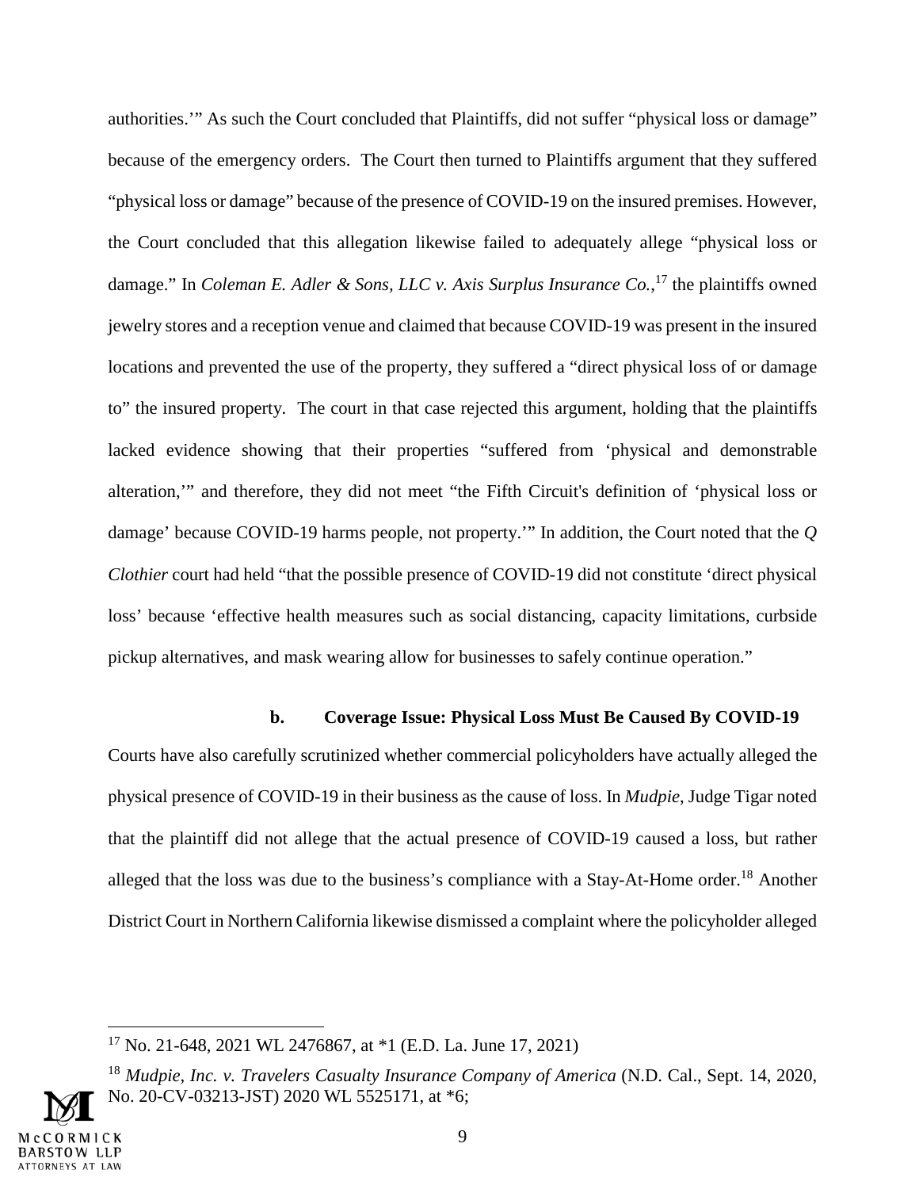authorities.'" As such the Court concluded that Plaintiffs, did not suffer "physical loss or damage" because of the emergency orders. The Court then turned to Plaintiffs argument that they suffered "physical loss or damage" because of the presence of COVID-19 on the insured premises. However, the Court concluded that this allegation likewise failed to adequately allege "physical loss or damage." In *Coleman E. Adler & Sons, LLC v. Axis Surplus Insurance Co.*,[17] the plaintiffs owned jewelry stores and a reception venue and claimed that because COVID-19 was present in the insured locations and prevented the use of the property, they suffered a "direct physical loss of or damage to" the insured property. The court in that case rejected this argument, holding that the plaintiffs lacked evidence showing that their properties "suffered from 'physical and demonstrable alteration,'" and therefore, they did not meet "the Fifth Circuit's definition of 'physical loss or damage' because COVID-19 harms people, not property.'" In addition, the Court noted that the *Q Clothier* court had held "that the possible presence of COVID-19 did not constitute 'direct physical loss' because 'effective health measures such as social distancing, capacity limitations, curbside pickup alternatives, and mask wearing allow for businesses to safely continue operation."

**b. Coverage Issue: Physical Loss Must Be Caused By COVID-19**

Courts have also carefully scrutinized whether commercial policyholders have actually alleged the physical presence of COVID-19 in their business as the cause of loss. In *Mudpie*, Judge Tigar noted that the plaintiff did not allege that the actual presence of COVID-19 caused a loss, but rather alleged that the loss was due to the business's compliance with a Stay-At-Home order.[18] Another District Court in Northern California likewise dismissed a complaint where the policyholder alleged

---

[17] No. 21-648, 2021 WL 2476867, at *1 (E.D. La. June 17, 2021)

[18] *Mudpie, Inc. v. Travelers Casualty Insurance Company of America* (N.D. Cal., Sept. 14, 2020, No. 20-CV-03213-JST) 2020 WL 5525171, at *6;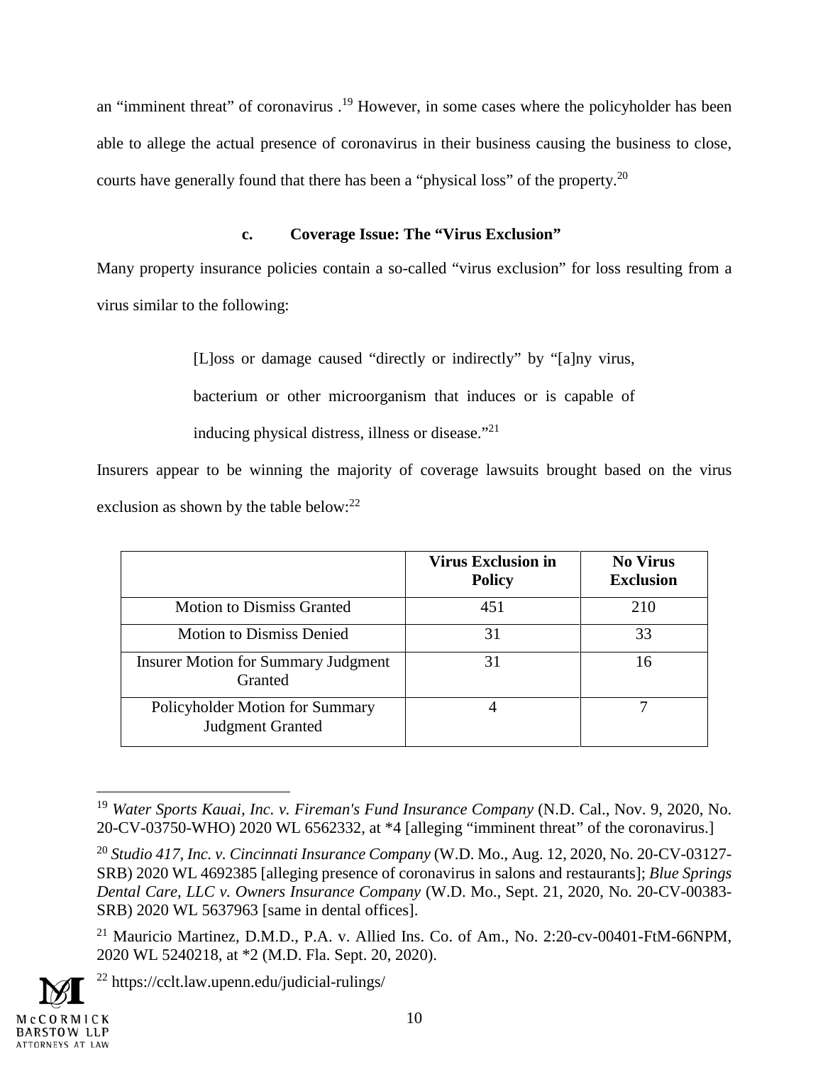an "imminent threat" of coronavirus .[19] However, in some cases where the policyholder has been able to allege the actual presence of coronavirus in their business causing the business to close, courts have generally found that there has been a "physical loss" of the property.[20]

### c. Coverage Issue: The "Virus Exclusion"

Many property insurance policies contain a so-called "virus exclusion" for loss resulting from a virus similar to the following:

> [L]oss or damage caused "directly or indirectly" by "[a]ny virus, bacterium or other microorganism that induces or is capable of inducing physical distress, illness or disease."[21]

Insurers appear to be winning the majority of coverage lawsuits brought based on the virus exclusion as shown by the table below:[22]

| | **Virus Exclusion in Policy** | **No Virus Exclusion** |
|---|---|---|
| Motion to Dismiss Granted | 451 | 210 |
| Motion to Dismiss Denied | 31 | 33 |
| Insurer Motion for Summary Judgment Granted | 31 | 16 |
| Policyholder Motion for Summary Judgment Granted | 4 | 7 |

---

[19] *Water Sports Kauai, Inc. v. Fireman's Fund Insurance Company* (N.D. Cal., Nov. 9, 2020, No. 20-CV-03750-WHO) 2020 WL 6562332, at *4 [alleging "imminent threat" of the coronavirus.]

[20] *Studio 417, Inc. v. Cincinnati Insurance Company* (W.D. Mo., Aug. 12, 2020, No. 20-CV-03127-SRB) 2020 WL 4692385 [alleging presence of coronavirus in salons and restaurants]; *Blue Springs Dental Care, LLC v. Owners Insurance Company* (W.D. Mo., Sept. 21, 2020, No. 20-CV-00383-SRB) 2020 WL 5637963 [same in dental offices].

[21] Mauricio Martinez, D.M.D., P.A. v. Allied Ins. Co. of Am., No. 2:20-cv-00401-FtM-66NPM, 2020 WL 5240218, at *2 (M.D. Fla. Sept. 20, 2020).

[22] https://cclt.law.upenn.edu/judicial-rulings/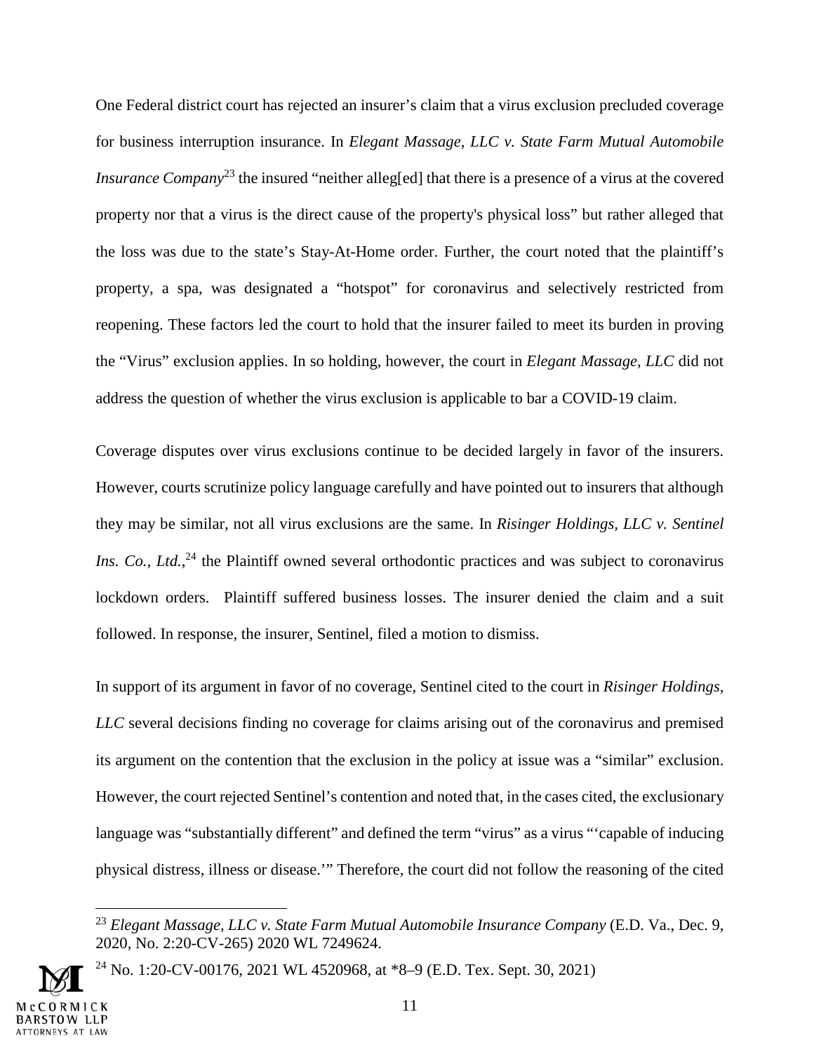One Federal district court has rejected an insurer's claim that a virus exclusion precluded coverage for business interruption insurance. In *Elegant Massage, LLC v. State Farm Mutual Automobile Insurance Company*[23] the insured "neither alleg[ed] that there is a presence of a virus at the covered property nor that a virus is the direct cause of the property's physical loss" but rather alleged that the loss was due to the state's Stay-At-Home order. Further, the court noted that the plaintiff's property, a spa, was designated a "hotspot" for coronavirus and selectively restricted from reopening. These factors led the court to hold that the insurer failed to meet its burden in proving the "Virus" exclusion applies. In so holding, however, the court in *Elegant Massage, LLC* did not address the question of whether the virus exclusion is applicable to bar a COVID-19 claim.

Coverage disputes over virus exclusions continue to be decided largely in favor of the insurers. However, courts scrutinize policy language carefully and have pointed out to insurers that although they may be similar, not all virus exclusions are the same. In *Risinger Holdings, LLC v. Sentinel Ins. Co., Ltd.*,[24] the Plaintiff owned several orthodontic practices and was subject to coronavirus lockdown orders. Plaintiff suffered business losses. The insurer denied the claim and a suit followed. In response, the insurer, Sentinel, filed a motion to dismiss.

In support of its argument in favor of no coverage, Sentinel cited to the court in *Risinger Holdings, LLC* several decisions finding no coverage for claims arising out of the coronavirus and premised its argument on the contention that the exclusion in the policy at issue was a "similar" exclusion. However, the court rejected Sentinel's contention and noted that, in the cases cited, the exclusionary language was "substantially different" and defined the term "virus" as a virus "'capable of inducing physical distress, illness or disease.'" Therefore, the court did not follow the reasoning of the cited

---

[23] *Elegant Massage, LLC v. State Farm Mutual Automobile Insurance Company* (E.D. Va., Dec. 9, 2020, No. 2:20-CV-265) 2020 WL 7249624.

[24] No. 1:20-CV-00176, 2021 WL 4520968, at *8–9 (E.D. Tex. Sept. 30, 2021)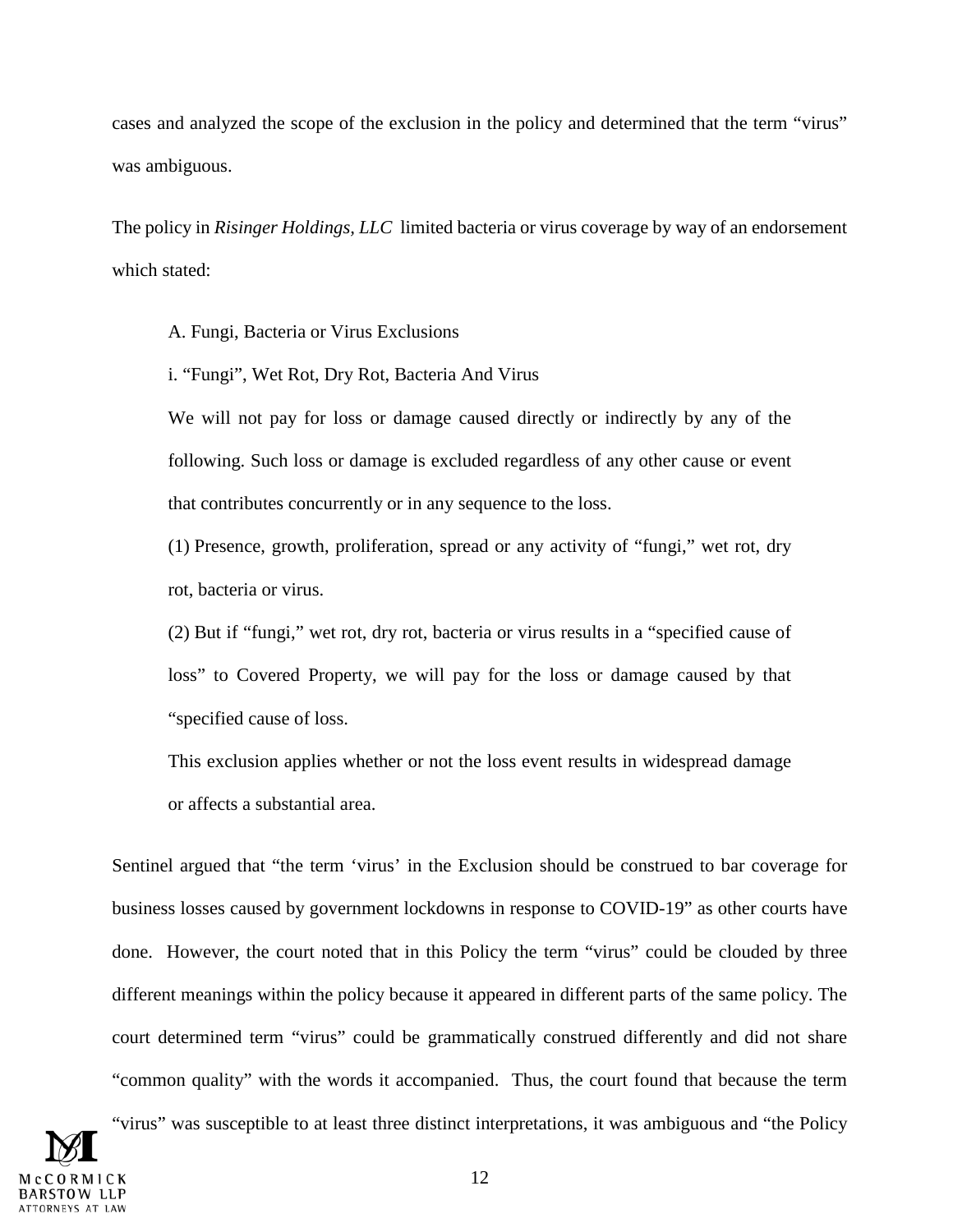cases and analyzed the scope of the exclusion in the policy and determined that the term "virus" was ambiguous.

The policy in *Risinger Holdings, LLC* limited bacteria or virus coverage by way of an endorsement which stated:

> A. Fungi, Bacteria or Virus Exclusions
>
> i. "Fungi", Wet Rot, Dry Rot, Bacteria And Virus
>
> We will not pay for loss or damage caused directly or indirectly by any of the following. Such loss or damage is excluded regardless of any other cause or event that contributes concurrently or in any sequence to the loss.
>
> (1) Presence, growth, proliferation, spread or any activity of "fungi," wet rot, dry rot, bacteria or virus.
>
> (2) But if "fungi," wet rot, dry rot, bacteria or virus results in a "specified cause of loss" to Covered Property, we will pay for the loss or damage caused by that "specified cause of loss.
>
> This exclusion applies whether or not the loss event results in widespread damage or affects a substantial area.

Sentinel argued that "the term 'virus' in the Exclusion should be construed to bar coverage for business losses caused by government lockdowns in response to COVID-19" as other courts have done. However, the court noted that in this Policy the term "virus" could be clouded by three different meanings within the policy because it appeared in different parts of the same policy. The court determined term "virus" could be grammatically construed differently and did not share "common quality" with the words it accompanied. Thus, the court found that because the term "virus" was susceptible to at least three distinct interpretations, it was ambiguous and "the Policy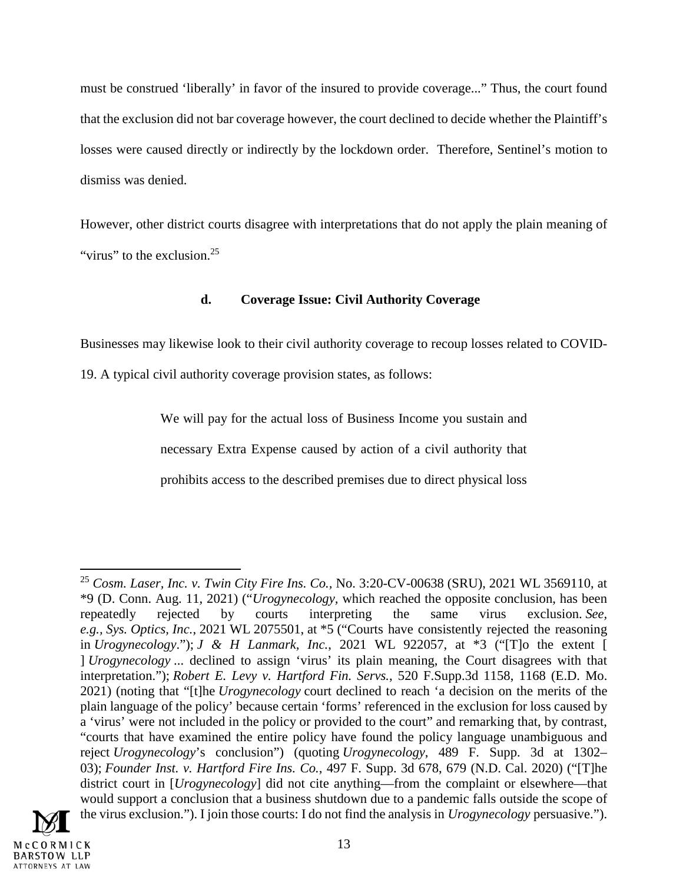must be construed 'liberally' in favor of the insured to provide coverage..." Thus, the court found that the exclusion did not bar coverage however, the court declined to decide whether the Plaintiff's losses were caused directly or indirectly by the lockdown order. Therefore, Sentinel's motion to dismiss was denied.

However, other district courts disagree with interpretations that do not apply the plain meaning of "virus" to the exclusion.[25]

### d. Coverage Issue: Civil Authority Coverage

Businesses may likewise look to their civil authority coverage to recoup losses related to COVID-19. A typical civil authority coverage provision states, as follows:

> We will pay for the actual loss of Business Income you sustain and necessary Extra Expense caused by action of a civil authority that prohibits access to the described premises due to direct physical loss

---

[25] *Cosm. Laser, Inc. v. Twin City Fire Ins. Co.*, No. 3:20-CV-00638 (SRU), 2021 WL 3569110, at *9 (D. Conn. Aug. 11, 2021) ("*Urogynecology*, which reached the opposite conclusion, has been repeatedly rejected by courts interpreting the same virus exclusion. *See, e.g.*, *Sys. Optics, Inc.*, 2021 WL 2075501, at *5 ("Courts have consistently rejected the reasoning in *Urogynecology*."); *J & H Lanmark, Inc.*, 2021 WL 922057, at *3 ("[T]o the extent [ ] *Urogynecology* ... declined to assign 'virus' its plain meaning, the Court disagrees with that interpretation."); *Robert E. Levy v. Hartford Fin. Servs.*, 520 F.Supp.3d 1158, 1168 (E.D. Mo. 2021) (noting that "[t]he *Urogynecology* court declined to reach 'a decision on the merits of the plain language of the policy' because certain 'forms' referenced in the exclusion for loss caused by a 'virus' were not included in the policy or provided to the court" and remarking that, by contrast, "courts that have examined the entire policy have found the policy language unambiguous and reject *Urogynecology*'s conclusion") (quoting *Urogynecology*, 489 F. Supp. 3d at 1302–03); *Founder Inst. v. Hartford Fire Ins. Co.*, 497 F. Supp. 3d 678, 679 (N.D. Cal. 2020) ("[T]he district court in [*Urogynecology*] did not cite anything—from the complaint or elsewhere—that would support a conclusion that a business shutdown due to a pandemic falls outside the scope of the virus exclusion."). I join those courts: I do not find the analysis in *Urogynecology* persuasive.").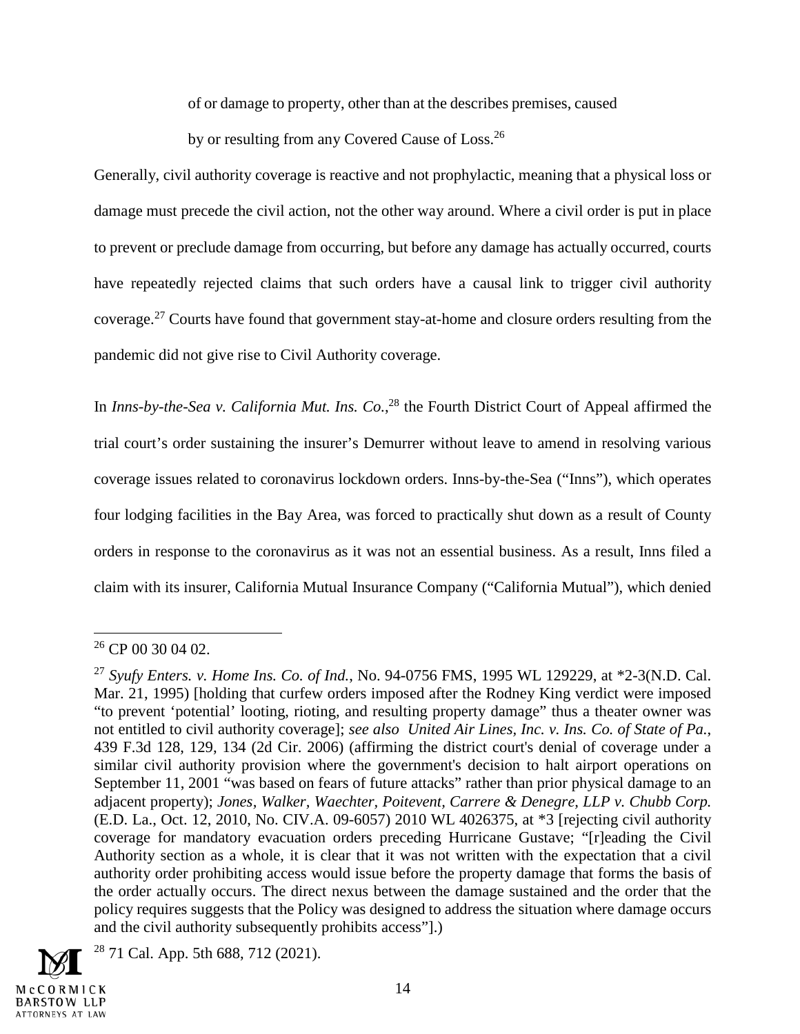of or damage to property, other than at the describes premises, caused

by or resulting from any Covered Cause of Loss.[26]

Generally, civil authority coverage is reactive and not prophylactic, meaning that a physical loss or damage must precede the civil action, not the other way around. Where a civil order is put in place to prevent or preclude damage from occurring, but before any damage has actually occurred, courts have repeatedly rejected claims that such orders have a causal link to trigger civil authority coverage.[27] Courts have found that government stay-at-home and closure orders resulting from the pandemic did not give rise to Civil Authority coverage.

In *Inns-by-the-Sea v. California Mut. Ins. Co.*,[28] the Fourth District Court of Appeal affirmed the trial court's order sustaining the insurer's Demurrer without leave to amend in resolving various coverage issues related to coronavirus lockdown orders. Inns-by-the-Sea ("Inns"), which operates four lodging facilities in the Bay Area, was forced to practically shut down as a result of County orders in response to the coronavirus as it was not an essential business. As a result, Inns filed a claim with its insurer, California Mutual Insurance Company ("California Mutual"), which denied

---

[26] CP 00 30 04 02.

[27] *Syufy Enters. v. Home Ins. Co. of Ind.*, No. 94-0756 FMS, 1995 WL 129229, at *2-3(N.D. Cal. Mar. 21, 1995) [holding that curfew orders imposed after the Rodney King verdict were imposed "to prevent 'potential' looting, rioting, and resulting property damage" thus a theater owner was not entitled to civil authority coverage]; *see also United Air Lines, Inc. v. Ins. Co. of State of Pa.*, 439 F.3d 128, 129, 134 (2d Cir. 2006) (affirming the district court's denial of coverage under a similar civil authority provision where the government's decision to halt airport operations on September 11, 2001 "was based on fears of future attacks" rather than prior physical damage to an adjacent property); *Jones, Walker, Waechter, Poitevent, Carrere & Denegre, LLP v. Chubb Corp.* (E.D. La., Oct. 12, 2010, No. CIV.A. 09-6057) 2010 WL 4026375, at *3 [rejecting civil authority coverage for mandatory evacuation orders preceding Hurricane Gustave; "[r]eading the Civil Authority section as a whole, it is clear that it was not written with the expectation that a civil authority order prohibiting access would issue before the property damage that forms the basis of the order actually occurs. The direct nexus between the damage sustained and the order that the policy requires suggests that the Policy was designed to address the situation where damage occurs and the civil authority subsequently prohibits access"].)

[28] 71 Cal. App. 5th 688, 712 (2021).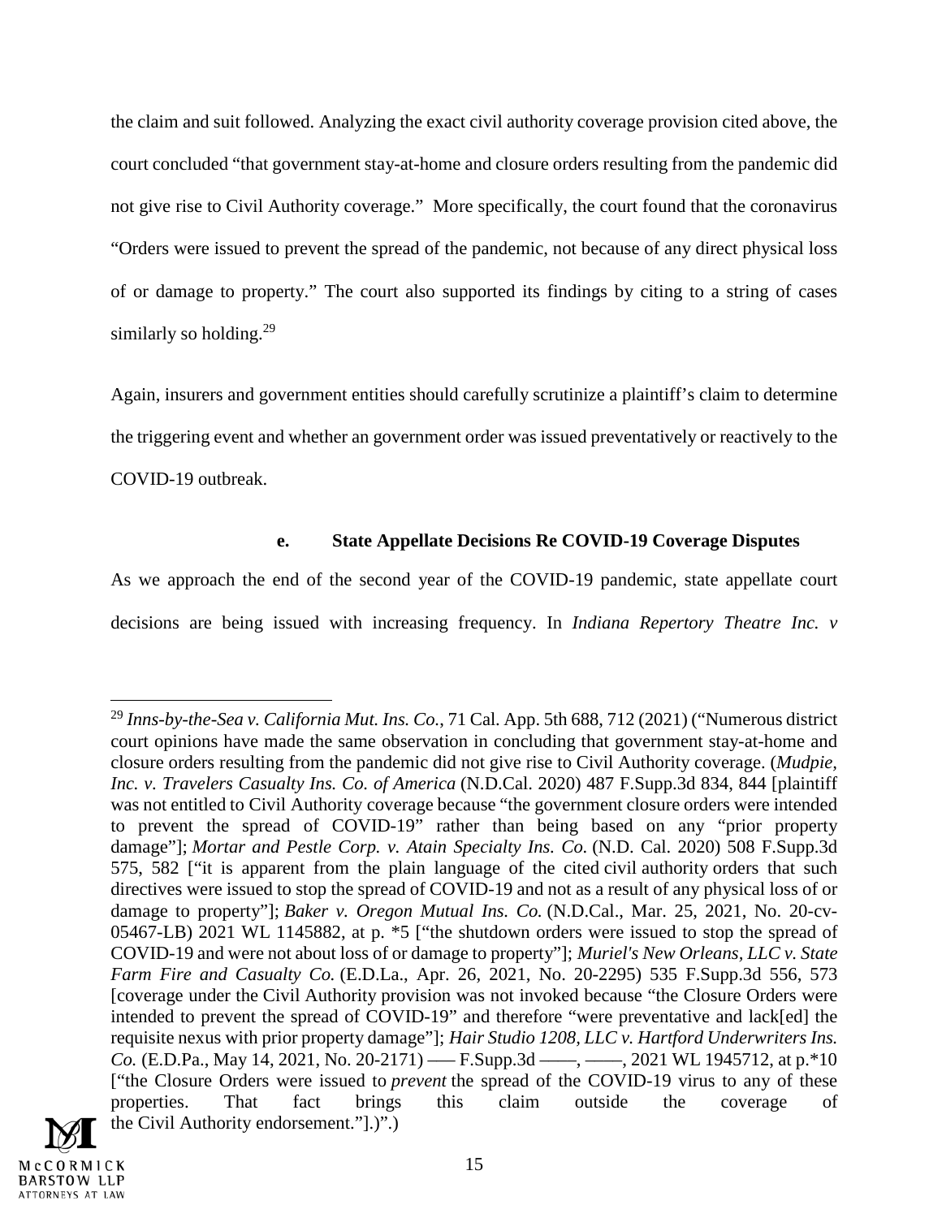the claim and suit followed. Analyzing the exact civil authority coverage provision cited above, the court concluded "that government stay-at-home and closure orders resulting from the pandemic did not give rise to Civil Authority coverage." More specifically, the court found that the coronavirus "Orders were issued to prevent the spread of the pandemic, not because of any direct physical loss of or damage to property." The court also supported its findings by citing to a string of cases similarly so holding.[29]

Again, insurers and government entities should carefully scrutinize a plaintiff's claim to determine the triggering event and whether an government order was issued preventatively or reactively to the COVID-19 outbreak.

#### e. State Appellate Decisions Re COVID-19 Coverage Disputes

As we approach the end of the second year of the COVID-19 pandemic, state appellate court decisions are being issued with increasing frequency. In *Indiana Repertory Theatre Inc. v*

---

[29] *Inns-by-the-Sea v. California Mut. Ins. Co.*, 71 Cal. App. 5th 688, 712 (2021) ("Numerous district court opinions have made the same observation in concluding that government stay-at-home and closure orders resulting from the pandemic did not give rise to Civil Authority coverage. (*Mudpie, Inc. v. Travelers Casualty Ins. Co. of America* (N.D.Cal. 2020) 487 F.Supp.3d 834, 844 [plaintiff was not entitled to Civil Authority coverage because "the government closure orders were intended to prevent the spread of COVID-19" rather than being based on any "prior property damage"]; *Mortar and Pestle Corp. v. Atain Specialty Ins. Co.* (N.D. Cal. 2020) 508 F.Supp.3d 575, 582 ["it is apparent from the plain language of the cited civil authority orders that such directives were issued to stop the spread of COVID-19 and not as a result of any physical loss of or damage to property"]; *Baker v. Oregon Mutual Ins. Co.* (N.D.Cal., Mar. 25, 2021, No. 20-cv-05467-LB) 2021 WL 1145882, at p. *5 ["the shutdown orders were issued to stop the spread of COVID-19 and were not about loss of or damage to property"]; *Muriel's New Orleans, LLC v. State Farm Fire and Casualty Co.* (E.D.La., Apr. 26, 2021, No. 20-2295) 535 F.Supp.3d 556, 573 [coverage under the Civil Authority provision was not invoked because "the Closure Orders were intended to prevent the spread of COVID-19" and therefore "were preventative and lack[ed] the requisite nexus with prior property damage"]; *Hair Studio 1208, LLC v. Hartford Underwriters Ins. Co.* (E.D.Pa., May 14, 2021, No. 20-2171) ––– F.Supp.3d ––––, ––––, 2021 WL 1945712, at p.*10 ["the Closure Orders were issued to *prevent* the spread of the COVID-19 virus to any of these properties. That fact brings this claim outside the coverage of the Civil Authority endorsement."].)".)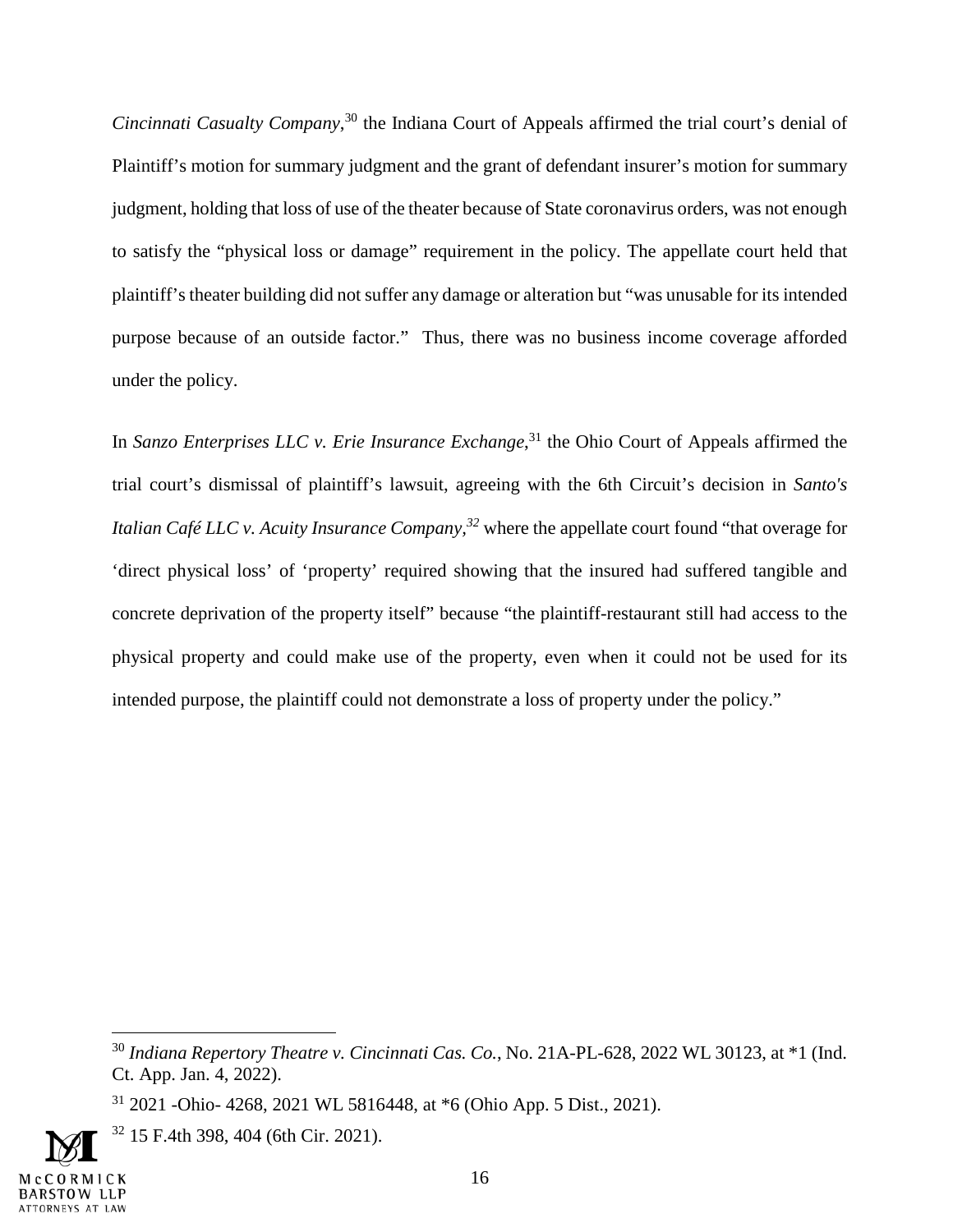*Cincinnati Casualty Company*,[30] the Indiana Court of Appeals affirmed the trial court's denial of Plaintiff's motion for summary judgment and the grant of defendant insurer's motion for summary judgment, holding that loss of use of the theater because of State coronavirus orders, was not enough to satisfy the "physical loss or damage" requirement in the policy. The appellate court held that plaintiff's theater building did not suffer any damage or alteration but "was unusable for its intended purpose because of an outside factor." Thus, there was no business income coverage afforded under the policy.

In *Sanzo Enterprises LLC v. Erie Insurance Exchange*,[31] the Ohio Court of Appeals affirmed the trial court's dismissal of plaintiff's lawsuit, agreeing with the 6th Circuit's decision in *Santo's Italian Café LLC v. Acuity Insurance Company,*[32] where the appellate court found "that overage for 'direct physical loss' of 'property' required showing that the insured had suffered tangible and concrete deprivation of the property itself" because "the plaintiff-restaurant still had access to the physical property and could make use of the property, even when it could not be used for its intended purpose, the plaintiff could not demonstrate a loss of property under the policy."

---

[30] *Indiana Repertory Theatre v. Cincinnati Cas. Co.*, No. 21A-PL-628, 2022 WL 30123, at *1 (Ind. Ct. App. Jan. 4, 2022).

[31] 2021 -Ohio- 4268, 2021 WL 5816448, at *6 (Ohio App. 5 Dist., 2021).

[32] 15 F.4th 398, 404 (6th Cir. 2021).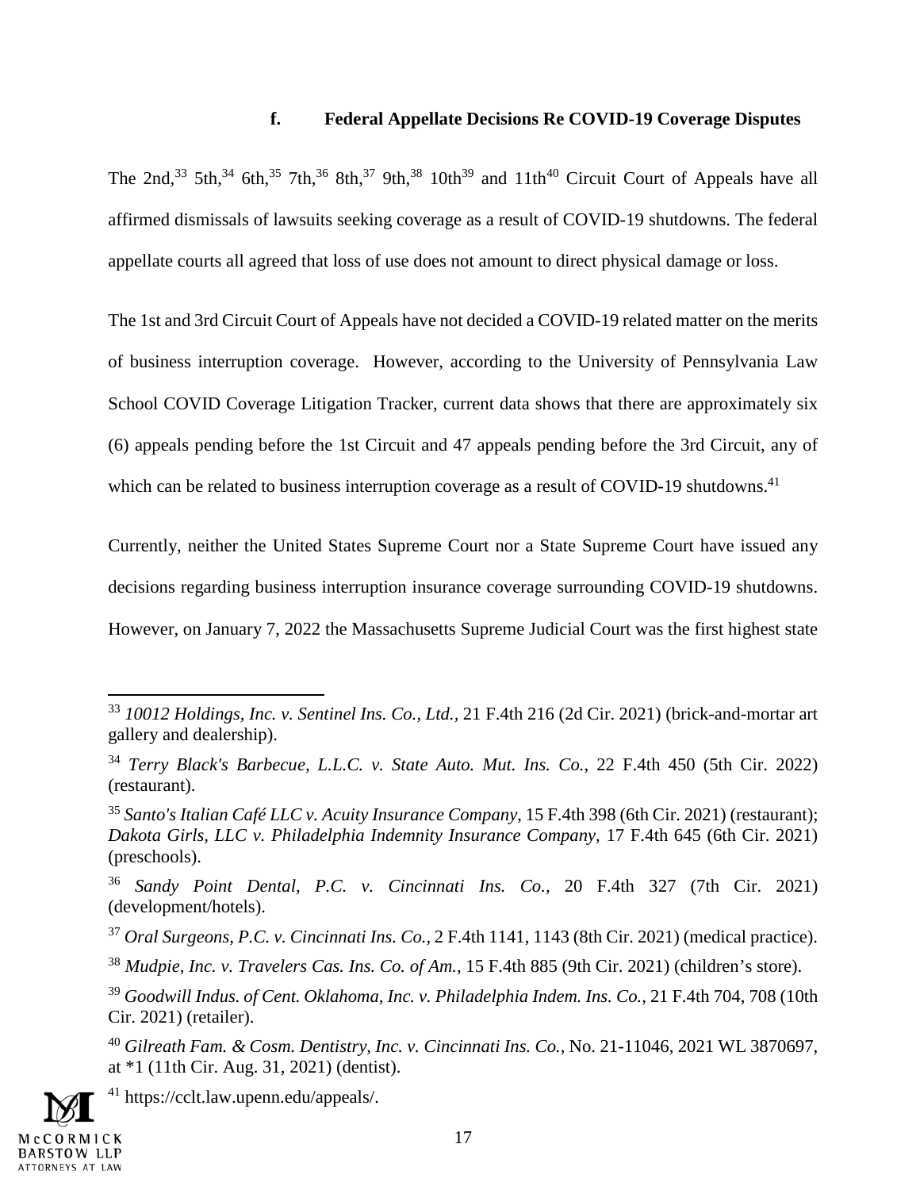### f. Federal Appellate Decisions Re COVID-19 Coverage Disputes

The 2nd,[33] 5th,[34] 6th,[35] 7th,[36] 8th,[37] 9th,[38] 10th[39] and 11th[40] Circuit Court of Appeals have all affirmed dismissals of lawsuits seeking coverage as a result of COVID-19 shutdowns. The federal appellate courts all agreed that loss of use does not amount to direct physical damage or loss.

The 1st and 3rd Circuit Court of Appeals have not decided a COVID-19 related matter on the merits of business interruption coverage. However, according to the University of Pennsylvania Law School COVID Coverage Litigation Tracker, current data shows that there are approximately six (6) appeals pending before the 1st Circuit and 47 appeals pending before the 3rd Circuit, any of which can be related to business interruption coverage as a result of COVID-19 shutdowns.[41]

Currently, neither the United States Supreme Court nor a State Supreme Court have issued any decisions regarding business interruption insurance coverage surrounding COVID-19 shutdowns. However, on January 7, 2022 the Massachusetts Supreme Judicial Court was the first highest state

---

[33] *10012 Holdings, Inc. v. Sentinel Ins. Co., Ltd.*, 21 F.4th 216 (2d Cir. 2021) (brick-and-mortar art gallery and dealership).

[34] *Terry Black's Barbecue, L.L.C. v. State Auto. Mut. Ins. Co.*, 22 F.4th 450 (5th Cir. 2022) (restaurant).

[35] *Santo's Italian Café LLC v. Acuity Insurance Company*, 15 F.4th 398 (6th Cir. 2021) (restaurant); *Dakota Girls, LLC v. Philadelphia Indemnity Insurance Company*, 17 F.4th 645 (6th Cir. 2021) (preschools).

[36] *Sandy Point Dental, P.C. v. Cincinnati Ins. Co.*, 20 F.4th 327 (7th Cir. 2021) (development/hotels).

[37] *Oral Surgeons, P.C. v. Cincinnati Ins. Co.*, 2 F.4th 1141, 1143 (8th Cir. 2021) (medical practice).

[38] *Mudpie, Inc. v. Travelers Cas. Ins. Co. of Am.*, 15 F.4th 885 (9th Cir. 2021) (children's store).

[39] *Goodwill Indus. of Cent. Oklahoma, Inc. v. Philadelphia Indem. Ins. Co.*, 21 F.4th 704, 708 (10th Cir. 2021) (retailer).

[40] *Gilreath Fam. & Cosm. Dentistry, Inc. v. Cincinnati Ins. Co.*, No. 21-11046, 2021 WL 3870697, at *1 (11th Cir. Aug. 31, 2021) (dentist).

[41] https://cclt.law.upenn.edu/appeals/.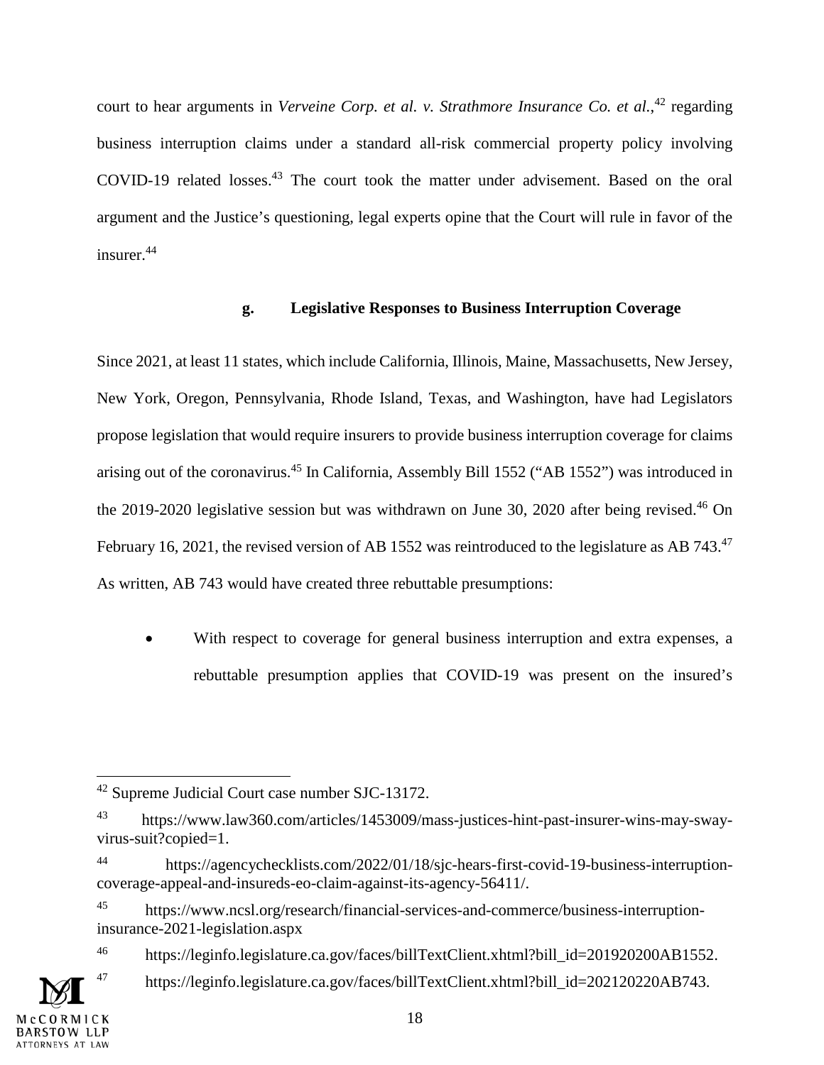court to hear arguments in *Verveine Corp. et al. v. Strathmore Insurance Co. et al.*,[42] regarding business interruption claims under a standard all-risk commercial property policy involving COVID-19 related losses.[43] The court took the matter under advisement. Based on the oral argument and the Justice's questioning, legal experts opine that the Court will rule in favor of the insurer.[44]

### g. Legislative Responses to Business Interruption Coverage

Since 2021, at least 11 states, which include California, Illinois, Maine, Massachusetts, New Jersey, New York, Oregon, Pennsylvania, Rhode Island, Texas, and Washington, have had Legislators propose legislation that would require insurers to provide business interruption coverage for claims arising out of the coronavirus.[45] In California, Assembly Bill 1552 ("AB 1552") was introduced in the 2019-2020 legislative session but was withdrawn on June 30, 2020 after being revised.[46] On February 16, 2021, the revised version of AB 1552 was reintroduced to the legislature as AB 743.[47] As written, AB 743 would have created three rebuttable presumptions:

- With respect to coverage for general business interruption and extra expenses, a rebuttable presumption applies that COVID-19 was present on the insured's

---

[42] Supreme Judicial Court case number SJC-13172.

[43] https://www.law360.com/articles/1453009/mass-justices-hint-past-insurer-wins-may-sway-virus-suit?copied=1.

[44] https://agencychecklists.com/2022/01/18/sjc-hears-first-covid-19-business-interruption-coverage-appeal-and-insureds-eo-claim-against-its-agency-56411/.

[45] https://www.ncsl.org/research/financial-services-and-commerce/business-interruption-insurance-2021-legislation.aspx

[46] https://leginfo.legislature.ca.gov/faces/billTextClient.xhtml?bill_id=201920200AB1552.

[47] https://leginfo.legislature.ca.gov/faces/billTextClient.xhtml?bill_id=202120220AB743.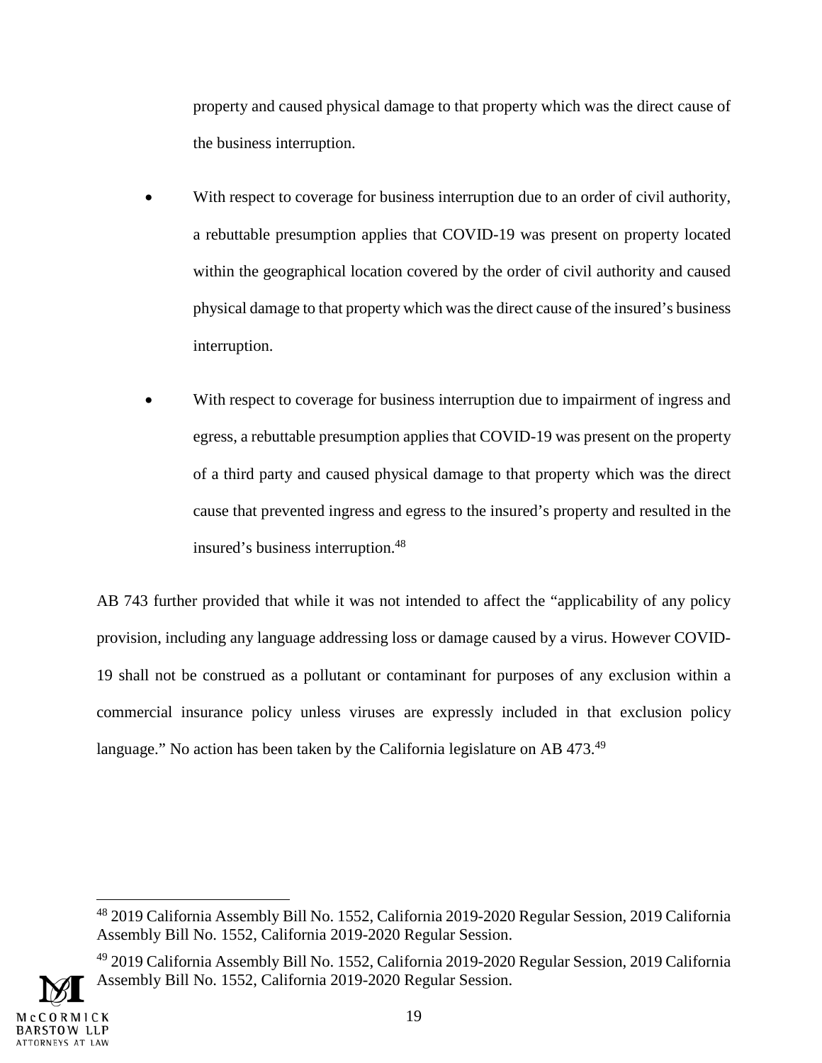property and caused physical damage to that property which was the direct cause of the business interruption.

- With respect to coverage for business interruption due to an order of civil authority, a rebuttable presumption applies that COVID-19 was present on property located within the geographical location covered by the order of civil authority and caused physical damage to that property which was the direct cause of the insured's business interruption.

- With respect to coverage for business interruption due to impairment of ingress and egress, a rebuttable presumption applies that COVID-19 was present on the property of a third party and caused physical damage to that property which was the direct cause that prevented ingress and egress to the insured's property and resulted in the insured's business interruption.[48]

AB 743 further provided that while it was not intended to affect the "applicability of any policy provision, including any language addressing loss or damage caused by a virus. However COVID-19 shall not be construed as a pollutant or contaminant for purposes of any exclusion within a commercial insurance policy unless viruses are expressly included in that exclusion policy language." No action has been taken by the California legislature on AB 473.[49]

---

[48] 2019 California Assembly Bill No. 1552, California 2019-2020 Regular Session, 2019 California Assembly Bill No. 1552, California 2019-2020 Regular Session.

[49] 2019 California Assembly Bill No. 1552, California 2019-2020 Regular Session, 2019 California Assembly Bill No. 1552, California 2019-2020 Regular Session.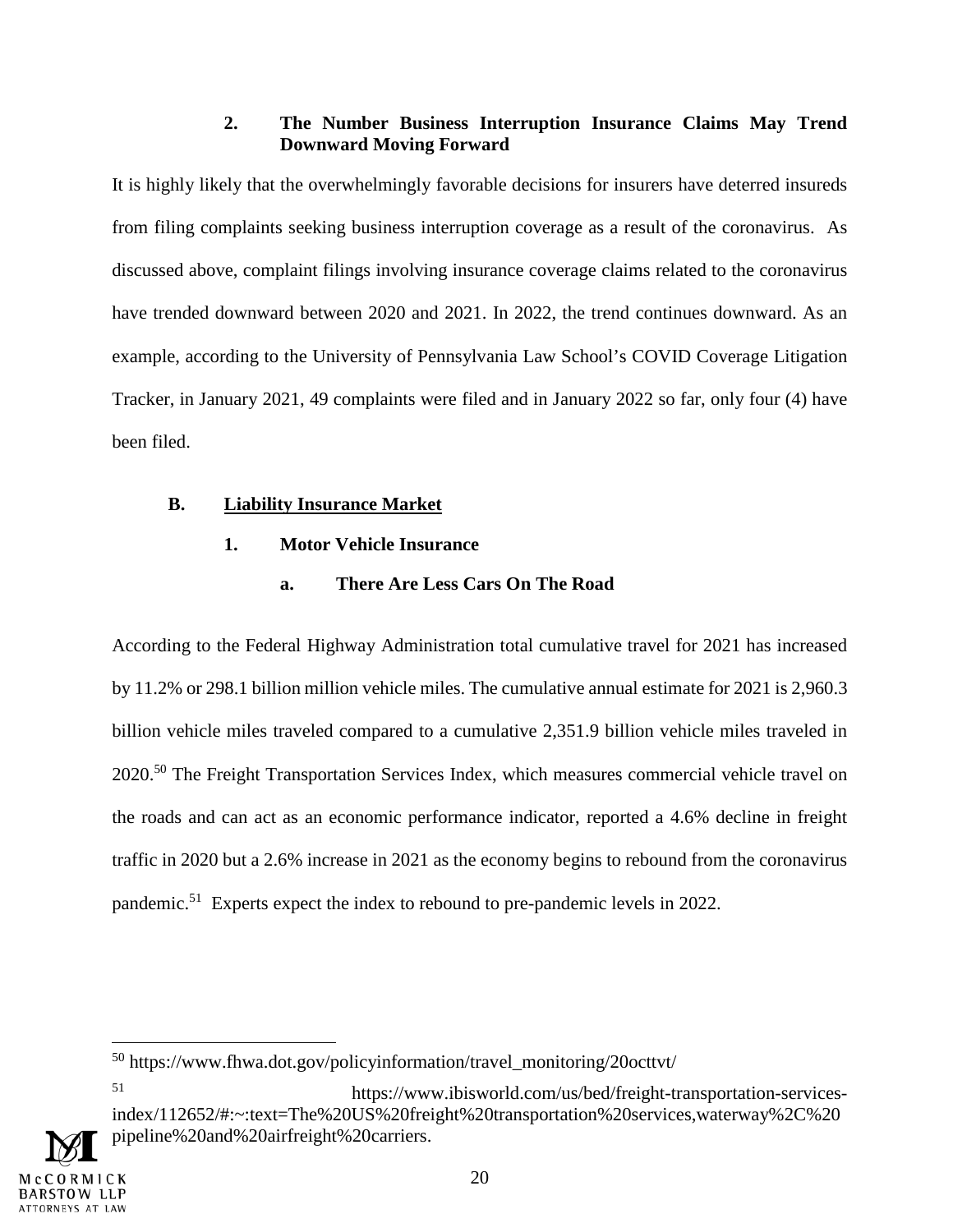#### 2. The Number Business Interruption Insurance Claims May Trend Downward Moving Forward

It is highly likely that the overwhelmingly favorable decisions for insurers have deterred insureds from filing complaints seeking business interruption coverage as a result of the coronavirus. As discussed above, complaint filings involving insurance coverage claims related to the coronavirus have trended downward between 2020 and 2021. In 2022, the trend continues downward. As an example, according to the University of Pennsylvania Law School's COVID Coverage Litigation Tracker, in January 2021, 49 complaints were filed and in January 2022 so far, only four (4) have been filed.

### B. Liability Insurance Market

#### 1. Motor Vehicle Insurance

##### a. There Are Less Cars On The Road

According to the Federal Highway Administration total cumulative travel for 2021 has increased by 11.2% or 298.1 billion million vehicle miles. The cumulative annual estimate for 2021 is 2,960.3 billion vehicle miles traveled compared to a cumulative 2,351.9 billion vehicle miles traveled in 2020.[50] The Freight Transportation Services Index, which measures commercial vehicle travel on the roads and can act as an economic performance indicator, reported a 4.6% decline in freight traffic in 2020 but a 2.6% increase in 2021 as the economy begins to rebound from the coronavirus pandemic.[51] Experts expect the index to rebound to pre-pandemic levels in 2022.

---

[50] https://www.fhwa.dot.gov/policyinformation/travel_monitoring/20octtvt/

[51] https://www.ibisworld.com/us/bed/freight-transportation-services-index/112652/#:~:text=The%20US%20freight%20transportation%20services,waterway%2C%20pipeline%20and%20airfreight%20carriers.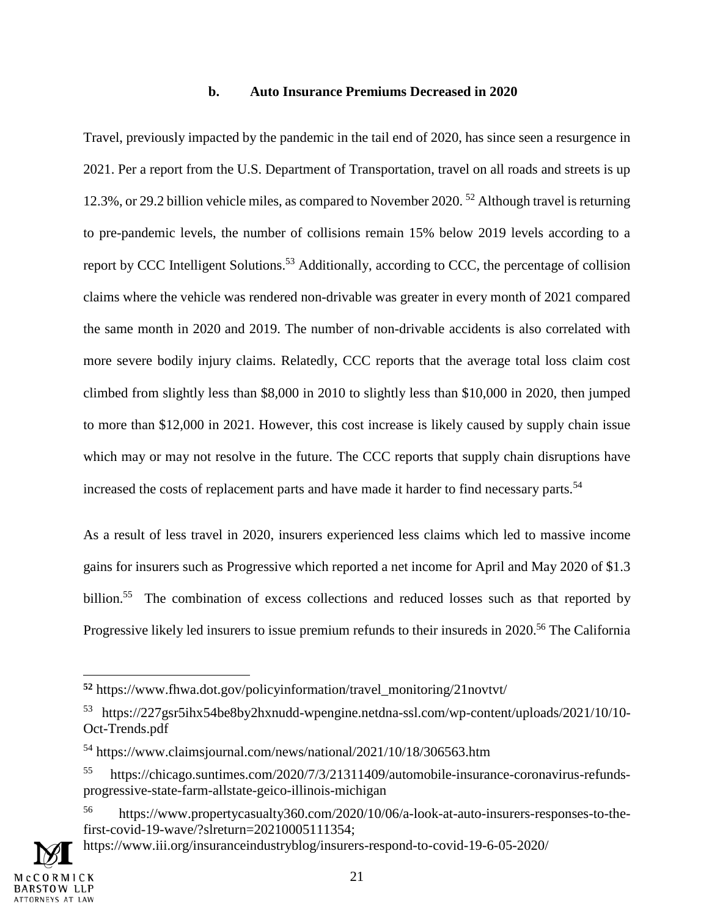### b. Auto Insurance Premiums Decreased in 2020

Travel, previously impacted by the pandemic in the tail end of 2020, has since seen a resurgence in 2021. Per a report from the U.S. Department of Transportation, travel on all roads and streets is up 12.3%, or 29.2 billion vehicle miles, as compared to November 2020. [52] Although travel is returning to pre-pandemic levels, the number of collisions remain 15% below 2019 levels according to a report by CCC Intelligent Solutions.[53] Additionally, according to CCC, the percentage of collision claims where the vehicle was rendered non-drivable was greater in every month of 2021 compared the same month in 2020 and 2019. The number of non-drivable accidents is also correlated with more severe bodily injury claims. Relatedly, CCC reports that the average total loss claim cost climbed from slightly less than $8,000 in 2010 to slightly less than $10,000 in 2020, then jumped to more than $12,000 in 2021. However, this cost increase is likely caused by supply chain issue which may or may not resolve in the future. The CCC reports that supply chain disruptions have increased the costs of replacement parts and have made it harder to find necessary parts.[54]

As a result of less travel in 2020, insurers experienced less claims which led to massive income gains for insurers such as Progressive which reported a net income for April and May 2020 of $1.3 billion.[55] The combination of excess collections and reduced losses such as that reported by Progressive likely led insurers to issue premium refunds to their insureds in 2020.[56] The California

---

[52] https://www.fhwa.dot.gov/policyinformation/travel_monitoring/21novtvt/

[53] https://227gsr5ihx54be8by2hxnudd-wpengine.netdna-ssl.com/wp-content/uploads/2021/10/10-Oct-Trends.pdf

[54] https://www.claimsjournal.com/news/national/2021/10/18/306563.htm

[55] https://chicago.suntimes.com/2020/7/3/21311409/automobile-insurance-coronavirus-refunds-progressive-state-farm-allstate-geico-illinois-michigan

[56] https://www.propertycasualty360.com/2020/10/06/a-look-at-auto-insurers-responses-to-the-first-covid-19-wave/?slreturn=20210005111354;
https://www.iii.org/insuranceindustryblog/insurers-respond-to-covid-19-6-05-2020/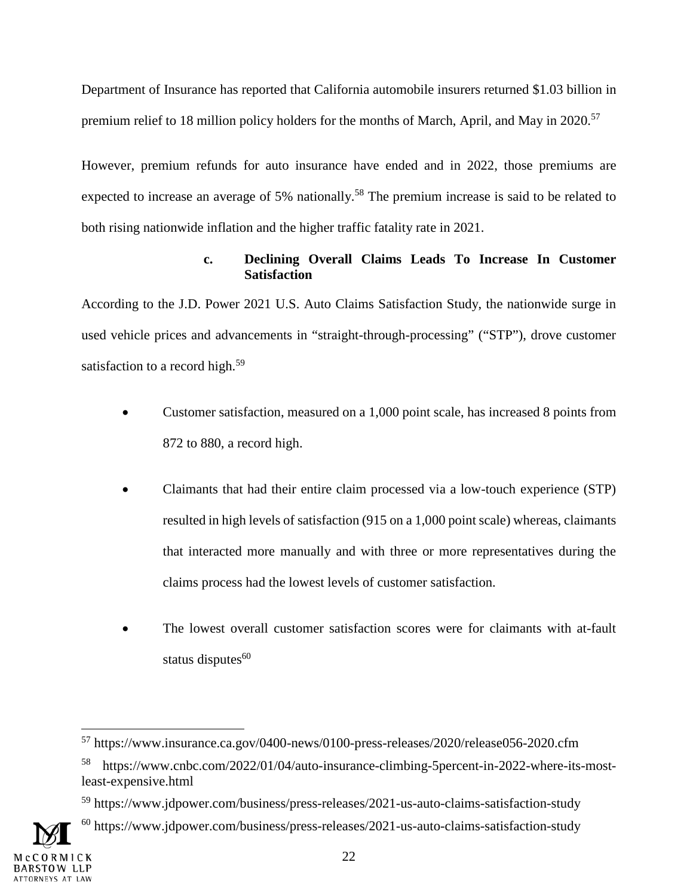Department of Insurance has reported that California automobile insurers returned $1.03 billion in premium relief to 18 million policy holders for the months of March, April, and May in 2020.[57]

However, premium refunds for auto insurance have ended and in 2022, those premiums are expected to increase an average of 5% nationally.[58] The premium increase is said to be related to both rising nationwide inflation and the higher traffic fatality rate in 2021.

**c. Declining Overall Claims Leads To Increase In Customer Satisfaction**

According to the J.D. Power 2021 U.S. Auto Claims Satisfaction Study, the nationwide surge in used vehicle prices and advancements in "straight-through-processing" ("STP"), drove customer satisfaction to a record high.[59]

- Customer satisfaction, measured on a 1,000 point scale, has increased 8 points from 872 to 880, a record high.
- Claimants that had their entire claim processed via a low-touch experience (STP) resulted in high levels of satisfaction (915 on a 1,000 point scale) whereas, claimants that interacted more manually and with three or more representatives during the claims process had the lowest levels of customer satisfaction.
- The lowest overall customer satisfaction scores were for claimants with at-fault status disputes[60]

---

[57] https://www.insurance.ca.gov/0400-news/0100-press-releases/2020/release056-2020.cfm

[58] https://www.cnbc.com/2022/01/04/auto-insurance-climbing-5percent-in-2022-where-its-most-least-expensive.html

[59] https://www.jdpower.com/business/press-releases/2021-us-auto-claims-satisfaction-study

[60] https://www.jdpower.com/business/press-releases/2021-us-auto-claims-satisfaction-study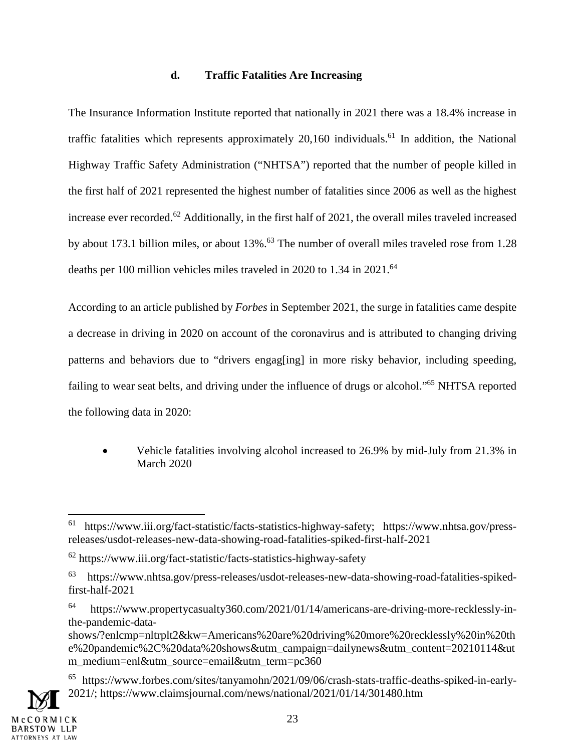### d. Traffic Fatalities Are Increasing

The Insurance Information Institute reported that nationally in 2021 there was a 18.4% increase in traffic fatalities which represents approximately 20,160 individuals.[61] In addition, the National Highway Traffic Safety Administration ("NHTSA") reported that the number of people killed in the first half of 2021 represented the highest number of fatalities since 2006 as well as the highest increase ever recorded.[62] Additionally, in the first half of 2021, the overall miles traveled increased by about 173.1 billion miles, or about 13%.[63] The number of overall miles traveled rose from 1.28 deaths per 100 million vehicles miles traveled in 2020 to 1.34 in 2021.[64]

According to an article published by *Forbes* in September 2021, the surge in fatalities came despite a decrease in driving in 2020 on account of the coronavirus and is attributed to changing driving patterns and behaviors due to "drivers engag[ing] in more risky behavior, including speeding, failing to wear seat belts, and driving under the influence of drugs or alcohol."[65] NHTSA reported the following data in 2020:

- Vehicle fatalities involving alcohol increased to 26.9% by mid-July from 21.3% in March 2020

---

[61] https://www.iii.org/fact-statistic/facts-statistics-highway-safety; https://www.nhtsa.gov/press-releases/usdot-releases-new-data-showing-road-fatalities-spiked-first-half-2021

[62] https://www.iii.org/fact-statistic/facts-statistics-highway-safety

[63] https://www.nhtsa.gov/press-releases/usdot-releases-new-data-showing-road-fatalities-spiked-first-half-2021

[64] https://www.propertycasualty360.com/2021/01/14/americans-are-driving-more-recklessly-in-the-pandemic-data-shows/?enlcmp=nltrplt2&kw=Americans%20are%20driving%20more%20recklessly%20in%20the%20pandemic%2C%20data%20shows&utm_campaign=dailynews&utm_content=20210114&utm_medium=enl&utm_source=email&utm_term=pc360

[65] https://www.forbes.com/sites/tanyamohn/2021/09/06/crash-stats-traffic-deaths-spiked-in-early-2021/; https://www.claimsjournal.com/news/national/2021/01/14/301480.htm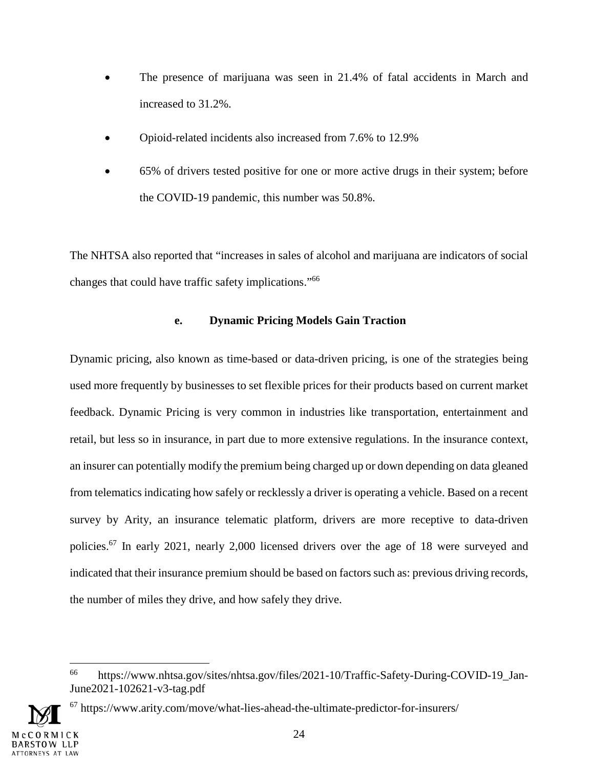- The presence of marijuana was seen in 21.4% of fatal accidents in March and increased to 31.2%.
- Opioid-related incidents also increased from 7.6% to 12.9%
- 65% of drivers tested positive for one or more active drugs in their system; before the COVID-19 pandemic, this number was 50.8%.

The NHTSA also reported that "increases in sales of alcohol and marijuana are indicators of social changes that could have traffic safety implications."[66]

### e. Dynamic Pricing Models Gain Traction

Dynamic pricing, also known as time-based or data-driven pricing, is one of the strategies being used more frequently by businesses to set flexible prices for their products based on current market feedback. Dynamic Pricing is very common in industries like transportation, entertainment and retail, but less so in insurance, in part due to more extensive regulations. In the insurance context, an insurer can potentially modify the premium being charged up or down depending on data gleaned from telematics indicating how safely or recklessly a driver is operating a vehicle. Based on a recent survey by Arity, an insurance telematic platform, drivers are more receptive to data-driven policies.[67] In early 2021, nearly 2,000 licensed drivers over the age of 18 were surveyed and indicated that their insurance premium should be based on factors such as: previous driving records, the number of miles they drive, and how safely they drive.

---

[66] https://www.nhtsa.gov/sites/nhtsa.gov/files/2021-10/Traffic-Safety-During-COVID-19_Jan-June2021-102621-v3-tag.pdf

[67] https://www.arity.com/move/what-lies-ahead-the-ultimate-predictor-for-insurers/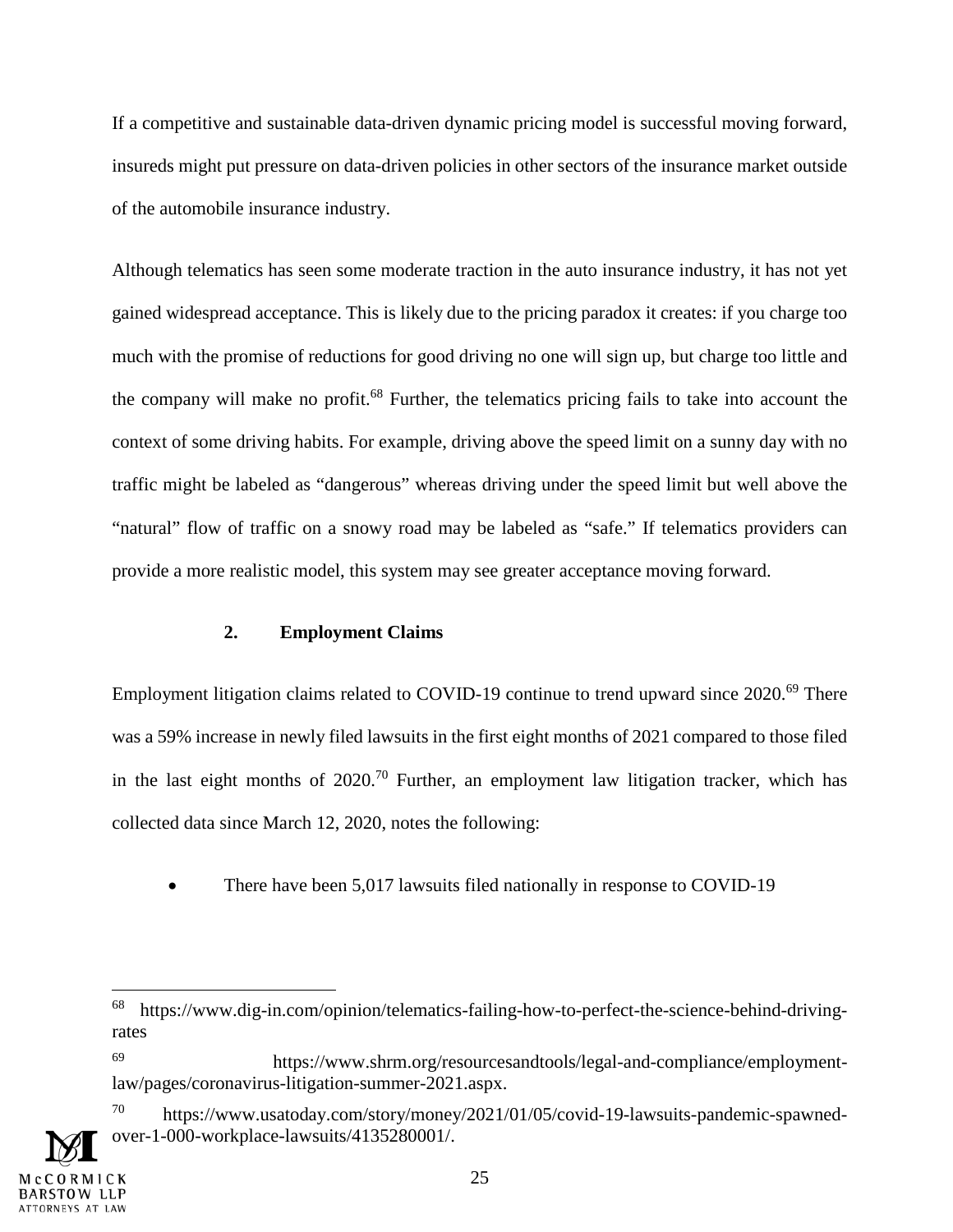If a competitive and sustainable data-driven dynamic pricing model is successful moving forward, insureds might put pressure on data-driven policies in other sectors of the insurance market outside of the automobile insurance industry.

Although telematics has seen some moderate traction in the auto insurance industry, it has not yet gained widespread acceptance. This is likely due to the pricing paradox it creates: if you charge too much with the promise of reductions for good driving no one will sign up, but charge too little and the company will make no profit.[68] Further, the telematics pricing fails to take into account the context of some driving habits. For example, driving above the speed limit on a sunny day with no traffic might be labeled as "dangerous" whereas driving under the speed limit but well above the "natural" flow of traffic on a snowy road may be labeled as "safe." If telematics providers can provide a more realistic model, this system may see greater acceptance moving forward.

### 2. Employment Claims

Employment litigation claims related to COVID-19 continue to trend upward since 2020.[69] There was a 59% increase in newly filed lawsuits in the first eight months of 2021 compared to those filed in the last eight months of 2020.[70] Further, an employment law litigation tracker, which has collected data since March 12, 2020, notes the following:

- There have been 5,017 lawsuits filed nationally in response to COVID-19

---

[68] https://www.dig-in.com/opinion/telematics-failing-how-to-perfect-the-science-behind-driving-rates

[69] https://www.shrm.org/resourcesandtools/legal-and-compliance/employment-law/pages/coronavirus-litigation-summer-2021.aspx.

[70] https://www.usatoday.com/story/money/2021/01/05/covid-19-lawsuits-pandemic-spawned-over-1-000-workplace-lawsuits/4135280001/.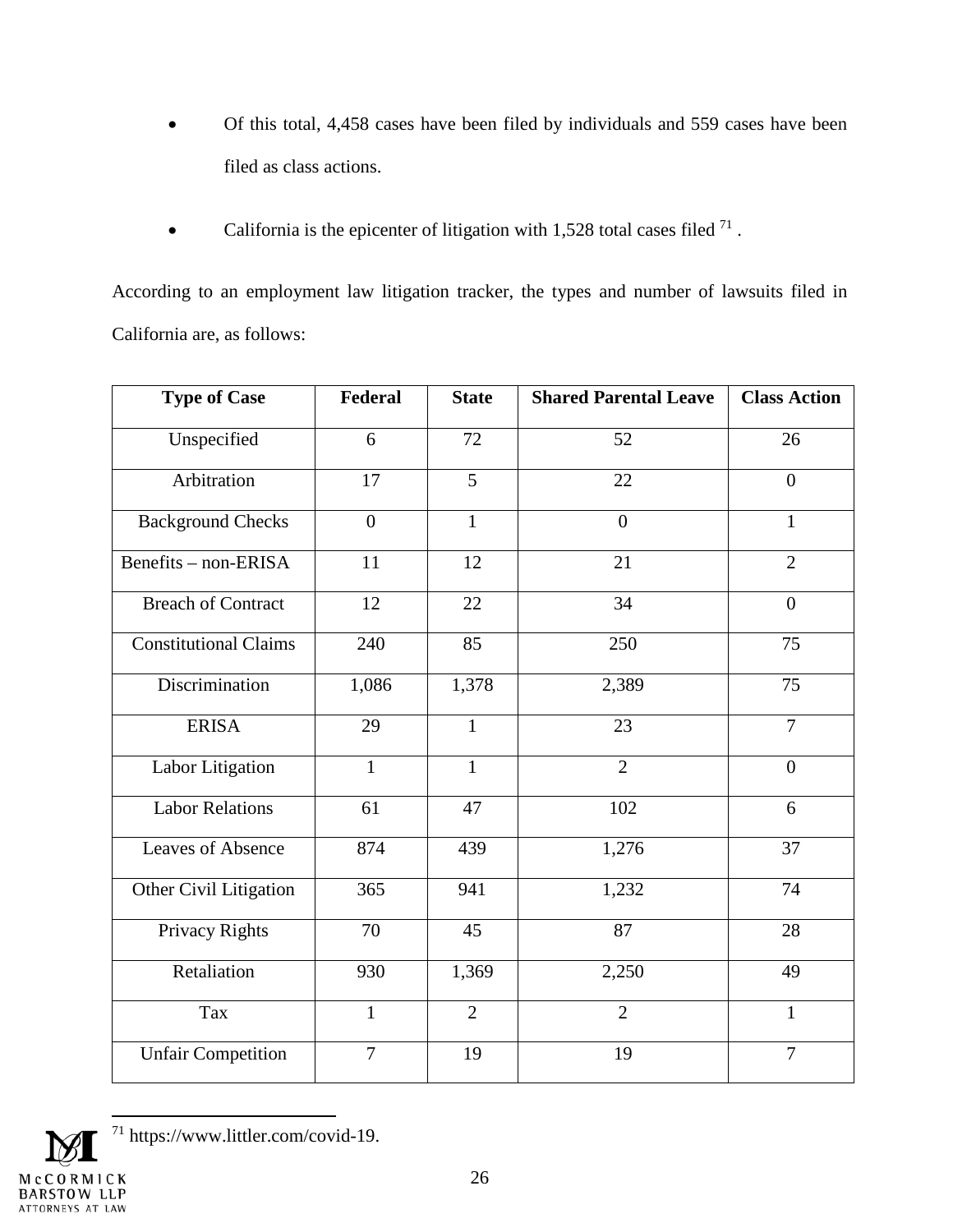- Of this total, 4,458 cases have been filed by individuals and 559 cases have been filed as class actions.

- California is the epicenter of litigation with 1,528 total cases filed [71] .

According to an employment law litigation tracker, the types and number of lawsuits filed in California are, as follows:

| Type of Case | Federal | State | Shared Parental Leave | Class Action |
|---|---|---|---|---|
| Unspecified | 6 | 72 | 52 | 26 |
| Arbitration | 17 | 5 | 22 | 0 |
| Background Checks | 0 | 1 | 0 | 1 |
| Benefits – non-ERISA | 11 | 12 | 21 | 2 |
| Breach of Contract | 12 | 22 | 34 | 0 |
| Constitutional Claims | 240 | 85 | 250 | 75 |
| Discrimination | 1,086 | 1,378 | 2,389 | 75 |
| ERISA | 29 | 1 | 23 | 7 |
| Labor Litigation | 1 | 1 | 2 | 0 |
| Labor Relations | 61 | 47 | 102 | 6 |
| Leaves of Absence | 874 | 439 | 1,276 | 37 |
| Other Civil Litigation | 365 | 941 | 1,232 | 74 |
| Privacy Rights | 70 | 45 | 87 | 28 |
| Retaliation | 930 | 1,369 | 2,250 | 49 |
| Tax | 1 | 2 | 2 | 1 |
| Unfair Competition | 7 | 19 | 19 | 7 |

[71] https://www.littler.com/covid-19.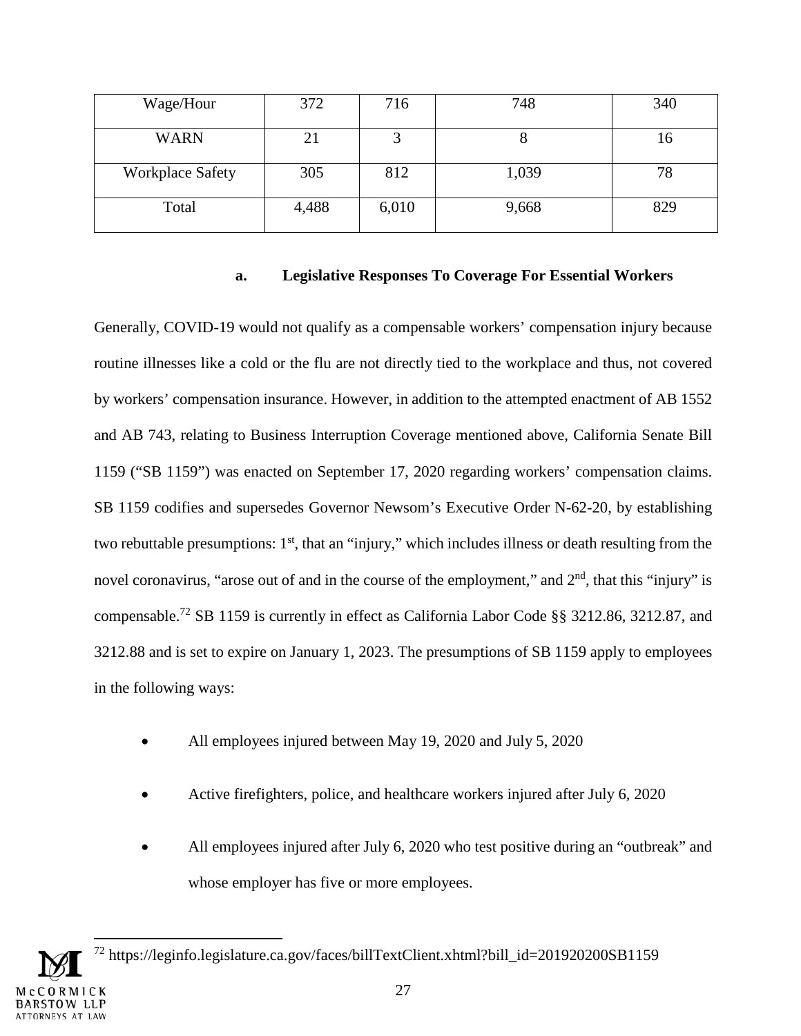| Wage/Hour | 372 | 716 | 748 | 340 |
|---|---|---|---|---|
| WARN | 21 | 3 | 8 | 16 |
| Workplace Safety | 305 | 812 | 1,039 | 78 |
| Total | 4,488 | 6,010 | 9,668 | 829 |

#### a. Legislative Responses To Coverage For Essential Workers

Generally, COVID-19 would not qualify as a compensable workers' compensation injury because routine illnesses like a cold or the flu are not directly tied to the workplace and thus, not covered by workers' compensation insurance. However, in addition to the attempted enactment of AB 1552 and AB 743, relating to Business Interruption Coverage mentioned above, California Senate Bill 1159 ("SB 1159") was enacted on September 17, 2020 regarding workers' compensation claims. SB 1159 codifies and supersedes Governor Newsom's Executive Order N-62-20, by establishing two rebuttable presumptions: 1st, that an "injury," which includes illness or death resulting from the novel coronavirus, "arose out of and in the course of the employment," and 2nd, that this "injury" is compensable.[72] SB 1159 is currently in effect as California Labor Code §§ 3212.86, 3212.87, and 3212.88 and is set to expire on January 1, 2023. The presumptions of SB 1159 apply to employees in the following ways:

- All employees injured between May 19, 2020 and July 5, 2020
- Active firefighters, police, and healthcare workers injured after July 6, 2020
- All employees injured after July 6, 2020 who test positive during an "outbreak" and whose employer has five or more employees.

[72] https://leginfo.legislature.ca.gov/faces/billTextClient.xhtml?bill_id=201920200SB1159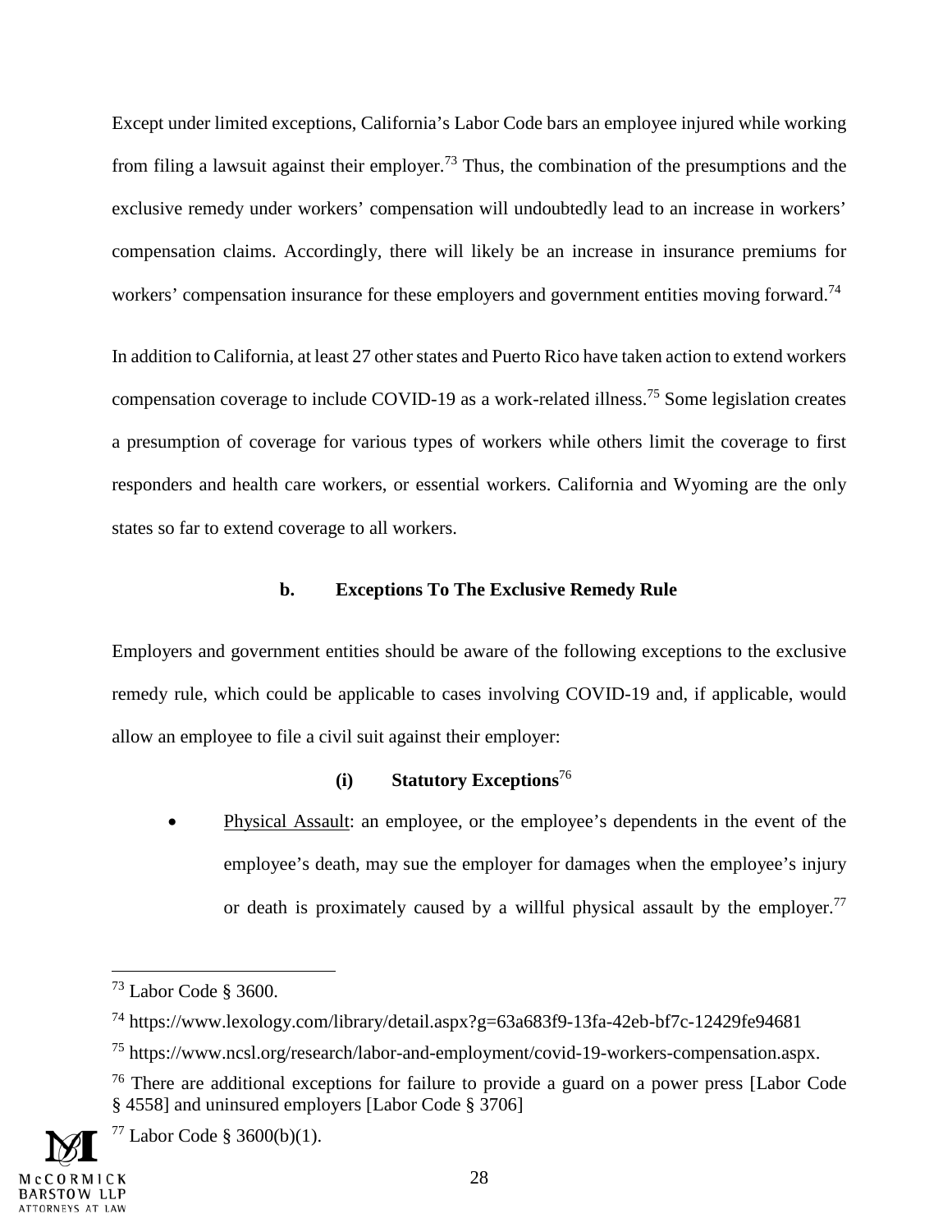Except under limited exceptions, California's Labor Code bars an employee injured while working from filing a lawsuit against their employer.[73] Thus, the combination of the presumptions and the exclusive remedy under workers' compensation will undoubtedly lead to an increase in workers' compensation claims. Accordingly, there will likely be an increase in insurance premiums for workers' compensation insurance for these employers and government entities moving forward.[74]

In addition to California, at least 27 other states and Puerto Rico have taken action to extend workers compensation coverage to include COVID-19 as a work-related illness.[75] Some legislation creates a presumption of coverage for various types of workers while others limit the coverage to first responders and health care workers, or essential workers. California and Wyoming are the only states so far to extend coverage to all workers.

#### b. Exceptions To The Exclusive Remedy Rule

Employers and government entities should be aware of the following exceptions to the exclusive remedy rule, which could be applicable to cases involving COVID-19 and, if applicable, would allow an employee to file a civil suit against their employer:

##### (i) Statutory Exceptions[76]

- Physical Assault: an employee, or the employee's dependents in the event of the employee's death, may sue the employer for damages when the employee's injury or death is proximately caused by a willful physical assault by the employer.[77]

---

[73] Labor Code § 3600.

[74] https://www.lexology.com/library/detail.aspx?g=63a683f9-13fa-42eb-bf7c-12429fe94681

[75] https://www.ncsl.org/research/labor-and-employment/covid-19-workers-compensation.aspx.

[76] There are additional exceptions for failure to provide a guard on a power press [Labor Code § 4558] and uninsured employers [Labor Code § 3706]

[77] Labor Code § 3600(b)(1).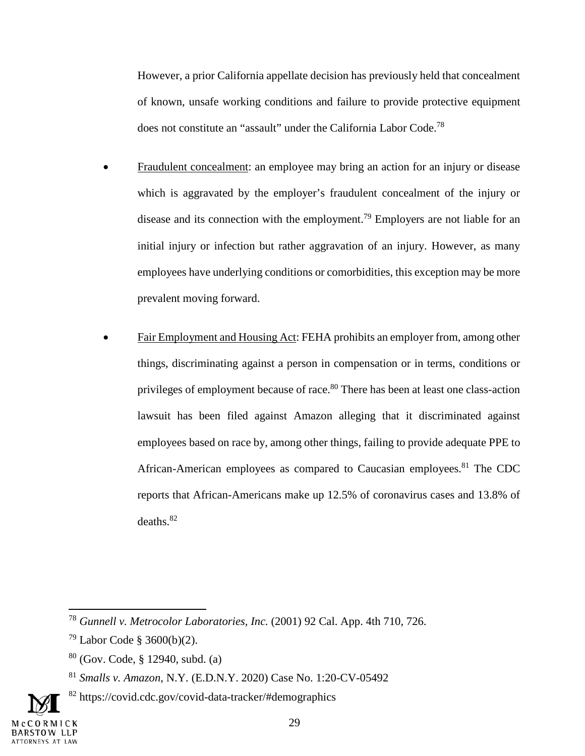However, a prior California appellate decision has previously held that concealment of known, unsafe working conditions and failure to provide protective equipment does not constitute an "assault" under the California Labor Code.[78]

- Fraudulent concealment: an employee may bring an action for an injury or disease which is aggravated by the employer's fraudulent concealment of the injury or disease and its connection with the employment.[79] Employers are not liable for an initial injury or infection but rather aggravation of an injury. However, as many employees have underlying conditions or comorbidities, this exception may be more prevalent moving forward.

- Fair Employment and Housing Act: FEHA prohibits an employer from, among other things, discriminating against a person in compensation or in terms, conditions or privileges of employment because of race.[80] There has been at least one class-action lawsuit has been filed against Amazon alleging that it discriminated against employees based on race by, among other things, failing to provide adequate PPE to African-American employees as compared to Caucasian employees.[81] The CDC reports that African-Americans make up 12.5% of coronavirus cases and 13.8% of deaths.[82]

---

[78] *Gunnell v. Metrocolor Laboratories, Inc.* (2001) 92 Cal. App. 4th 710, 726.

[79] Labor Code § 3600(b)(2).

[80] (Gov. Code, § 12940, subd. (a)

[81] *Smalls v. Amazon*, N.Y. (E.D.N.Y. 2020) Case No. 1:20-CV-05492

[82] https://covid.cdc.gov/covid-data-tracker/#demographics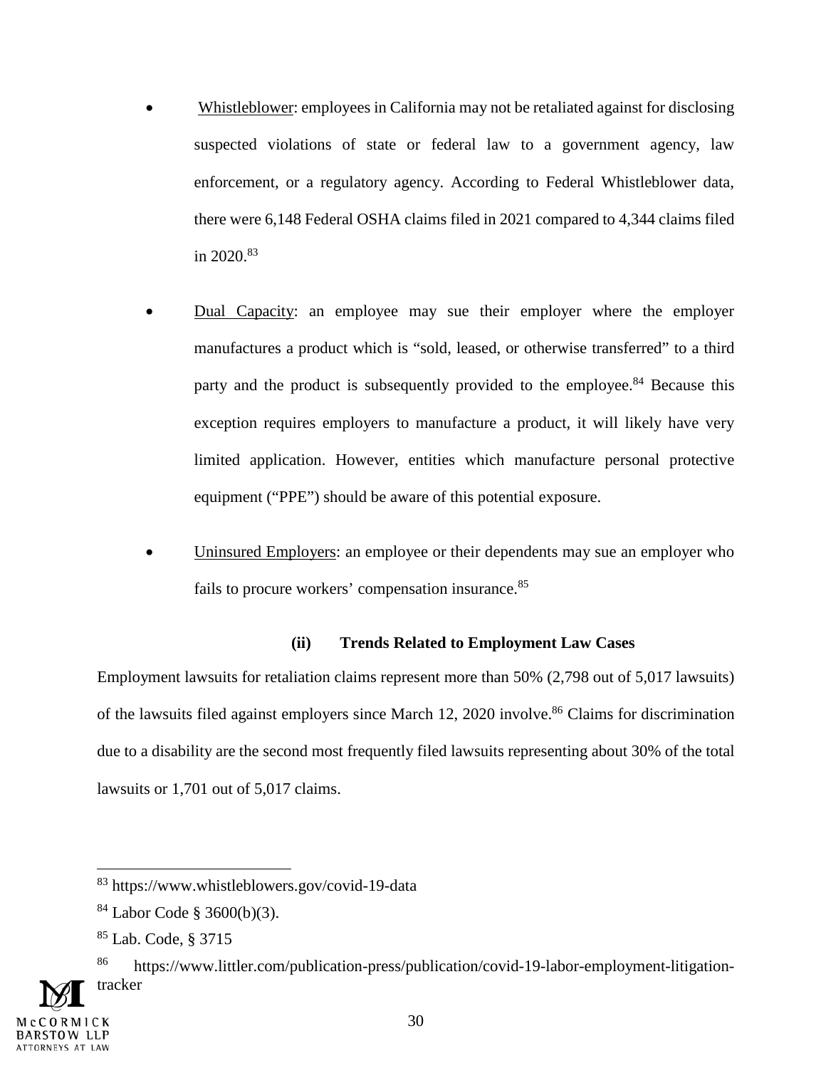- Whistleblower: employees in California may not be retaliated against for disclosing suspected violations of state or federal law to a government agency, law enforcement, or a regulatory agency. According to Federal Whistleblower data, there were 6,148 Federal OSHA claims filed in 2021 compared to 4,344 claims filed in 2020.[83]

- Dual Capacity: an employee may sue their employer where the employer manufactures a product which is "sold, leased, or otherwise transferred" to a third party and the product is subsequently provided to the employee.[84] Because this exception requires employers to manufacture a product, it will likely have very limited application. However, entities which manufacture personal protective equipment ("PPE") should be aware of this potential exposure.

- Uninsured Employers: an employee or their dependents may sue an employer who fails to procure workers' compensation insurance.[85]

### (ii) Trends Related to Employment Law Cases

Employment lawsuits for retaliation claims represent more than 50% (2,798 out of 5,017 lawsuits) of the lawsuits filed against employers since March 12, 2020 involve.[86] Claims for discrimination due to a disability are the second most frequently filed lawsuits representing about 30% of the total lawsuits or 1,701 out of 5,017 claims.

---

[83] https://www.whistleblowers.gov/covid-19-data

[84] Labor Code § 3600(b)(3).

[85] Lab. Code, § 3715

[86] https://www.littler.com/publication-press/publication/covid-19-labor-employment-litigation-tracker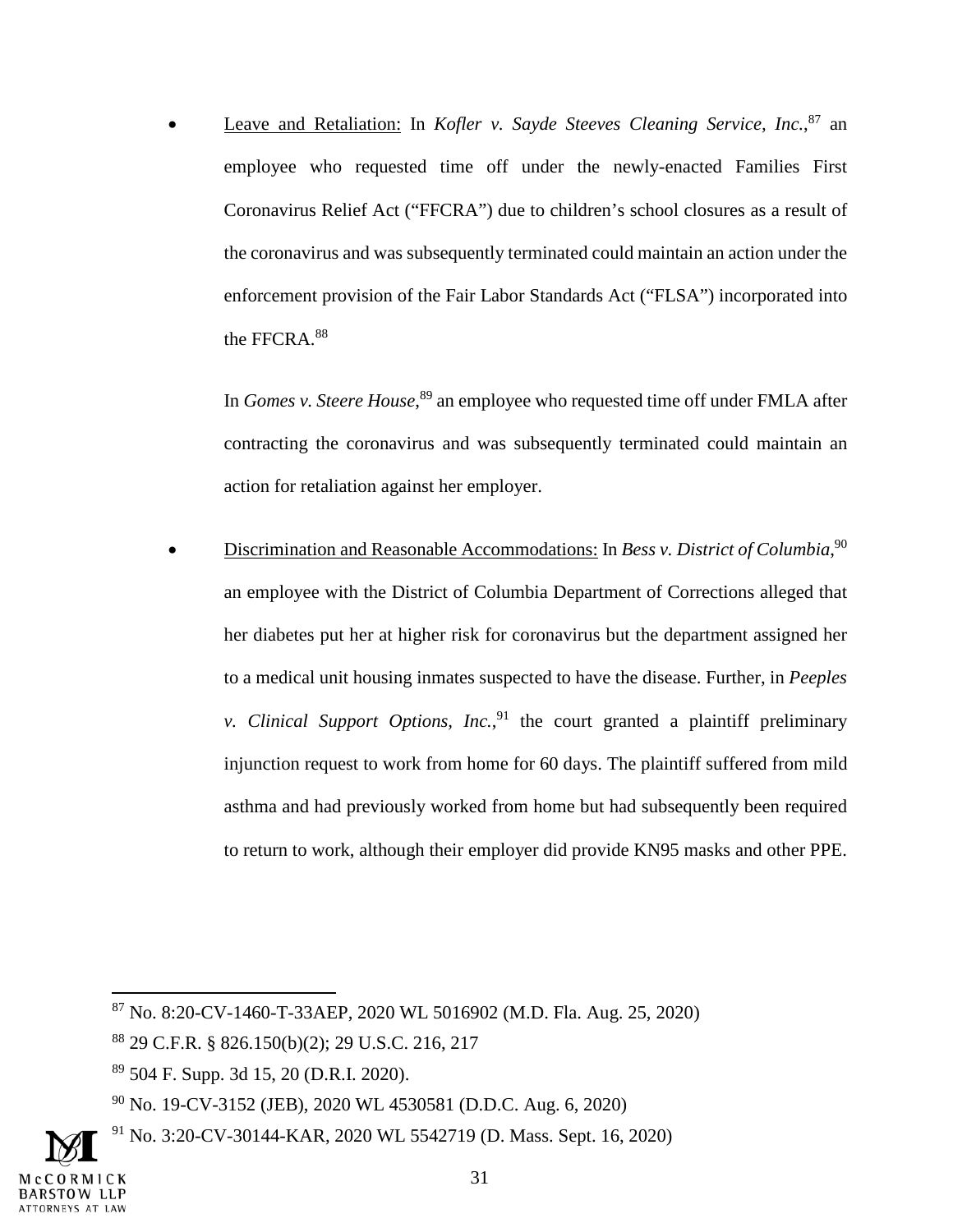- Leave and Retaliation: In *Kofler v. Sayde Steeves Cleaning Service, Inc.*,[87] an employee who requested time off under the newly-enacted Families First Coronavirus Relief Act ("FFCRA") due to children's school closures as a result of the coronavirus and was subsequently terminated could maintain an action under the enforcement provision of the Fair Labor Standards Act ("FLSA") incorporated into the FFCRA.[88]

  In *Gomes v. Steere House*,[89] an employee who requested time off under FMLA after contracting the coronavirus and was subsequently terminated could maintain an action for retaliation against her employer.

- Discrimination and Reasonable Accommodations: In *Bess v. District of Columbia*,[90] an employee with the District of Columbia Department of Corrections alleged that her diabetes put her at higher risk for coronavirus but the department assigned her to a medical unit housing inmates suspected to have the disease. Further, in *Peeples v. Clinical Support Options, Inc.*,[91] the court granted a plaintiff preliminary injunction request to work from home for 60 days. The plaintiff suffered from mild asthma and had previously worked from home but had subsequently been required to return to work, although their employer did provide KN95 masks and other PPE.

---

[87] No. 8:20-CV-1460-T-33AEP, 2020 WL 5016902 (M.D. Fla. Aug. 25, 2020)

[88] 29 C.F.R. § 826.150(b)(2); 29 U.S.C. 216, 217

[89] 504 F. Supp. 3d 15, 20 (D.R.I. 2020).

[90] No. 19-CV-3152 (JEB), 2020 WL 4530581 (D.D.C. Aug. 6, 2020)

[91] No. 3:20-CV-30144-KAR, 2020 WL 5542719 (D. Mass. Sept. 16, 2020)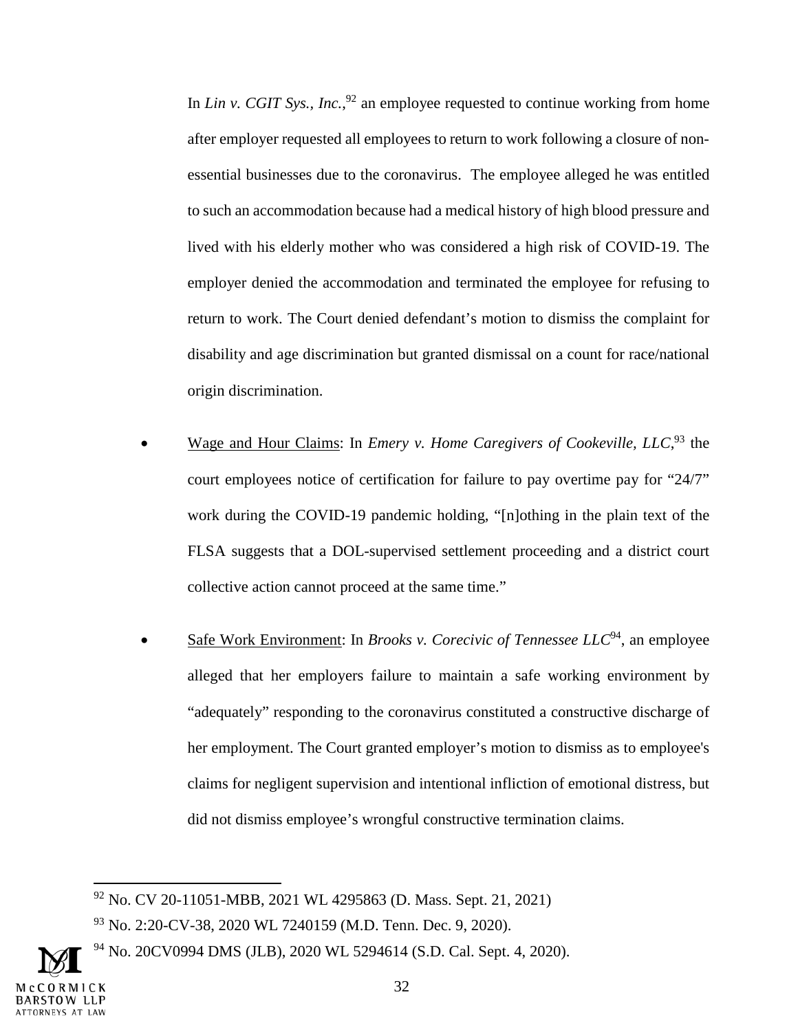In *Lin v. CGIT Sys., Inc.*,[92] an employee requested to continue working from home after employer requested all employees to return to work following a closure of non-essential businesses due to the coronavirus. The employee alleged he was entitled to such an accommodation because had a medical history of high blood pressure and lived with his elderly mother who was considered a high risk of COVID-19. The employer denied the accommodation and terminated the employee for refusing to return to work. The Court denied defendant's motion to dismiss the complaint for disability and age discrimination but granted dismissal on a count for race/national origin discrimination.

- Wage and Hour Claims: In *Emery v. Home Caregivers of Cookeville, LLC*,[93] the court employees notice of certification for failure to pay overtime pay for "24/7" work during the COVID-19 pandemic holding, "[n]othing in the plain text of the FLSA suggests that a DOL-supervised settlement proceeding and a district court collective action cannot proceed at the same time."

- Safe Work Environment: In *Brooks v. Corecivic of Tennessee LLC*[94], an employee alleged that her employers failure to maintain a safe working environment by "adequately" responding to the coronavirus constituted a constructive discharge of her employment. The Court granted employer's motion to dismiss as to employee's claims for negligent supervision and intentional infliction of emotional distress, but did not dismiss employee's wrongful constructive termination claims.

---

[92] No. CV 20-11051-MBB, 2021 WL 4295863 (D. Mass. Sept. 21, 2021)

[93] No. 2:20-CV-38, 2020 WL 7240159 (M.D. Tenn. Dec. 9, 2020).

[94] No. 20CV0994 DMS (JLB), 2020 WL 5294614 (S.D. Cal. Sept. 4, 2020).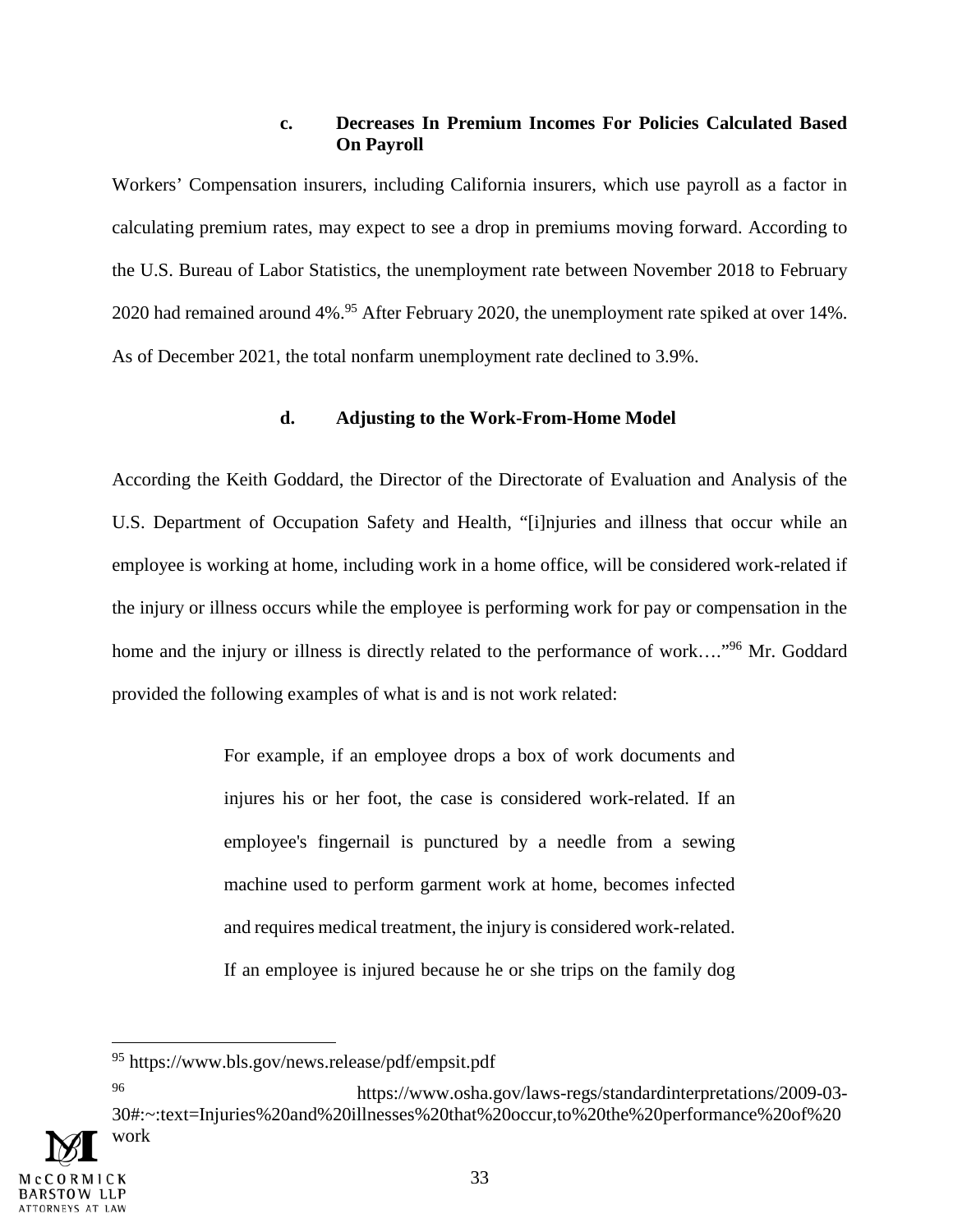#### c. Decreases In Premium Incomes For Policies Calculated Based On Payroll

Workers' Compensation insurers, including California insurers, which use payroll as a factor in calculating premium rates, may expect to see a drop in premiums moving forward. According to the U.S. Bureau of Labor Statistics, the unemployment rate between November 2018 to February 2020 had remained around 4%.[95] After February 2020, the unemployment rate spiked at over 14%. As of December 2021, the total nonfarm unemployment rate declined to 3.9%.

#### d. Adjusting to the Work-From-Home Model

According the Keith Goddard, the Director of the Directorate of Evaluation and Analysis of the U.S. Department of Occupation Safety and Health, "[i]njuries and illness that occur while an employee is working at home, including work in a home office, will be considered work-related if the injury or illness occurs while the employee is performing work for pay or compensation in the home and the injury or illness is directly related to the performance of work…."[96] Mr. Goddard provided the following examples of what is and is not work related:

> For example, if an employee drops a box of work documents and injures his or her foot, the case is considered work-related. If an employee's fingernail is punctured by a needle from a sewing machine used to perform garment work at home, becomes infected and requires medical treatment, the injury is considered work-related. If an employee is injured because he or she trips on the family dog

---

[95] https://www.bls.gov/news.release/pdf/empsit.pdf

[96] https://www.osha.gov/laws-regs/standardinterpretations/2009-03-30#:~:text=Injuries%20and%20illnesses%20that%20occur,to%20the%20performance%20of%20work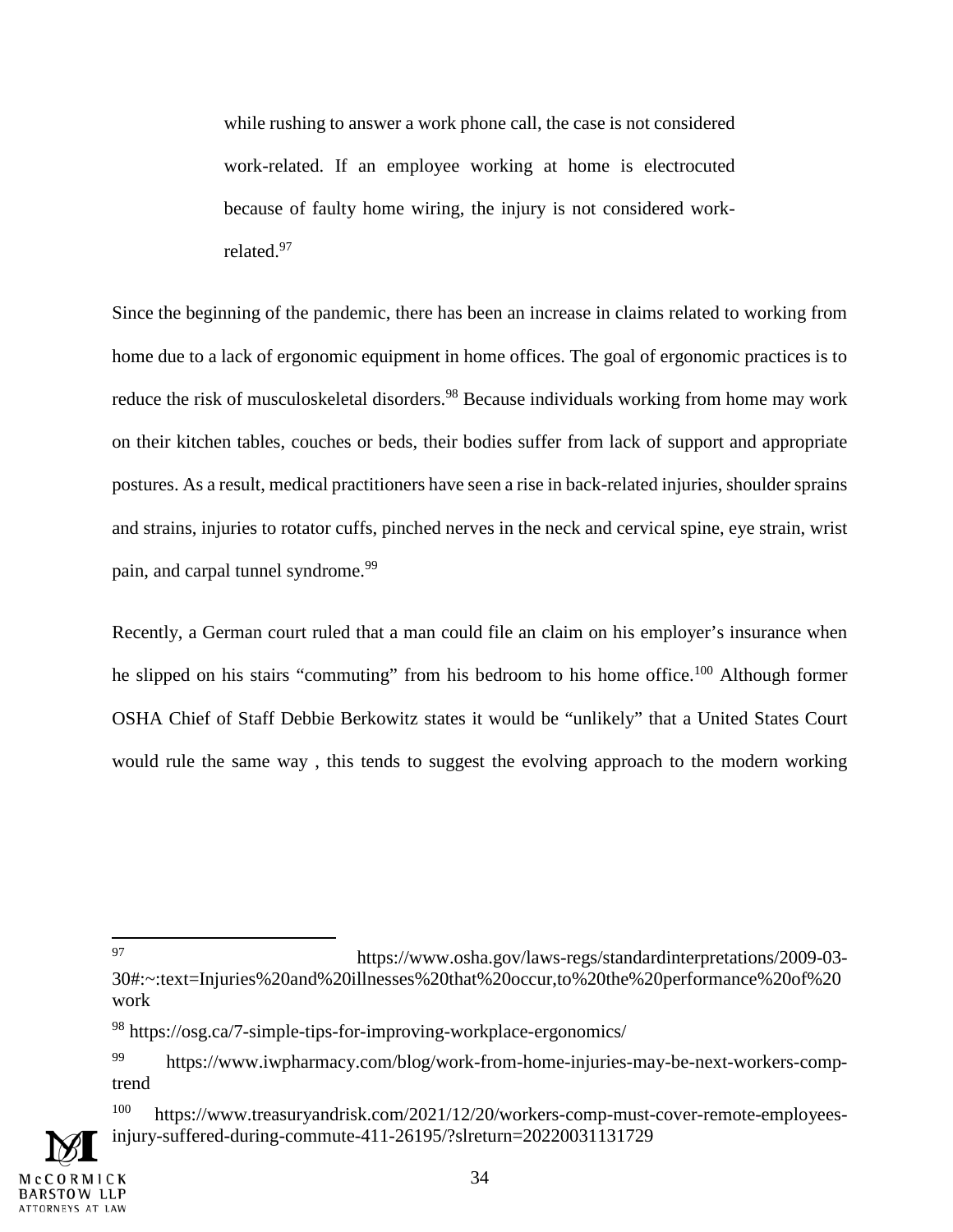> while rushing to answer a work phone call, the case is not considered work-related. If an employee working at home is electrocuted because of faulty home wiring, the injury is not considered work-related.[97]

Since the beginning of the pandemic, there has been an increase in claims related to working from home due to a lack of ergonomic equipment in home offices. The goal of ergonomic practices is to reduce the risk of musculoskeletal disorders.[98] Because individuals working from home may work on their kitchen tables, couches or beds, their bodies suffer from lack of support and appropriate postures. As a result, medical practitioners have seen a rise in back-related injuries, shoulder sprains and strains, injuries to rotator cuffs, pinched nerves in the neck and cervical spine, eye strain, wrist pain, and carpal tunnel syndrome.[99]

Recently, a German court ruled that a man could file an claim on his employer's insurance when he slipped on his stairs "commuting" from his bedroom to his home office.[100] Although former OSHA Chief of Staff Debbie Berkowitz states it would be "unlikely" that a United States Court would rule the same way , this tends to suggest the evolving approach to the modern working

---

[97] https://www.osha.gov/laws-regs/standardinterpretations/2009-03-30#:~:text=Injuries%20and%20illnesses%20that%20occur,to%20the%20performance%20of%20work

[98] https://osg.ca/7-simple-tips-for-improving-workplace-ergonomics/

[99] https://www.iwpharmacy.com/blog/work-from-home-injuries-may-be-next-workers-comp-trend

[100] https://www.treasuryandrisk.com/2021/12/20/workers-comp-must-cover-remote-employees-injury-suffered-during-commute-411-26195/?slreturn=20220031131729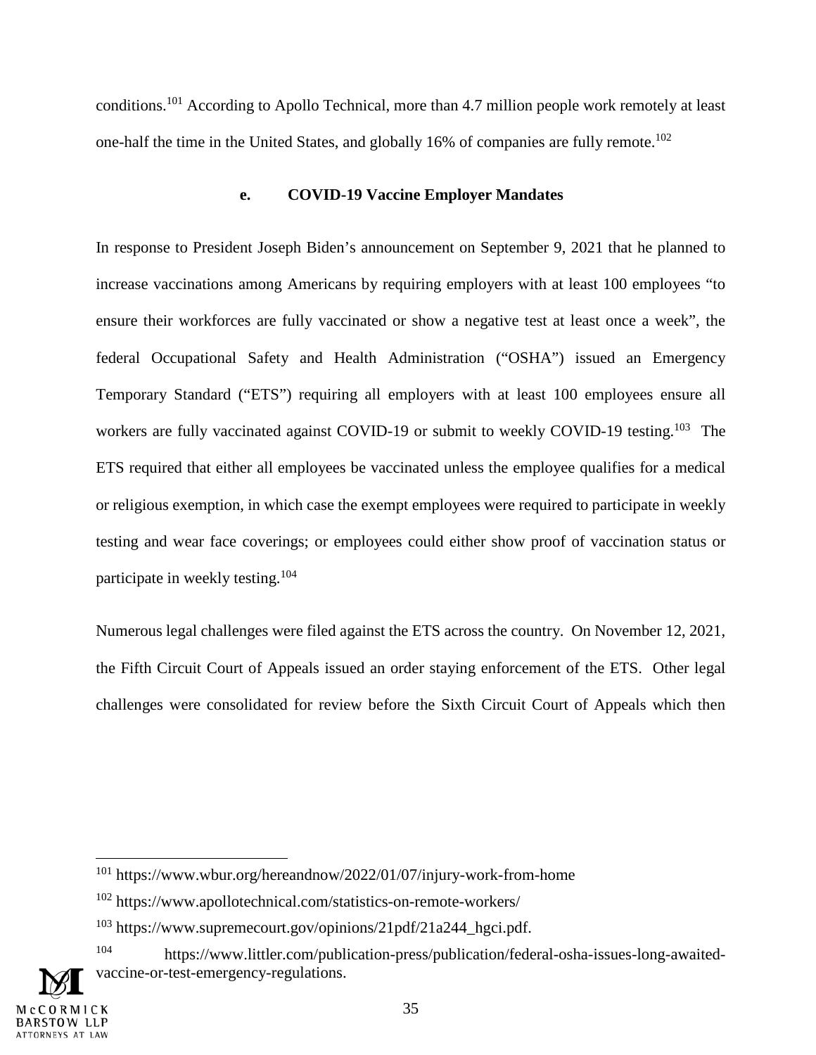conditions.[101] According to Apollo Technical, more than 4.7 million people work remotely at least one-half the time in the United States, and globally 16% of companies are fully remote.[102]

### e. COVID-19 Vaccine Employer Mandates

In response to President Joseph Biden's announcement on September 9, 2021 that he planned to increase vaccinations among Americans by requiring employers with at least 100 employees "to ensure their workforces are fully vaccinated or show a negative test at least once a week", the federal Occupational Safety and Health Administration ("OSHA") issued an Emergency Temporary Standard ("ETS") requiring all employers with at least 100 employees ensure all workers are fully vaccinated against COVID-19 or submit to weekly COVID-19 testing.[103] The ETS required that either all employees be vaccinated unless the employee qualifies for a medical or religious exemption, in which case the exempt employees were required to participate in weekly testing and wear face coverings; or employees could either show proof of vaccination status or participate in weekly testing.[104]

Numerous legal challenges were filed against the ETS across the country. On November 12, 2021, the Fifth Circuit Court of Appeals issued an order staying enforcement of the ETS. Other legal challenges were consolidated for review before the Sixth Circuit Court of Appeals which then

---

[101] https://www.wbur.org/hereandnow/2022/01/07/injury-work-from-home

[102] https://www.apollotechnical.com/statistics-on-remote-workers/

[103] https://www.supremecourt.gov/opinions/21pdf/21a244_hgci.pdf.

[104] https://www.littler.com/publication-press/publication/federal-osha-issues-long-awaited-vaccine-or-test-emergency-regulations.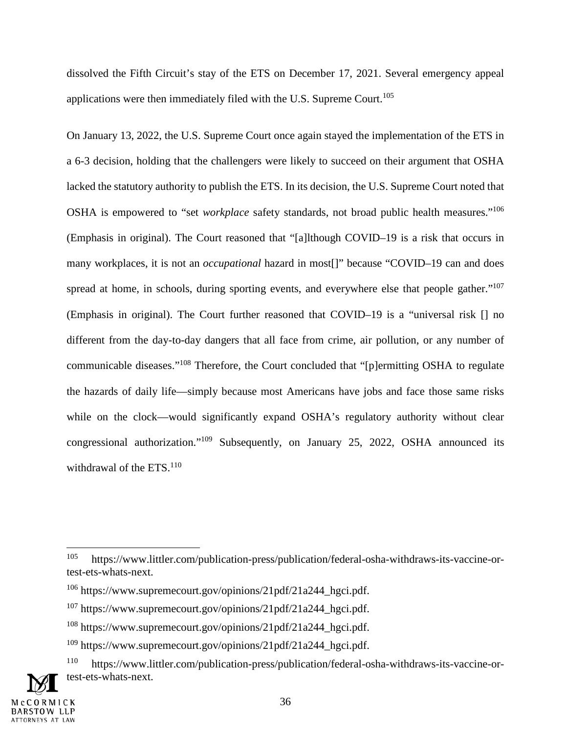dissolved the Fifth Circuit's stay of the ETS on December 17, 2021. Several emergency appeal applications were then immediately filed with the U.S. Supreme Court.[105]

On January 13, 2022, the U.S. Supreme Court once again stayed the implementation of the ETS in a 6-3 decision, holding that the challengers were likely to succeed on their argument that OSHA lacked the statutory authority to publish the ETS. In its decision, the U.S. Supreme Court noted that OSHA is empowered to "set *workplace* safety standards, not broad public health measures."[106] (Emphasis in original). The Court reasoned that "[a]lthough COVID–19 is a risk that occurs in many workplaces, it is not an *occupational* hazard in most[]" because "COVID–19 can and does spread at home, in schools, during sporting events, and everywhere else that people gather."[107] (Emphasis in original). The Court further reasoned that COVID–19 is a "universal risk [] no different from the day-to-day dangers that all face from crime, air pollution, or any number of communicable diseases."[108] Therefore, the Court concluded that "[p]ermitting OSHA to regulate the hazards of daily life—simply because most Americans have jobs and face those same risks while on the clock—would significantly expand OSHA's regulatory authority without clear congressional authorization."[109] Subsequently, on January 25, 2022, OSHA announced its withdrawal of the ETS.[110]

---

[105] https://www.littler.com/publication-press/publication/federal-osha-withdraws-its-vaccine-or-test-ets-whats-next.

[106] https://www.supremecourt.gov/opinions/21pdf/21a244_hgci.pdf.

[107] https://www.supremecourt.gov/opinions/21pdf/21a244_hgci.pdf.

[108] https://www.supremecourt.gov/opinions/21pdf/21a244_hgci.pdf.

[109] https://www.supremecourt.gov/opinions/21pdf/21a244_hgci.pdf.

[110] https://www.littler.com/publication-press/publication/federal-osha-withdraws-its-vaccine-or-test-ets-whats-next.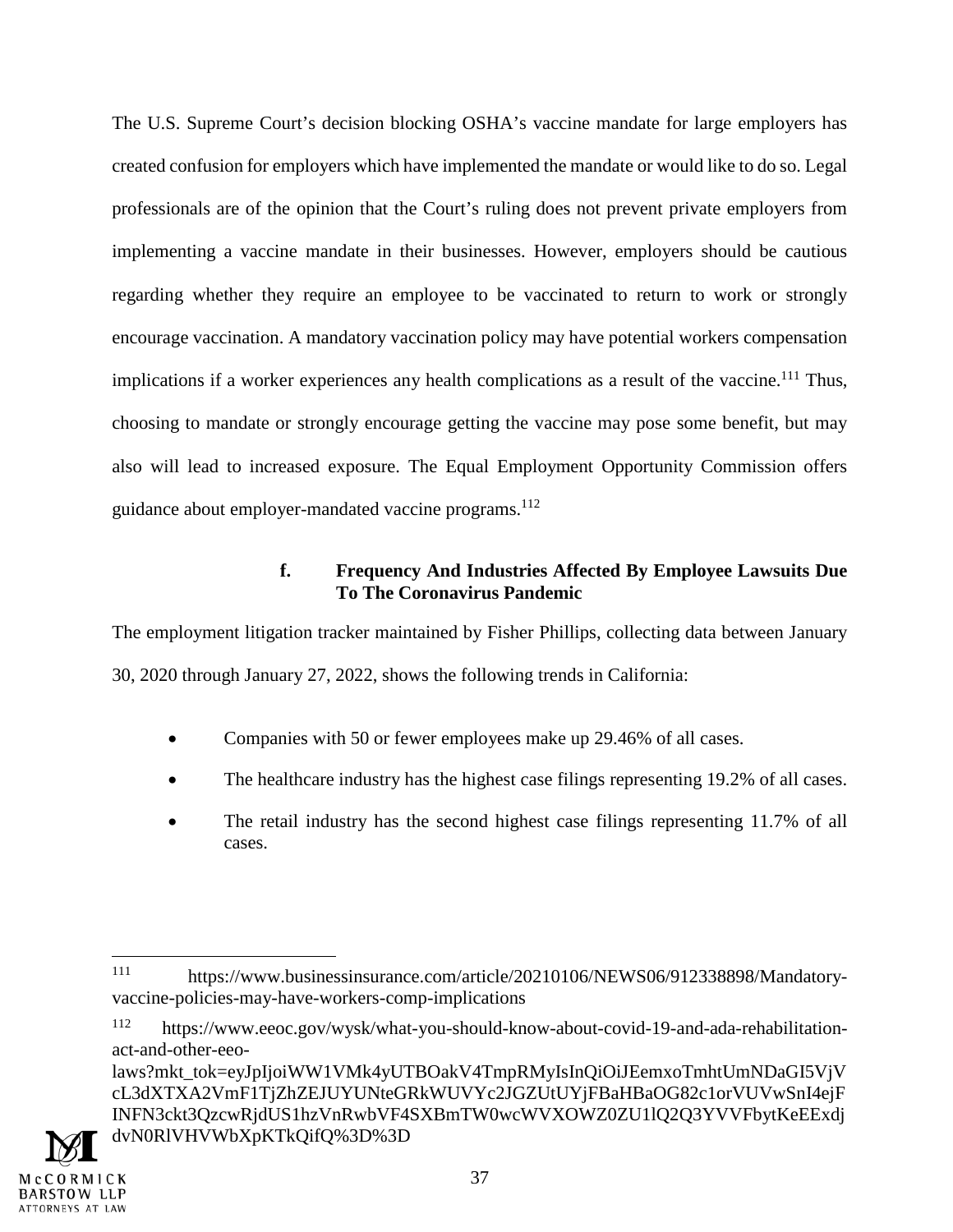The U.S. Supreme Court's decision blocking OSHA's vaccine mandate for large employers has created confusion for employers which have implemented the mandate or would like to do so. Legal professionals are of the opinion that the Court's ruling does not prevent private employers from implementing a vaccine mandate in their businesses. However, employers should be cautious regarding whether they require an employee to be vaccinated to return to work or strongly encourage vaccination. A mandatory vaccination policy may have potential workers compensation implications if a worker experiences any health complications as a result of the vaccine.[111] Thus, choosing to mandate or strongly encourage getting the vaccine may pose some benefit, but may also will lead to increased exposure. The Equal Employment Opportunity Commission offers guidance about employer-mandated vaccine programs.[112]

#### f. Frequency And Industries Affected By Employee Lawsuits Due To The Coronavirus Pandemic

The employment litigation tracker maintained by Fisher Phillips, collecting data between January 30, 2020 through January 27, 2022, shows the following trends in California:

- Companies with 50 or fewer employees make up 29.46% of all cases.
- The healthcare industry has the highest case filings representing 19.2% of all cases.
- The retail industry has the second highest case filings representing 11.7% of all cases.

---

[111] https://www.businessinsurance.com/article/20210106/NEWS06/912338898/Mandatory-vaccine-policies-may-have-workers-comp-implications

[112] https://www.eeoc.gov/wysk/what-you-should-know-about-covid-19-and-ada-rehabilitation-act-and-other-eeo-laws?mkt_tok=eyJpIjoiWW1VMk4yUTBOakV4TmpRMyIsInQiOiJEemxoTmhtUmNDaGI5VjVcL3dXTXA2VmF1TjZhZEJUYUNteGRkWUVYc2JGZUtUYjFBaHBaOG82c1orVUVwSnI4ejFINFN3ckt3QzcwRjdUS1hzVnRwbVF4SXBmTW0wcWVXOWZ0ZU1lQ2Q3YVVFbytKeEExdjdvN0RlVHVWbXpKTkQifQ%3D%3D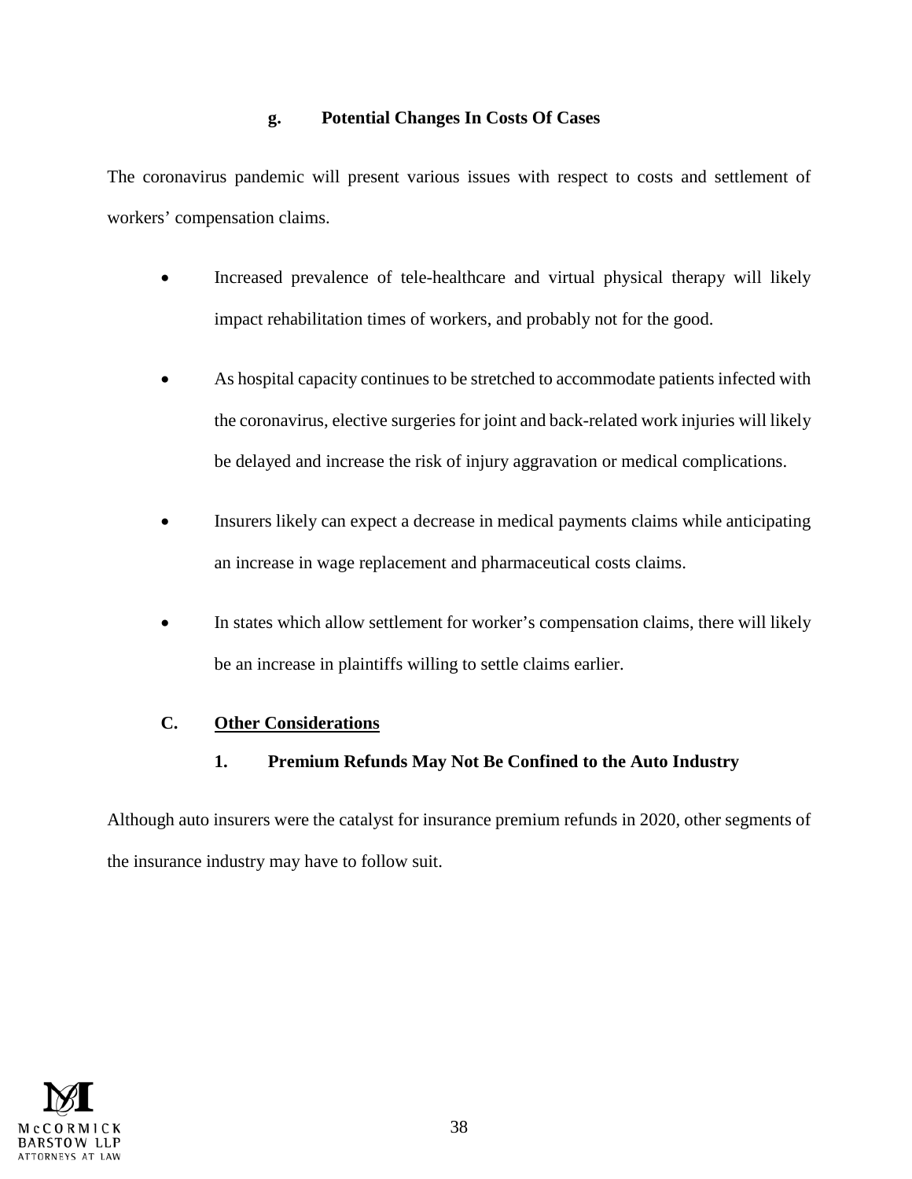#### g. Potential Changes In Costs Of Cases

The coronavirus pandemic will present various issues with respect to costs and settlement of workers' compensation claims.

- Increased prevalence of tele-healthcare and virtual physical therapy will likely impact rehabilitation times of workers, and probably not for the good.
- As hospital capacity continues to be stretched to accommodate patients infected with the coronavirus, elective surgeries for joint and back-related work injuries will likely be delayed and increase the risk of injury aggravation or medical complications.
- Insurers likely can expect a decrease in medical payments claims while anticipating an increase in wage replacement and pharmaceutical costs claims.
- In states which allow settlement for worker's compensation claims, there will likely be an increase in plaintiffs willing to settle claims earlier.

## C. Other Considerations

### 1. Premium Refunds May Not Be Confined to the Auto Industry

Although auto insurers were the catalyst for insurance premium refunds in 2020, other segments of the insurance industry may have to follow suit.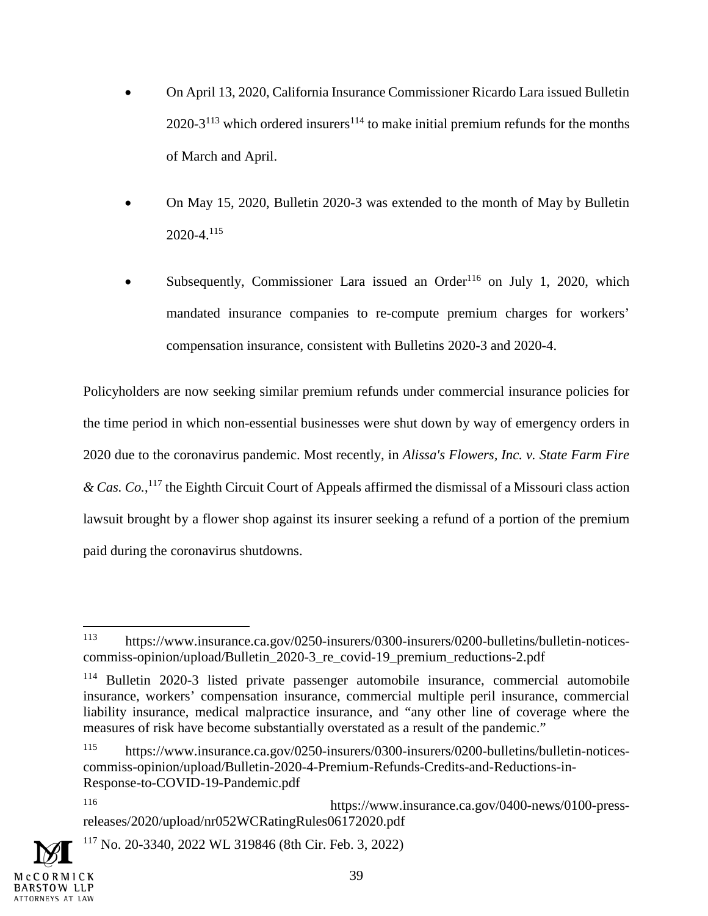- On April 13, 2020, California Insurance Commissioner Ricardo Lara issued Bulletin 2020-3[113] which ordered insurers[114] to make initial premium refunds for the months of March and April.

- On May 15, 2020, Bulletin 2020-3 was extended to the month of May by Bulletin 2020-4.[115]

- Subsequently, Commissioner Lara issued an Order[116] on July 1, 2020, which mandated insurance companies to re-compute premium charges for workers' compensation insurance, consistent with Bulletins 2020-3 and 2020-4.

Policyholders are now seeking similar premium refunds under commercial insurance policies for the time period in which non-essential businesses were shut down by way of emergency orders in 2020 due to the coronavirus pandemic. Most recently, in *Alissa's Flowers, Inc. v. State Farm Fire & Cas. Co.*,[117] the Eighth Circuit Court of Appeals affirmed the dismissal of a Missouri class action lawsuit brought by a flower shop against its insurer seeking a refund of a portion of the premium paid during the coronavirus shutdowns.

---

[113] https://www.insurance.ca.gov/0250-insurers/0300-insurers/0200-bulletins/bulletin-notices-commiss-opinion/upload/Bulletin_2020-3_re_covid-19_premium_reductions-2.pdf

[114] Bulletin 2020-3 listed private passenger automobile insurance, commercial automobile insurance, workers' compensation insurance, commercial multiple peril insurance, commercial liability insurance, medical malpractice insurance, and "any other line of coverage where the measures of risk have become substantially overstated as a result of the pandemic."

[115] https://www.insurance.ca.gov/0250-insurers/0300-insurers/0200-bulletins/bulletin-notices-commiss-opinion/upload/Bulletin-2020-4-Premium-Refunds-Credits-and-Reductions-in-Response-to-COVID-19-Pandemic.pdf

[116] https://www.insurance.ca.gov/0400-news/0100-press-releases/2020/upload/nr052WCRatingRules06172020.pdf

[117] No. 20-3340, 2022 WL 319846 (8th Cir. Feb. 3, 2022)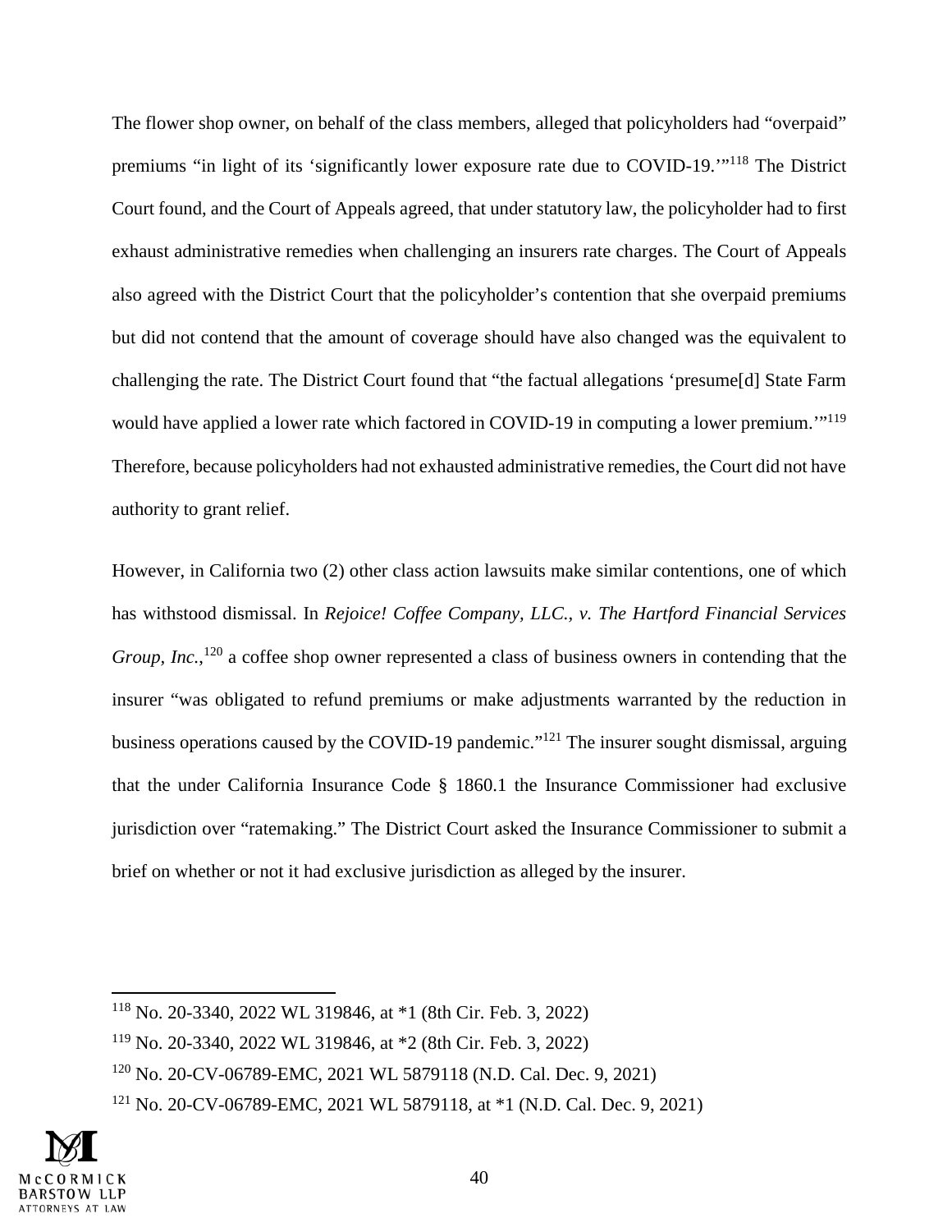The flower shop owner, on behalf of the class members, alleged that policyholders had "overpaid" premiums "in light of its 'significantly lower exposure rate due to COVID-19.'"[118] The District Court found, and the Court of Appeals agreed, that under statutory law, the policyholder had to first exhaust administrative remedies when challenging an insurers rate charges. The Court of Appeals also agreed with the District Court that the policyholder's contention that she overpaid premiums but did not contend that the amount of coverage should have also changed was the equivalent to challenging the rate. The District Court found that "the factual allegations 'presume[d] State Farm would have applied a lower rate which factored in COVID-19 in computing a lower premium.'"[119] Therefore, because policyholders had not exhausted administrative remedies, the Court did not have authority to grant relief.

However, in California two (2) other class action lawsuits make similar contentions, one of which has withstood dismissal. In *Rejoice! Coffee Company, LLC., v. The Hartford Financial Services Group, Inc.*,[120] a coffee shop owner represented a class of business owners in contending that the insurer "was obligated to refund premiums or make adjustments warranted by the reduction in business operations caused by the COVID-19 pandemic."[121] The insurer sought dismissal, arguing that the under California Insurance Code § 1860.1 the Insurance Commissioner had exclusive jurisdiction over "ratemaking." The District Court asked the Insurance Commissioner to submit a brief on whether or not it had exclusive jurisdiction as alleged by the insurer.

---

[118] No. 20-3340, 2022 WL 319846, at *1 (8th Cir. Feb. 3, 2022)

[119] No. 20-3340, 2022 WL 319846, at *2 (8th Cir. Feb. 3, 2022)

[120] No. 20-CV-06789-EMC, 2021 WL 5879118 (N.D. Cal. Dec. 9, 2021)

[121] No. 20-CV-06789-EMC, 2021 WL 5879118, at *1 (N.D. Cal. Dec. 9, 2021)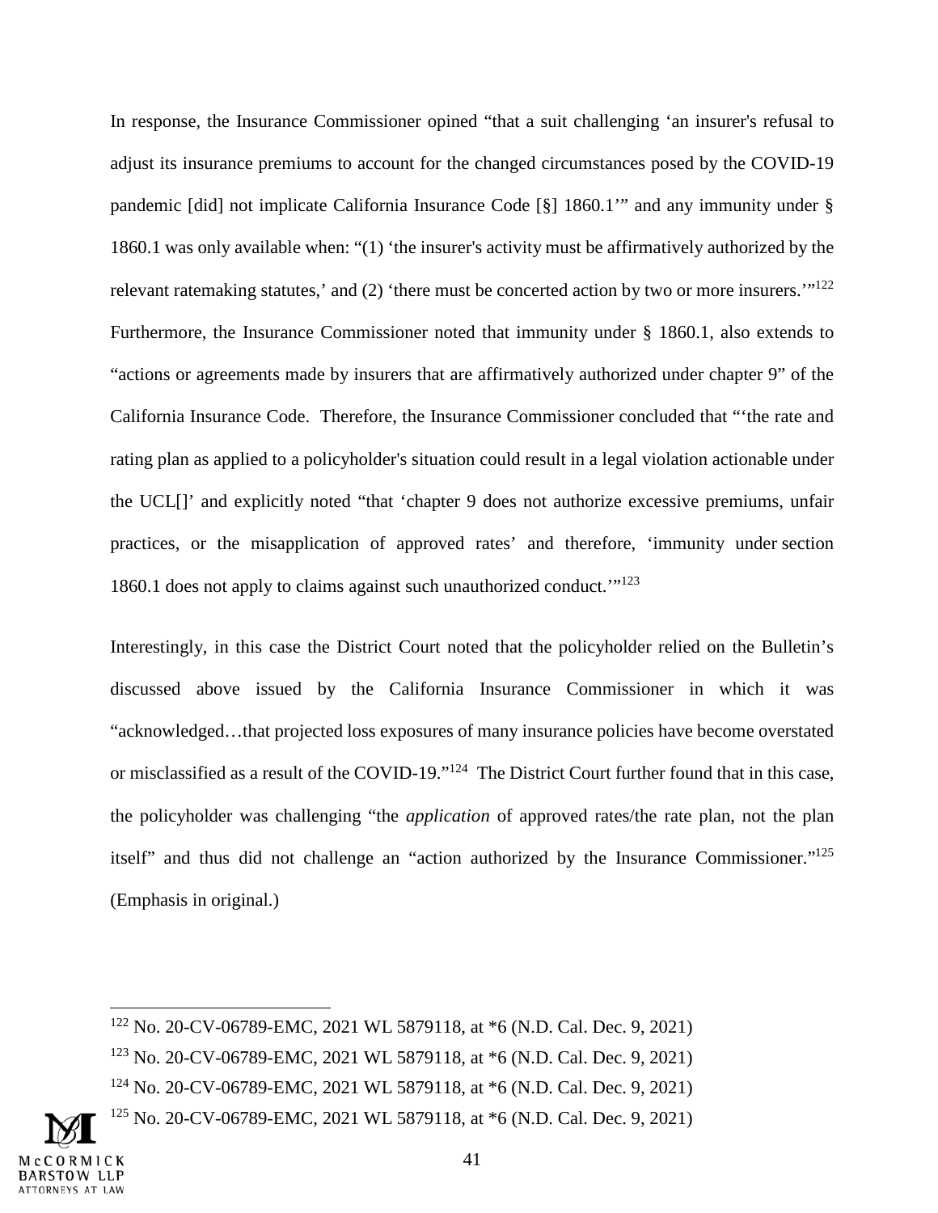In response, the Insurance Commissioner opined "that a suit challenging 'an insurer's refusal to adjust its insurance premiums to account for the changed circumstances posed by the COVID-19 pandemic [did] not implicate California Insurance Code [§] 1860.1'" and any immunity under § 1860.1 was only available when: "(1) 'the insurer's activity must be affirmatively authorized by the relevant ratemaking statutes,' and (2) 'there must be concerted action by two or more insurers.'"[122] Furthermore, the Insurance Commissioner noted that immunity under § 1860.1, also extends to "actions or agreements made by insurers that are affirmatively authorized under chapter 9" of the California Insurance Code. Therefore, the Insurance Commissioner concluded that "'the rate and rating plan as applied to a policyholder's situation could result in a legal violation actionable under the UCL[]' and explicitly noted "that 'chapter 9 does not authorize excessive premiums, unfair practices, or the misapplication of approved rates' and therefore, 'immunity under section 1860.1 does not apply to claims against such unauthorized conduct.'"[123]

Interestingly, in this case the District Court noted that the policyholder relied on the Bulletin's discussed above issued by the California Insurance Commissioner in which it was "acknowledged…that projected loss exposures of many insurance policies have become overstated or misclassified as a result of the COVID-19."[124] The District Court further found that in this case, the policyholder was challenging "the *application* of approved rates/the rate plan, not the plan itself" and thus did not challenge an "action authorized by the Insurance Commissioner."[125] (Emphasis in original.)

---

[122] No. 20-CV-06789-EMC, 2021 WL 5879118, at *6 (N.D. Cal. Dec. 9, 2021)

[123] No. 20-CV-06789-EMC, 2021 WL 5879118, at *6 (N.D. Cal. Dec. 9, 2021)

[124] No. 20-CV-06789-EMC, 2021 WL 5879118, at *6 (N.D. Cal. Dec. 9, 2021)

[125] No. 20-CV-06789-EMC, 2021 WL 5879118, at *6 (N.D. Cal. Dec. 9, 2021)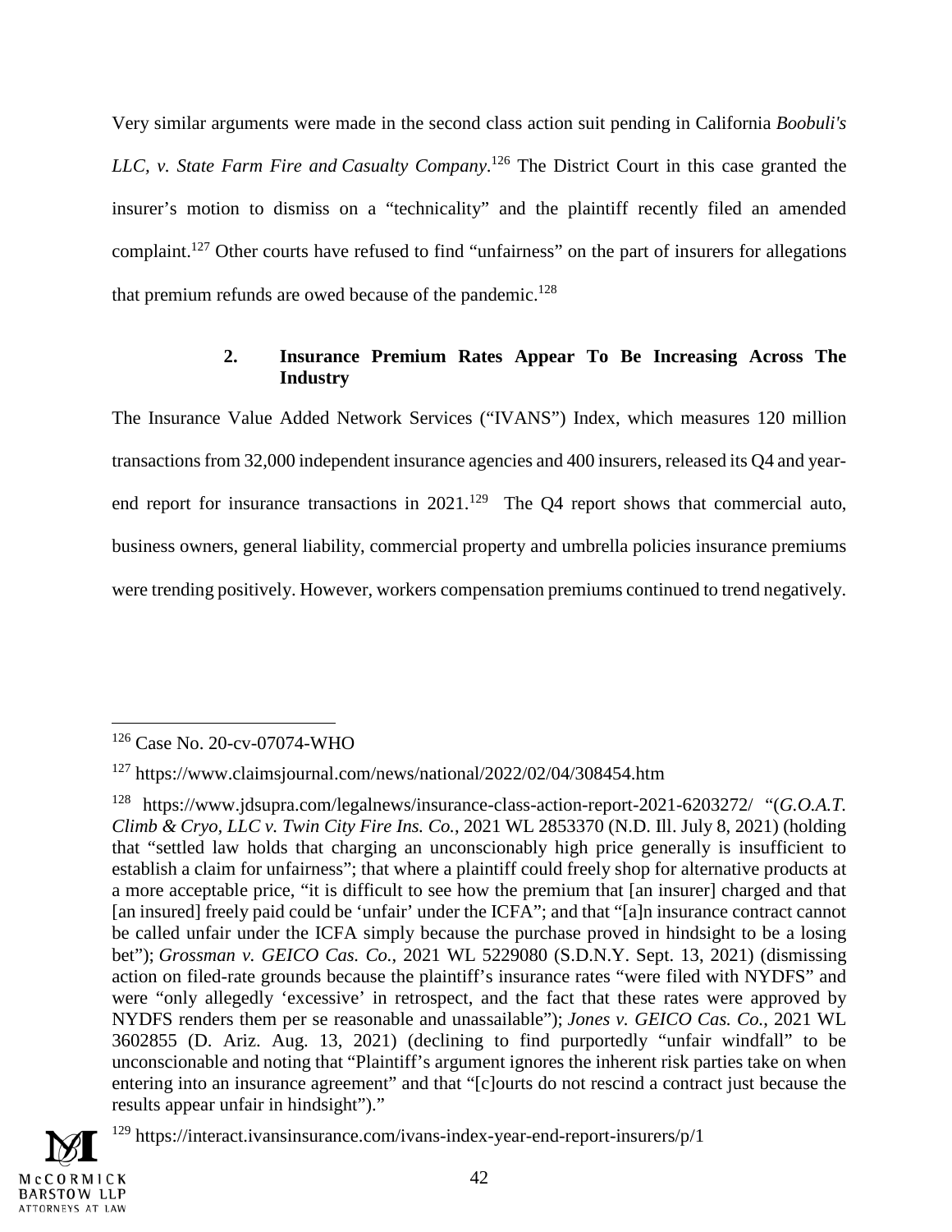Very similar arguments were made in the second class action suit pending in California *Boobuli's LLC, v. State Farm Fire and Casualty Company*.[126] The District Court in this case granted the insurer's motion to dismiss on a "technicality" and the plaintiff recently filed an amended complaint.[127] Other courts have refused to find "unfairness" on the part of insurers for allegations that premium refunds are owed because of the pandemic.[128]

### 2. Insurance Premium Rates Appear To Be Increasing Across The Industry

The Insurance Value Added Network Services ("IVANS") Index, which measures 120 million transactions from 32,000 independent insurance agencies and 400 insurers, released its Q4 and year-end report for insurance transactions in 2021.[129] The Q4 report shows that commercial auto, business owners, general liability, commercial property and umbrella policies insurance premiums were trending positively. However, workers compensation premiums continued to trend negatively.

---

[126] Case No. 20-cv-07074-WHO

[127] https://www.claimsjournal.com/news/national/2022/02/04/308454.htm

[128] https://www.jdsupra.com/legalnews/insurance-class-action-report-2021-6203272/ "(*G.O.A.T. Climb & Cryo, LLC v. Twin City Fire Ins. Co.*, 2021 WL 2853370 (N.D. Ill. July 8, 2021) (holding that "settled law holds that charging an unconscionably high price generally is insufficient to establish a claim for unfairness"; that where a plaintiff could freely shop for alternative products at a more acceptable price, "it is difficult to see how the premium that [an insurer] charged and that [an insured] freely paid could be 'unfair' under the ICFA"; and that "[a]n insurance contract cannot be called unfair under the ICFA simply because the purchase proved in hindsight to be a losing bet"); *Grossman v. GEICO Cas. Co.*, 2021 WL 5229080 (S.D.N.Y. Sept. 13, 2021) (dismissing action on filed-rate grounds because the plaintiff's insurance rates "were filed with NYDFS" and were "only allegedly 'excessive' in retrospect, and the fact that these rates were approved by NYDFS renders them per se reasonable and unassailable"); *Jones v. GEICO Cas. Co.*, 2021 WL 3602855 (D. Ariz. Aug. 13, 2021) (declining to find purportedly "unfair windfall" to be unconscionable and noting that "Plaintiff's argument ignores the inherent risk parties take on when entering into an insurance agreement" and that "[c]ourts do not rescind a contract just because the results appear unfair in hindsight")."

[129] https://interact.ivansinsurance.com/ivans-index-year-end-report-insurers/p/1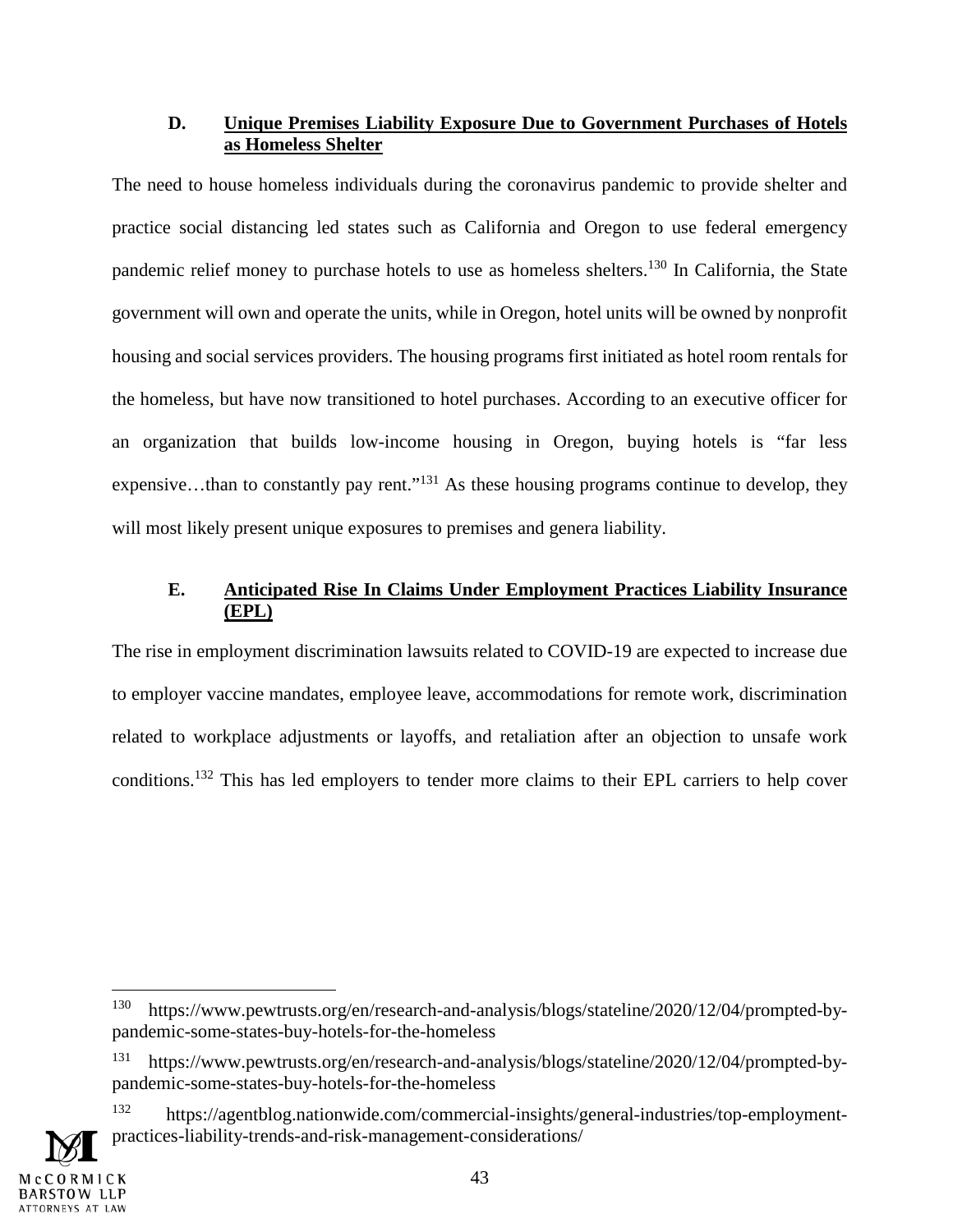### D. Unique Premises Liability Exposure Due to Government Purchases of Hotels as Homeless Shelter

The need to house homeless individuals during the coronavirus pandemic to provide shelter and practice social distancing led states such as California and Oregon to use federal emergency pandemic relief money to purchase hotels to use as homeless shelters.[130] In California, the State government will own and operate the units, while in Oregon, hotel units will be owned by nonprofit housing and social services providers. The housing programs first initiated as hotel room rentals for the homeless, but have now transitioned to hotel purchases. According to an executive officer for an organization that builds low-income housing in Oregon, buying hotels is "far less expensive…than to constantly pay rent."[131] As these housing programs continue to develop, they will most likely present unique exposures to premises and genera liability.

### E. Anticipated Rise In Claims Under Employment Practices Liability Insurance (EPL)

The rise in employment discrimination lawsuits related to COVID-19 are expected to increase due to employer vaccine mandates, employee leave, accommodations for remote work, discrimination related to workplace adjustments or layoffs, and retaliation after an objection to unsafe work conditions.[132] This has led employers to tender more claims to their EPL carriers to help cover

---

[130] https://www.pewtrusts.org/en/research-and-analysis/blogs/stateline/2020/12/04/prompted-by-pandemic-some-states-buy-hotels-for-the-homeless

[131] https://www.pewtrusts.org/en/research-and-analysis/blogs/stateline/2020/12/04/prompted-by-pandemic-some-states-buy-hotels-for-the-homeless

[132] https://agentblog.nationwide.com/commercial-insights/general-industries/top-employment-practices-liability-trends-and-risk-management-considerations/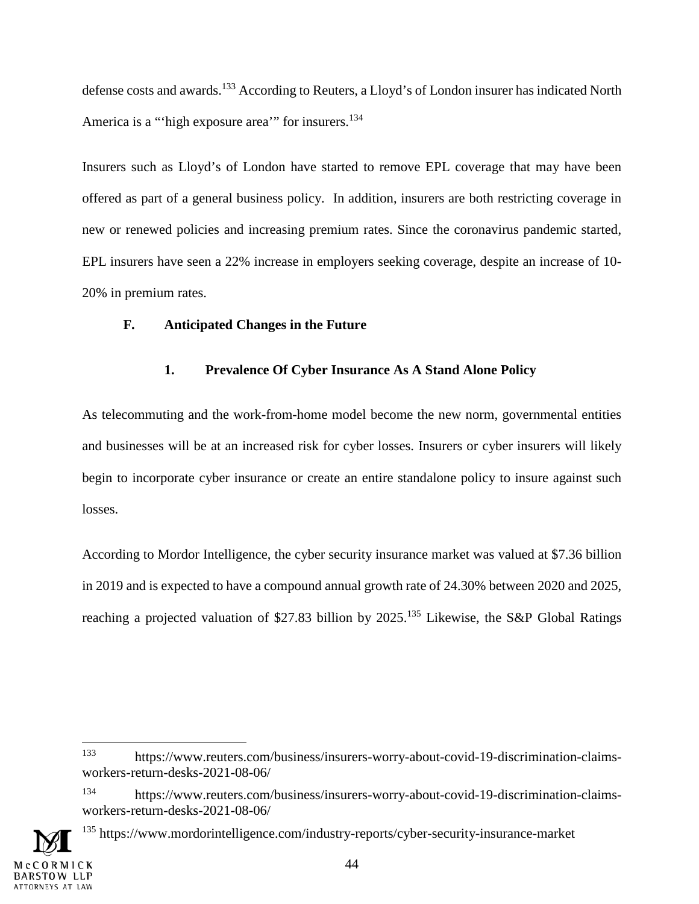defense costs and awards.[133] According to Reuters, a Lloyd's of London insurer has indicated North America is a "'high exposure area'" for insurers.[134]

Insurers such as Lloyd's of London have started to remove EPL coverage that may have been offered as part of a general business policy. In addition, insurers are both restricting coverage in new or renewed policies and increasing premium rates. Since the coronavirus pandemic started, EPL insurers have seen a 22% increase in employers seeking coverage, despite an increase of 10-20% in premium rates.

### F. Anticipated Changes in the Future

#### 1. Prevalence Of Cyber Insurance As A Stand Alone Policy

As telecommuting and the work-from-home model become the new norm, governmental entities and businesses will be at an increased risk for cyber losses. Insurers or cyber insurers will likely begin to incorporate cyber insurance or create an entire standalone policy to insure against such losses.

According to Mordor Intelligence, the cyber security insurance market was valued at $7.36 billion in 2019 and is expected to have a compound annual growth rate of 24.30% between 2020 and 2025, reaching a projected valuation of $27.83 billion by 2025.[135] Likewise, the S&P Global Ratings

---

[133] https://www.reuters.com/business/insurers-worry-about-covid-19-discrimination-claims-workers-return-desks-2021-08-06/

[134] https://www.reuters.com/business/insurers-worry-about-covid-19-discrimination-claims-workers-return-desks-2021-08-06/

[135] https://www.mordorintelligence.com/industry-reports/cyber-security-insurance-market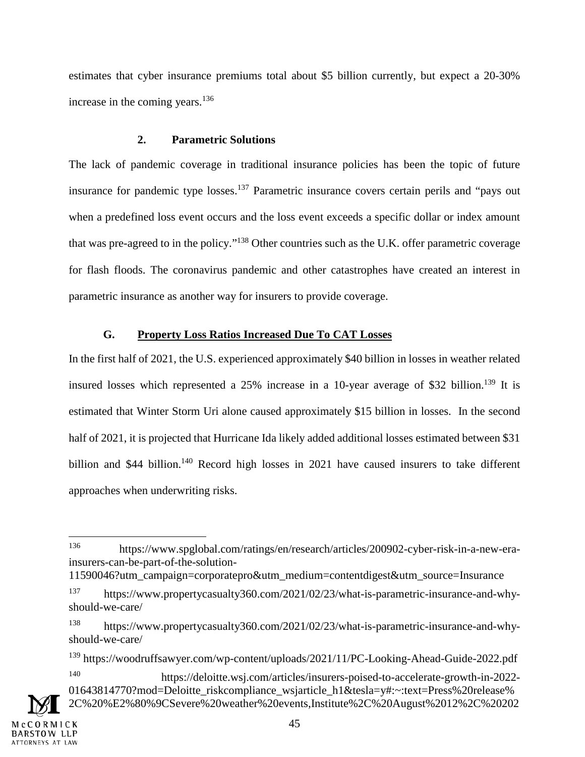estimates that cyber insurance premiums total about $5 billion currently, but expect a 20-30% increase in the coming years.[136]

### 2. Parametric Solutions

The lack of pandemic coverage in traditional insurance policies has been the topic of future insurance for pandemic type losses.[137] Parametric insurance covers certain perils and "pays out when a predefined loss event occurs and the loss event exceeds a specific dollar or index amount that was pre-agreed to in the policy."[138] Other countries such as the U.K. offer parametric coverage for flash floods. The coronavirus pandemic and other catastrophes have created an interest in parametric insurance as another way for insurers to provide coverage.

## G. Property Loss Ratios Increased Due To CAT Losses

In the first half of 2021, the U.S. experienced approximately $40 billion in losses in weather related insured losses which represented a 25% increase in a 10-year average of $32 billion.[139] It is estimated that Winter Storm Uri alone caused approximately $15 billion in losses. In the second half of 2021, it is projected that Hurricane Ida likely added additional losses estimated between $31 billion and $44 billion.[140] Record high losses in 2021 have caused insurers to take different approaches when underwriting risks.

---

[136] https://www.spglobal.com/ratings/en/research/articles/200902-cyber-risk-in-a-new-era-insurers-can-be-part-of-the-solution-11590046?utm_campaign=corporatepro&utm_medium=contentdigest&utm_source=Insurance

[137] https://www.propertycasualty360.com/2021/02/23/what-is-parametric-insurance-and-why-should-we-care/

[138] https://www.propertycasualty360.com/2021/02/23/what-is-parametric-insurance-and-why-should-we-care/

[139] https://woodruffsawyer.com/wp-content/uploads/2021/11/PC-Looking-Ahead-Guide-2022.pdf

[140] https://deloitte.wsj.com/articles/insurers-poised-to-accelerate-growth-in-2022-01643814770?mod=Deloitte_riskcompliance_wsjarticle_h1&tesla=y#:~:text=Press%20release%2C%20%E2%80%9CSevere%20weather%20events,Institute%2C%20August%2012%2C%20202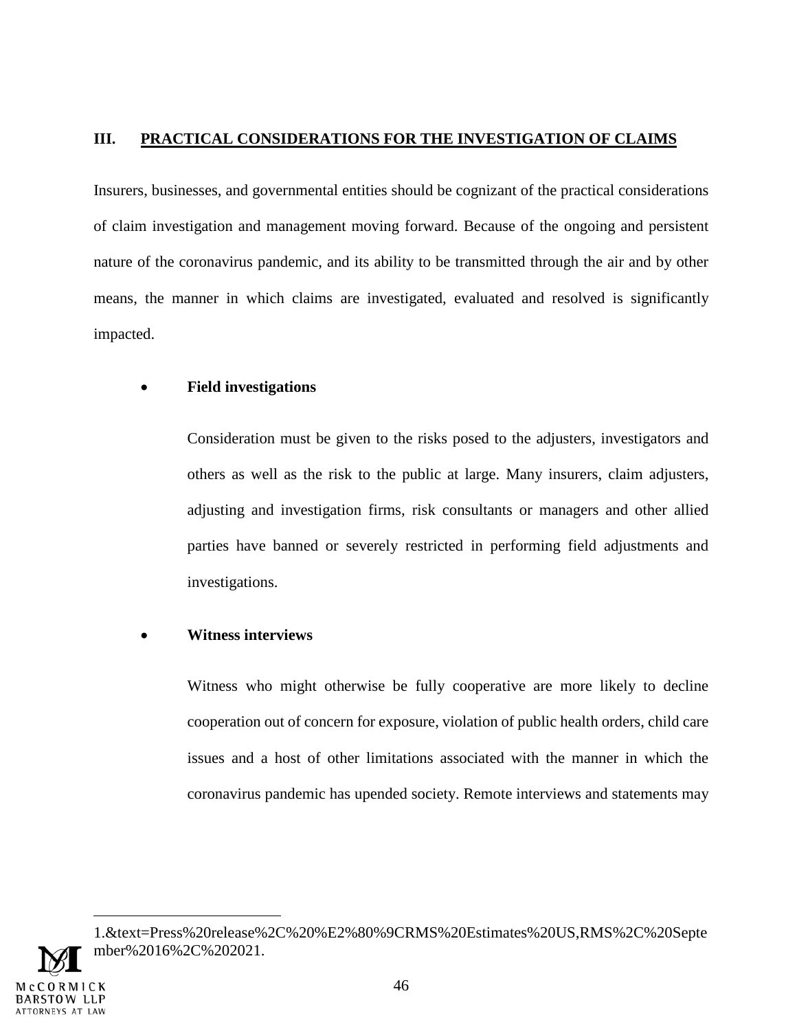## III. PRACTICAL CONSIDERATIONS FOR THE INVESTIGATION OF CLAIMS

Insurers, businesses, and governmental entities should be cognizant of the practical considerations of claim investigation and management moving forward. Because of the ongoing and persistent nature of the coronavirus pandemic, and its ability to be transmitted through the air and by other means, the manner in which claims are investigated, evaluated and resolved is significantly impacted.

- **Field investigations**

  Consideration must be given to the risks posed to the adjusters, investigators and others as well as the risk to the public at large. Many insurers, claim adjusters, adjusting and investigation firms, risk consultants or managers and other allied parties have banned or severely restricted in performing field adjustments and investigations.

- **Witness interviews**

  Witness who might otherwise be fully cooperative are more likely to decline cooperation out of concern for exposure, violation of public health orders, child care issues and a host of other limitations associated with the manner in which the coronavirus pandemic has upended society. Remote interviews and statements may

---

1.&text=Press%20release%2C%20%E2%80%9CRMS%20Estimates%20US,RMS%2C%20September%2016%2C%202021.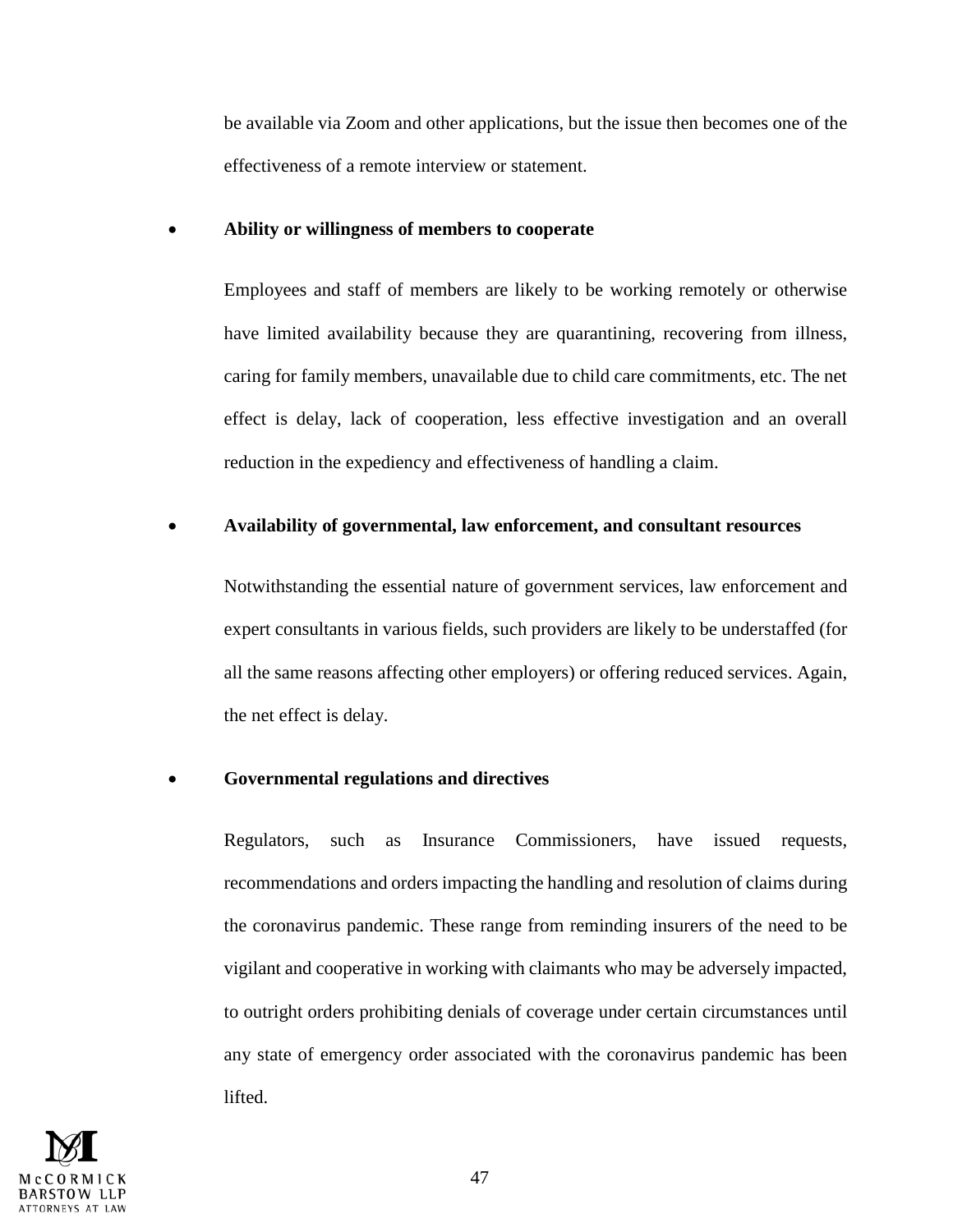be available via Zoom and other applications, but the issue then becomes one of the effectiveness of a remote interview or statement.

- **Ability or willingness of members to cooperate**

  Employees and staff of members are likely to be working remotely or otherwise have limited availability because they are quarantining, recovering from illness, caring for family members, unavailable due to child care commitments, etc. The net effect is delay, lack of cooperation, less effective investigation and an overall reduction in the expediency and effectiveness of handling a claim.

- **Availability of governmental, law enforcement, and consultant resources**

  Notwithstanding the essential nature of government services, law enforcement and expert consultants in various fields, such providers are likely to be understaffed (for all the same reasons affecting other employers) or offering reduced services. Again, the net effect is delay.

- **Governmental regulations and directives**

  Regulators, such as Insurance Commissioners, have issued requests, recommendations and orders impacting the handling and resolution of claims during the coronavirus pandemic. These range from reminding insurers of the need to be vigilant and cooperative in working with claimants who may be adversely impacted, to outright orders prohibiting denials of coverage under certain circumstances until any state of emergency order associated with the coronavirus pandemic has been lifted.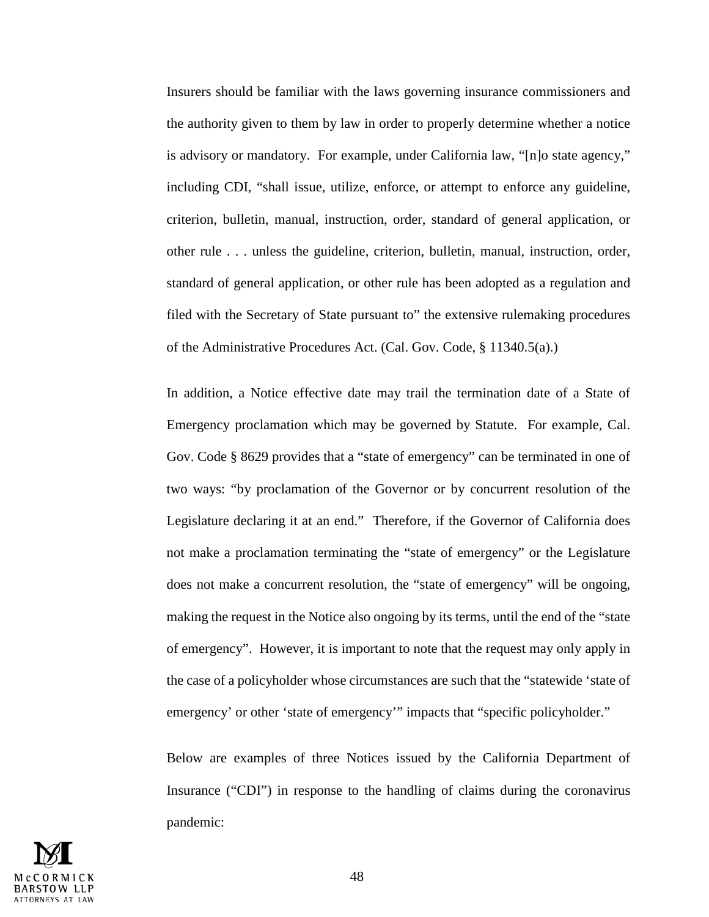Insurers should be familiar with the laws governing insurance commissioners and the authority given to them by law in order to properly determine whether a notice is advisory or mandatory. For example, under California law, "[n]o state agency," including CDI, "shall issue, utilize, enforce, or attempt to enforce any guideline, criterion, bulletin, manual, instruction, order, standard of general application, or other rule . . . unless the guideline, criterion, bulletin, manual, instruction, order, standard of general application, or other rule has been adopted as a regulation and filed with the Secretary of State pursuant to" the extensive rulemaking procedures of the Administrative Procedures Act. (Cal. Gov. Code, § 11340.5(a).)

In addition, a Notice effective date may trail the termination date of a State of Emergency proclamation which may be governed by Statute. For example, Cal. Gov. Code § 8629 provides that a "state of emergency" can be terminated in one of two ways: "by proclamation of the Governor or by concurrent resolution of the Legislature declaring it at an end." Therefore, if the Governor of California does not make a proclamation terminating the "state of emergency" or the Legislature does not make a concurrent resolution, the "state of emergency" will be ongoing, making the request in the Notice also ongoing by its terms, until the end of the "state of emergency". However, it is important to note that the request may only apply in the case of a policyholder whose circumstances are such that the "statewide 'state of emergency' or other 'state of emergency'" impacts that "specific policyholder."

Below are examples of three Notices issued by the California Department of Insurance ("CDI") in response to the handling of claims during the coronavirus pandemic: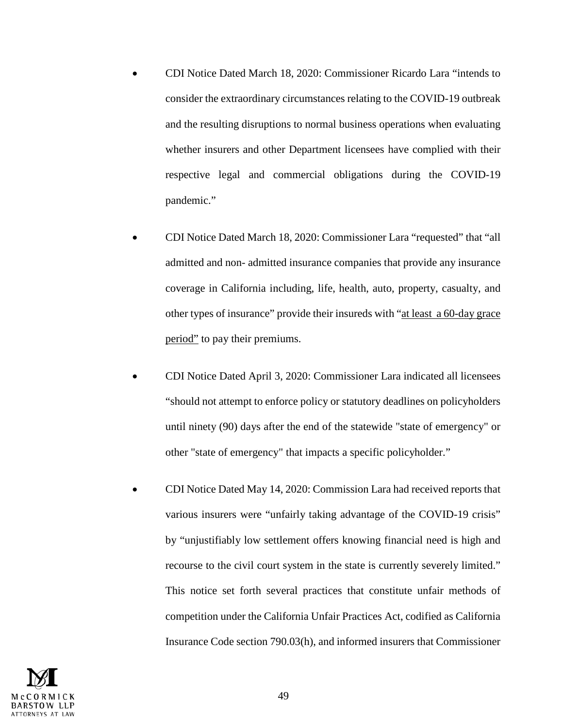- CDI Notice Dated March 18, 2020: Commissioner Ricardo Lara "intends to consider the extraordinary circumstances relating to the COVID-19 outbreak and the resulting disruptions to normal business operations when evaluating whether insurers and other Department licensees have complied with their respective legal and commercial obligations during the COVID-19 pandemic."

- CDI Notice Dated March 18, 2020: Commissioner Lara "requested" that "all admitted and non- admitted insurance companies that provide any insurance coverage in California including, life, health, auto, property, casualty, and other types of insurance" provide their insureds with "<u>at least a 60-day grace period</u>" to pay their premiums.

- CDI Notice Dated April 3, 2020: Commissioner Lara indicated all licensees "should not attempt to enforce policy or statutory deadlines on policyholders until ninety (90) days after the end of the statewide "state of emergency" or other "state of emergency" that impacts a specific policyholder."

- CDI Notice Dated May 14, 2020: Commission Lara had received reports that various insurers were "unfairly taking advantage of the COVID-19 crisis" by "unjustifiably low settlement offers knowing financial need is high and recourse to the civil court system in the state is currently severely limited." This notice set forth several practices that constitute unfair methods of competition under the California Unfair Practices Act, codified as California Insurance Code section 790.03(h), and informed insurers that Commissioner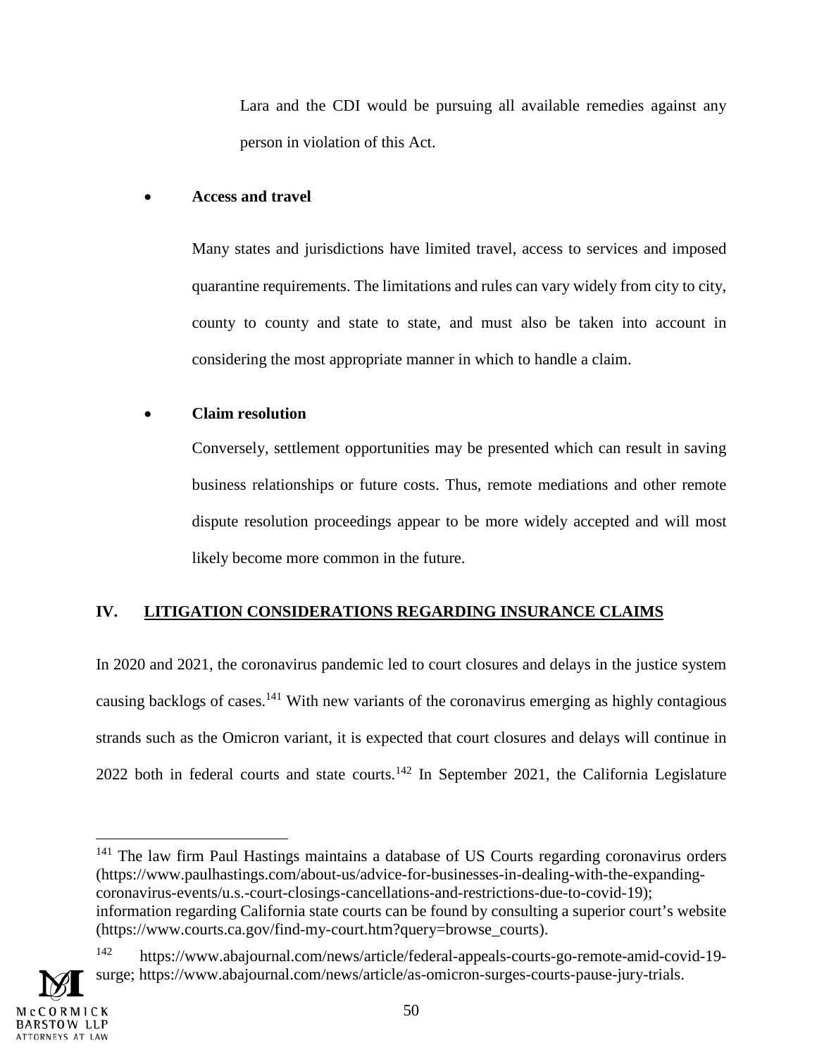Lara and the CDI would be pursuing all available remedies against any person in violation of this Act.

- **Access and travel**

  Many states and jurisdictions have limited travel, access to services and imposed quarantine requirements. The limitations and rules can vary widely from city to city, county to county and state to state, and must also be taken into account in considering the most appropriate manner in which to handle a claim.

- **Claim resolution**

  Conversely, settlement opportunities may be presented which can result in saving business relationships or future costs. Thus, remote mediations and other remote dispute resolution proceedings appear to be more widely accepted and will most likely become more common in the future.

## IV. LITIGATION CONSIDERATIONS REGARDING INSURANCE CLAIMS

In 2020 and 2021, the coronavirus pandemic led to court closures and delays in the justice system causing backlogs of cases.[141] With new variants of the coronavirus emerging as highly contagious strands such as the Omicron variant, it is expected that court closures and delays will continue in 2022 both in federal courts and state courts.[142] In September 2021, the California Legislature

---

[141] The law firm Paul Hastings maintains a database of US Courts regarding coronavirus orders (https://www.paulhastings.com/about-us/advice-for-businesses-in-dealing-with-the-expanding-coronavirus-events/u.s.-court-closings-cancellations-and-restrictions-due-to-covid-19); information regarding California state courts can be found by consulting a superior court's website (https://www.courts.ca.gov/find-my-court.htm?query=browse_courts).

[142] https://www.abajournal.com/news/article/federal-appeals-courts-go-remote-amid-covid-19-surge; https://www.abajournal.com/news/article/as-omicron-surges-courts-pause-jury-trials.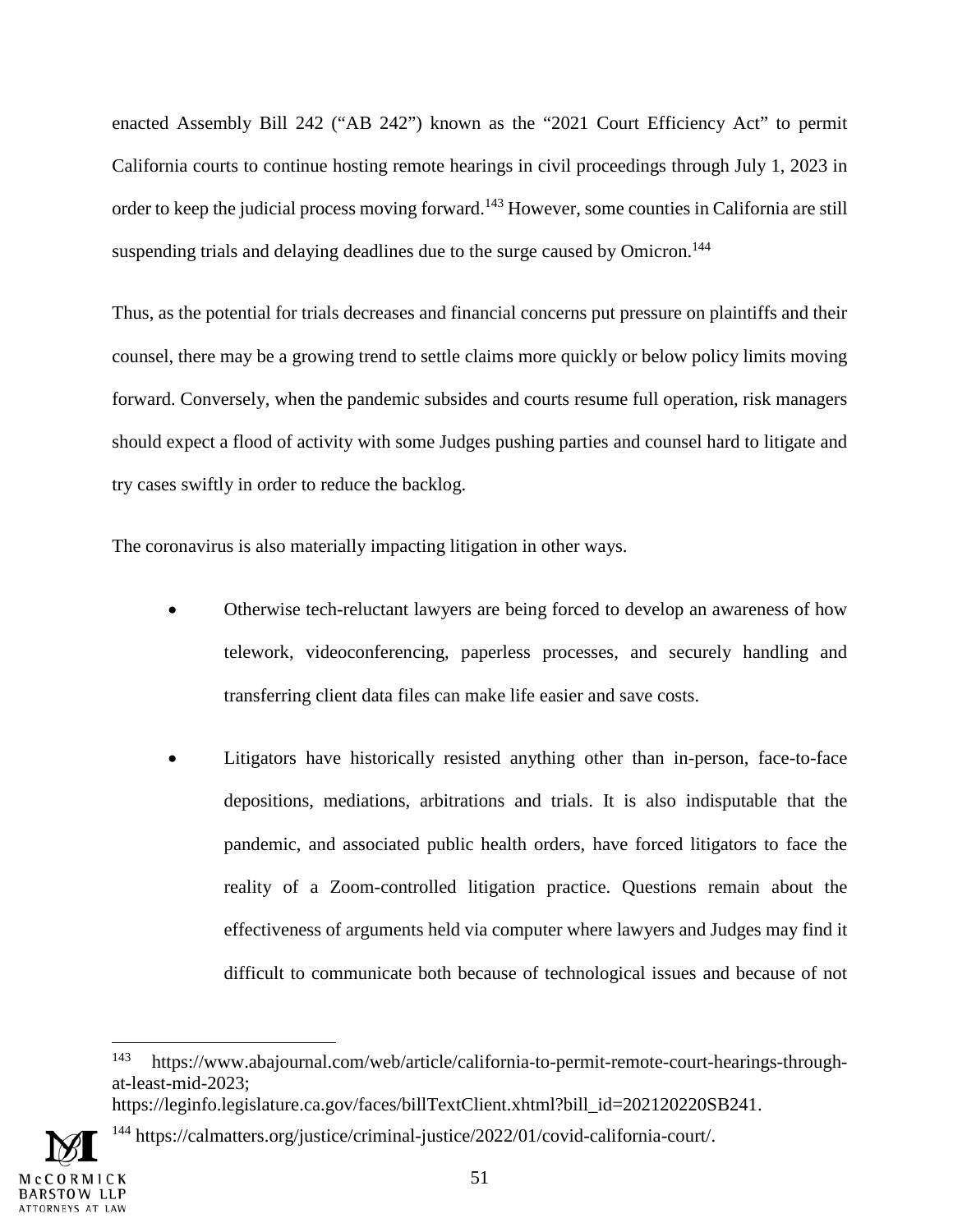enacted Assembly Bill 242 ("AB 242") known as the "2021 Court Efficiency Act" to permit California courts to continue hosting remote hearings in civil proceedings through July 1, 2023 in order to keep the judicial process moving forward.[143] However, some counties in California are still suspending trials and delaying deadlines due to the surge caused by Omicron.[144]

Thus, as the potential for trials decreases and financial concerns put pressure on plaintiffs and their counsel, there may be a growing trend to settle claims more quickly or below policy limits moving forward. Conversely, when the pandemic subsides and courts resume full operation, risk managers should expect a flood of activity with some Judges pushing parties and counsel hard to litigate and try cases swiftly in order to reduce the backlog.

The coronavirus is also materially impacting litigation in other ways.

- Otherwise tech-reluctant lawyers are being forced to develop an awareness of how telework, videoconferencing, paperless processes, and securely handling and transferring client data files can make life easier and save costs.

- Litigators have historically resisted anything other than in-person, face-to-face depositions, mediations, arbitrations and trials. It is also indisputable that the pandemic, and associated public health orders, have forced litigators to face the reality of a Zoom-controlled litigation practice. Questions remain about the effectiveness of arguments held via computer where lawyers and Judges may find it difficult to communicate both because of technological issues and because of not

---

[143] https://www.abajournal.com/web/article/california-to-permit-remote-court-hearings-through-at-least-mid-2023; https://leginfo.legislature.ca.gov/faces/billTextClient.xhtml?bill_id=202120220SB241.

[144] https://calmatters.org/justice/criminal-justice/2022/01/covid-california-court/.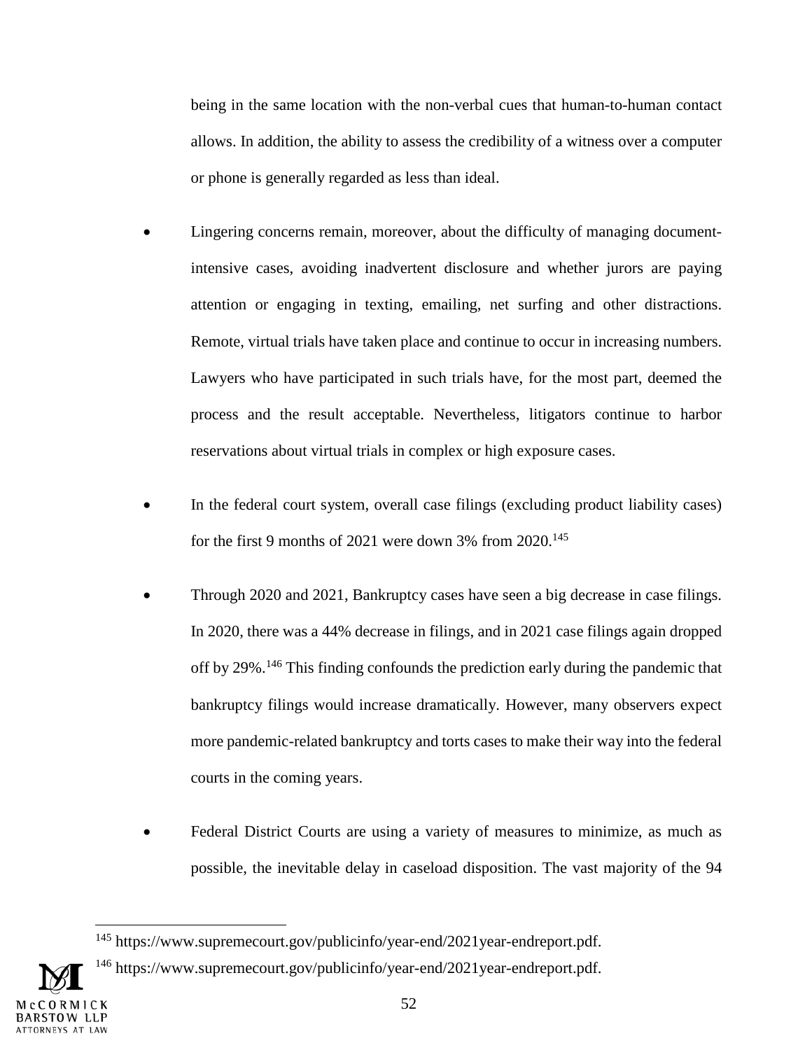being in the same location with the non-verbal cues that human-to-human contact allows. In addition, the ability to assess the credibility of a witness over a computer or phone is generally regarded as less than ideal.

- Lingering concerns remain, moreover, about the difficulty of managing document-intensive cases, avoiding inadvertent disclosure and whether jurors are paying attention or engaging in texting, emailing, net surfing and other distractions. Remote, virtual trials have taken place and continue to occur in increasing numbers. Lawyers who have participated in such trials have, for the most part, deemed the process and the result acceptable. Nevertheless, litigators continue to harbor reservations about virtual trials in complex or high exposure cases.

- In the federal court system, overall case filings (excluding product liability cases) for the first 9 months of 2021 were down 3% from 2020.[145]

- Through 2020 and 2021, Bankruptcy cases have seen a big decrease in case filings. In 2020, there was a 44% decrease in filings, and in 2021 case filings again dropped off by 29%.[146] This finding confounds the prediction early during the pandemic that bankruptcy filings would increase dramatically. However, many observers expect more pandemic-related bankruptcy and torts cases to make their way into the federal courts in the coming years.

- Federal District Courts are using a variety of measures to minimize, as much as possible, the inevitable delay in caseload disposition. The vast majority of the 94

---

[145] https://www.supremecourt.gov/publicinfo/year-end/2021year-endreport.pdf.

[146] https://www.supremecourt.gov/publicinfo/year-end/2021year-endreport.pdf.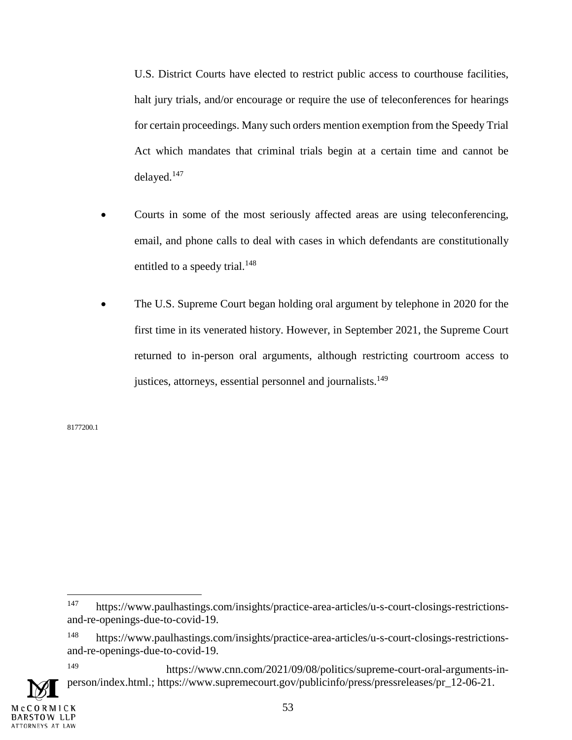U.S. District Courts have elected to restrict public access to courthouse facilities, halt jury trials, and/or encourage or require the use of teleconferences for hearings for certain proceedings. Many such orders mention exemption from the Speedy Trial Act which mandates that criminal trials begin at a certain time and cannot be delayed.[147]

- Courts in some of the most seriously affected areas are using teleconferencing, email, and phone calls to deal with cases in which defendants are constitutionally entitled to a speedy trial.[148]

- The U.S. Supreme Court began holding oral argument by telephone in 2020 for the first time in its venerated history. However, in September 2021, the Supreme Court returned to in-person oral arguments, although restricting courtroom access to justices, attorneys, essential personnel and journalists.[149]

8177200.1

---

[147] https://www.paulhastings.com/insights/practice-area-articles/u-s-court-closings-restrictions-and-re-openings-due-to-covid-19.

[148] https://www.paulhastings.com/insights/practice-area-articles/u-s-court-closings-restrictions-and-re-openings-due-to-covid-19.

[149] https://www.cnn.com/2021/09/08/politics/supreme-court-oral-arguments-in-person/index.html.; https://www.supremecourt.gov/publicinfo/press/pressreleases/pr_12-06-21.